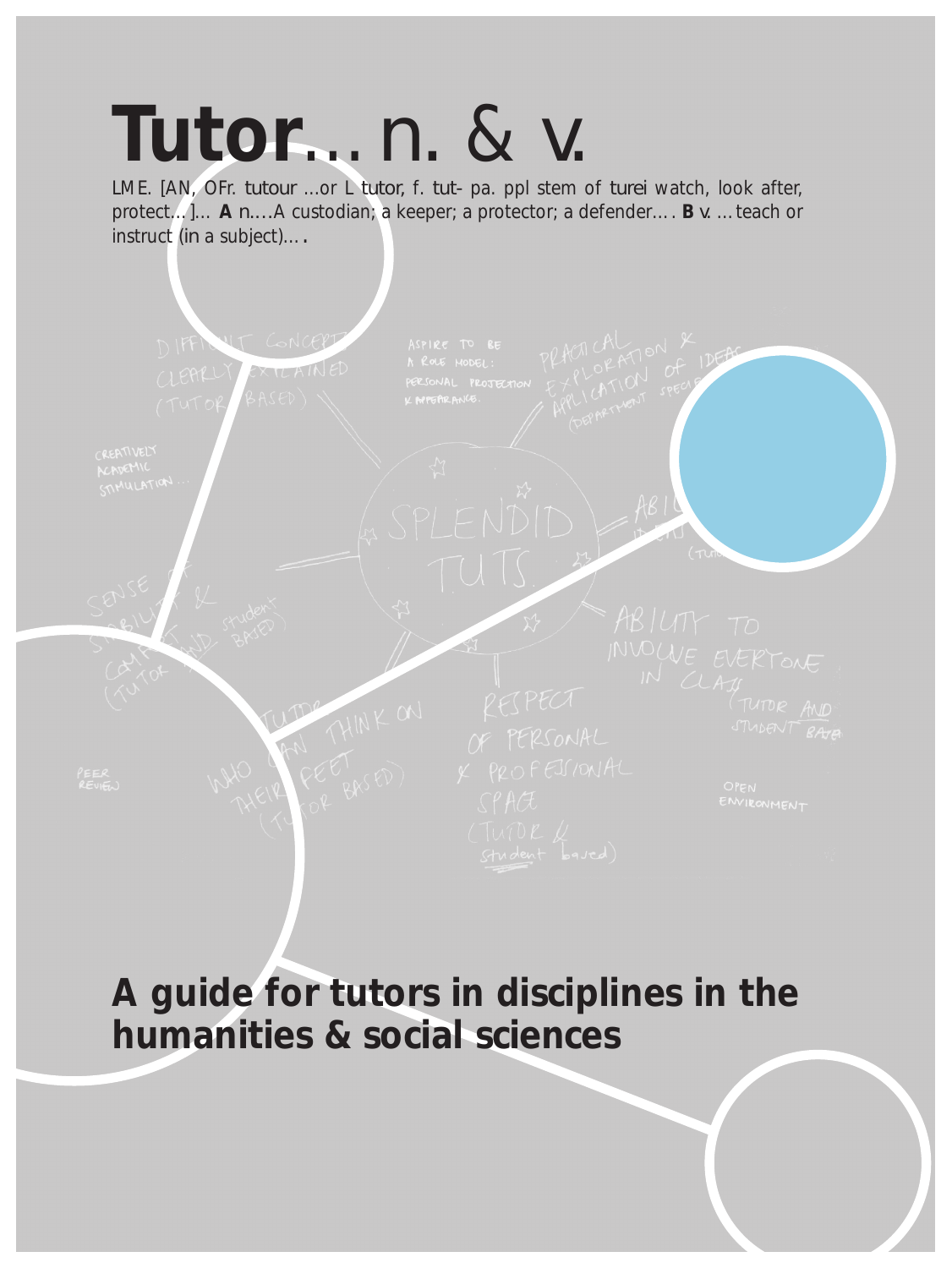# **Tutor**... n. & v.

LME. [AN, OFr. tutour ...or L tutor, f. tut- pa. ppl stem of turei watch, look after, protect... ]... **A** n.... A custodian; a keeper; a protector; a defender.... **B** v. ... teach or instruct (in a subject)....

DIFFICULT CONCEPTS CLEARLY EXPLAINED (TUTOR BASED)

ASPIRE TO BE A ROLE MODEL: PERSONAL PROJECTION & APPEARANCE.

PRACTICAL EXPLORATION & APPLICATION OF IDEAS (DEPARTMENT SPECIFIC)

CREATIVELY ACADEMIC STIMULATION...

SPLENDID TUTS

SENSE OF STABILITY & COMFORT (TUTOR AND student BASED)

ABILITY TO INVOLVE EVERYONE IN CLASS (TUTOR AND STUDENT BASED)

TUTOR WHO CAN THINK ON THEIR FEET (TUTOR BASED)

RESPECT OF PERSONAL & PROFESSIONAL SPACE (TUTOR & student based)

PEER REVIEW

OPEN ENVIRONMENT

## **A guide for tutors in disciplines in the humanities & social sciences**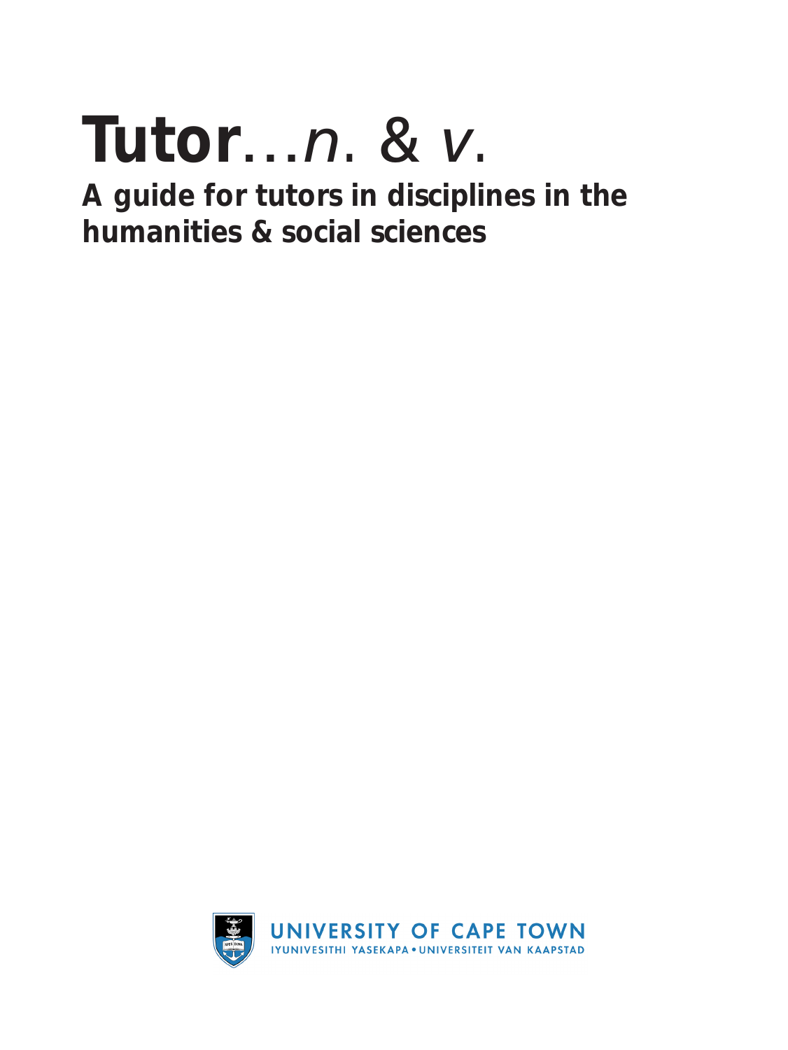# **Tutor**...*n.* & *v.*

## A guide for tutors in disciplines in the humanities & social sciences

UNIVERSITY OF CAPE TOWN
IYUNIVESITHI YASEKAPA • UNIVERSITEIT VAN KAAPSTAD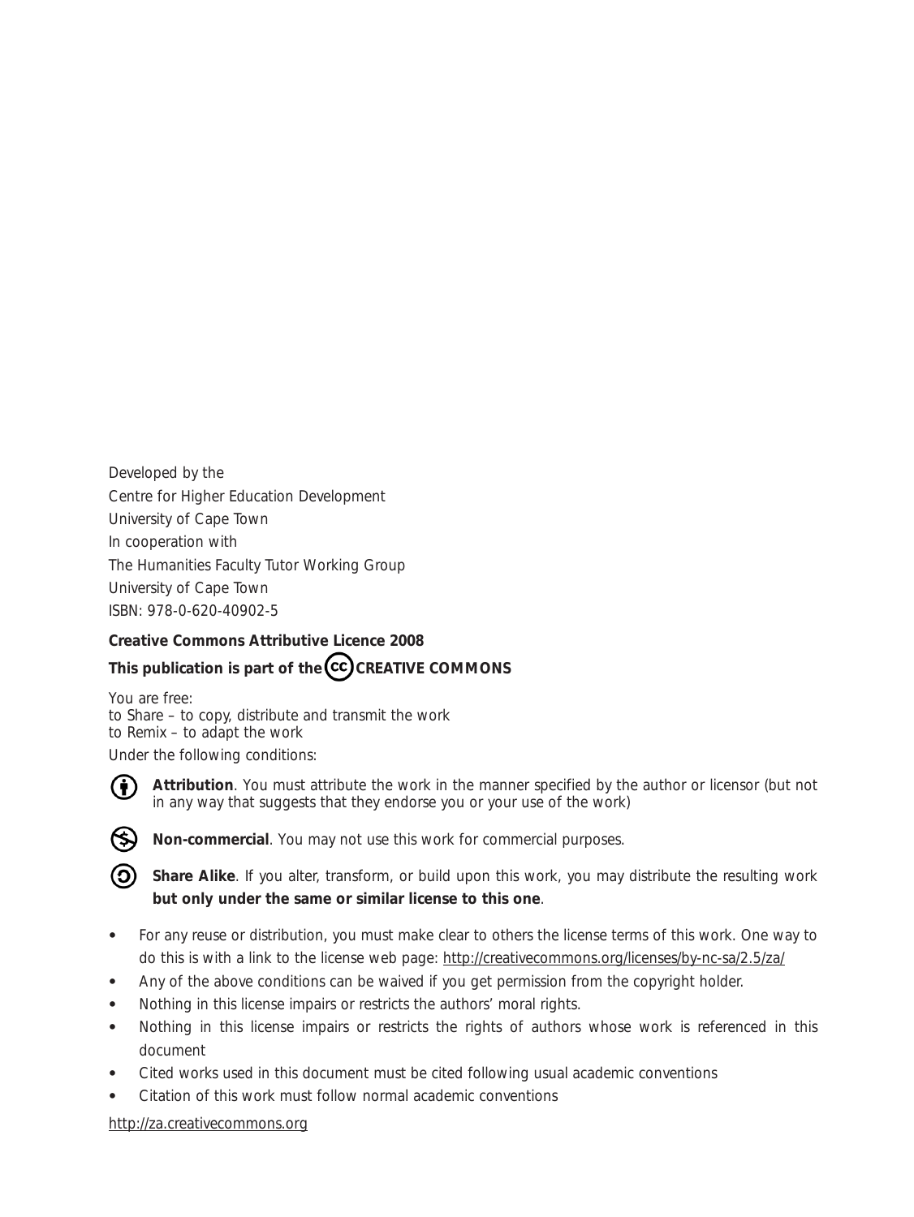Developed by the
Centre for Higher Education Development
University of Cape Town
In cooperation with
The Humanities Faculty Tutor Working Group
University of Cape Town
ISBN: 978-0-620-40902-5

**Creative Commons Attributive Licence 2008**

**This publication is part of the CC CREATIVE COMMONS**

You are free:
to Share – to copy, distribute and transmit the work
to Remix – to adapt the work

Under the following conditions:

**Attribution**. You must attribute the work in the manner specified by the author or licensor (but not in any way that suggests that they endorse you or your use of the work)

**Non-commercial**. You may not use this work for commercial purposes.

**Share Alike**. If you alter, transform, or build upon this work, you may distribute the resulting work **but only under the same or similar license to this one**.

- For any reuse or distribution, you must make clear to others the license terms of this work. One way to do this is with a link to the license web page: http://creativecommons.org/licenses/by-nc-sa/2.5/za/
- Any of the above conditions can be waived if you get permission from the copyright holder.
- Nothing in this license impairs or restricts the authors' moral rights.
- Nothing in this license impairs or restricts the rights of authors whose work is referenced in this document
- Cited works used in this document must be cited following usual academic conventions
- Citation of this work must follow normal academic conventions

http://za.creativecommons.org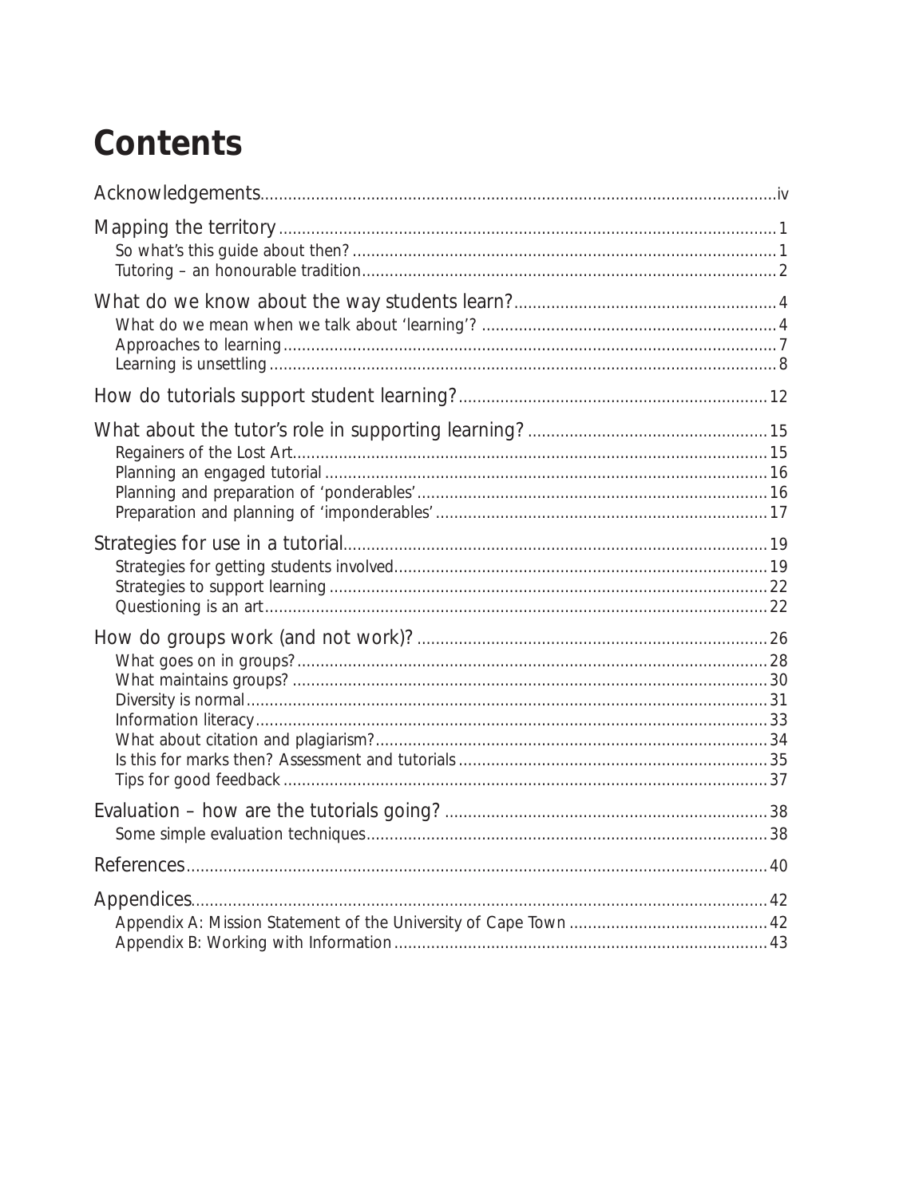# Contents

Acknowledgements ..... iv

Mapping the territory ..... 1
- So what's this guide about then? ..... 1
- Tutoring – an honourable tradition ..... 2

What do we know about the way students learn? ..... 4
- What do we mean when we talk about 'learning'? ..... 4
- Approaches to learning ..... 7
- Learning is unsettling ..... 8

How do tutorials support student learning? ..... 12

What about the tutor's role in supporting learning? ..... 15
- Regainers of the Lost Art ..... 15
- Planning an engaged tutorial ..... 16
- Planning and preparation of 'ponderables' ..... 16
- Preparation and planning of 'imponderables' ..... 17

Strategies for use in a tutorial ..... 19
- Strategies for getting students involved ..... 19
- Strategies to support learning ..... 22
- Questioning is an art ..... 22

How do groups work (and not work)? ..... 26
- What goes on in groups? ..... 28
- What maintains groups? ..... 30
- Diversity is normal ..... 31
- Information literacy ..... 33
- What about citation and plagiarism? ..... 34
- Is this for marks then? Assessment and tutorials ..... 35
- Tips for good feedback ..... 37

Evaluation – how are the tutorials going? ..... 38
- Some simple evaluation techniques ..... 38

References ..... 40

Appendices ..... 42
- Appendix A: Mission Statement of the University of Cape Town ..... 42
- Appendix B: Working with Information ..... 43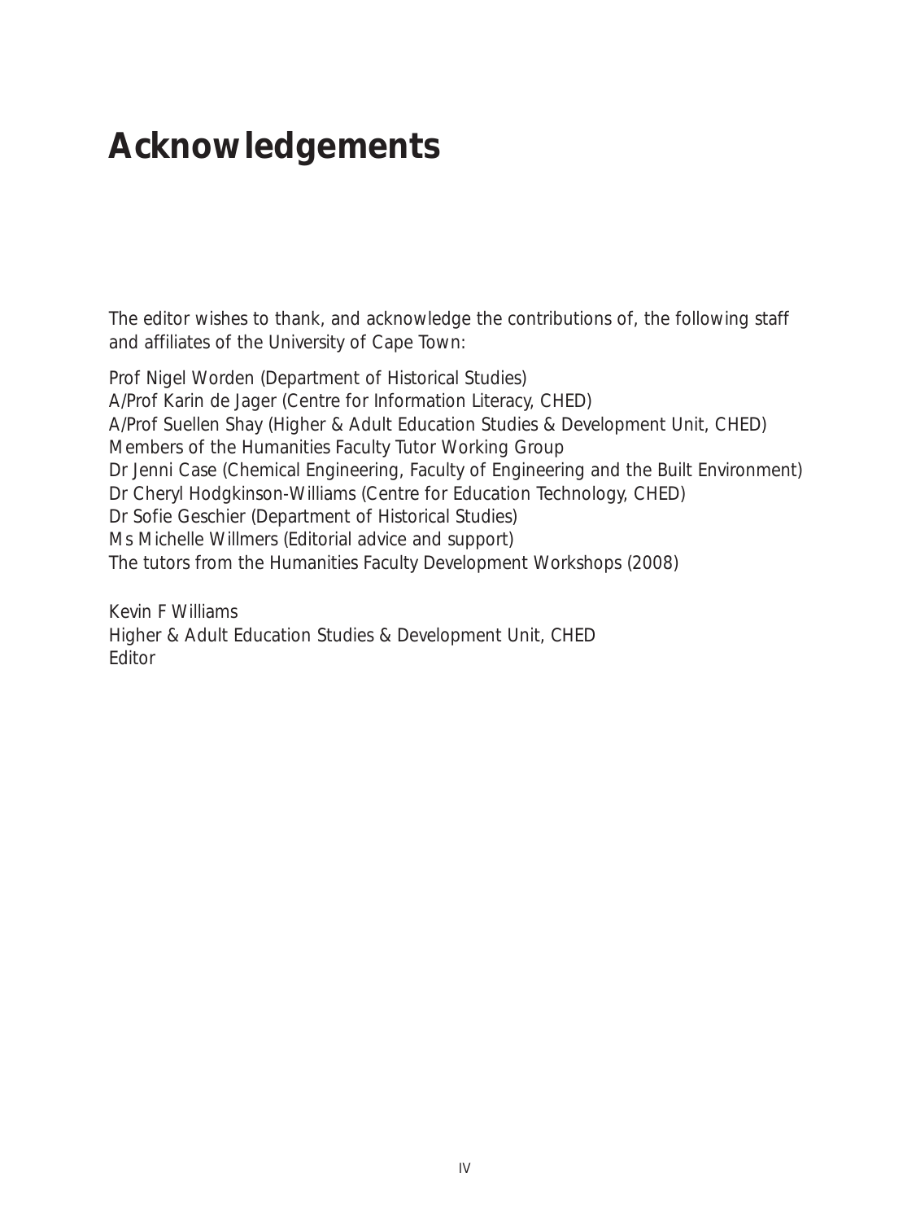# Acknowledgements

The editor wishes to thank, and acknowledge the contributions of, the following staff and affiliates of the University of Cape Town:

Prof Nigel Worden (Department of Historical Studies)
A/Prof Karin de Jager (Centre for Information Literacy, CHED)
A/Prof Suellen Shay (Higher & Adult Education Studies & Development Unit, CHED)
Members of the Humanities Faculty Tutor Working Group
Dr Jenni Case (Chemical Engineering, Faculty of Engineering and the Built Environment)
Dr Cheryl Hodgkinson-Williams (Centre for Education Technology, CHED)
Dr Sofie Geschier (Department of Historical Studies)
Ms Michelle Willmers (Editorial advice and support)
The tutors from the Humanities Faculty Development Workshops (2008)

Kevin F Williams
Higher & Adult Education Studies & Development Unit, CHED
Editor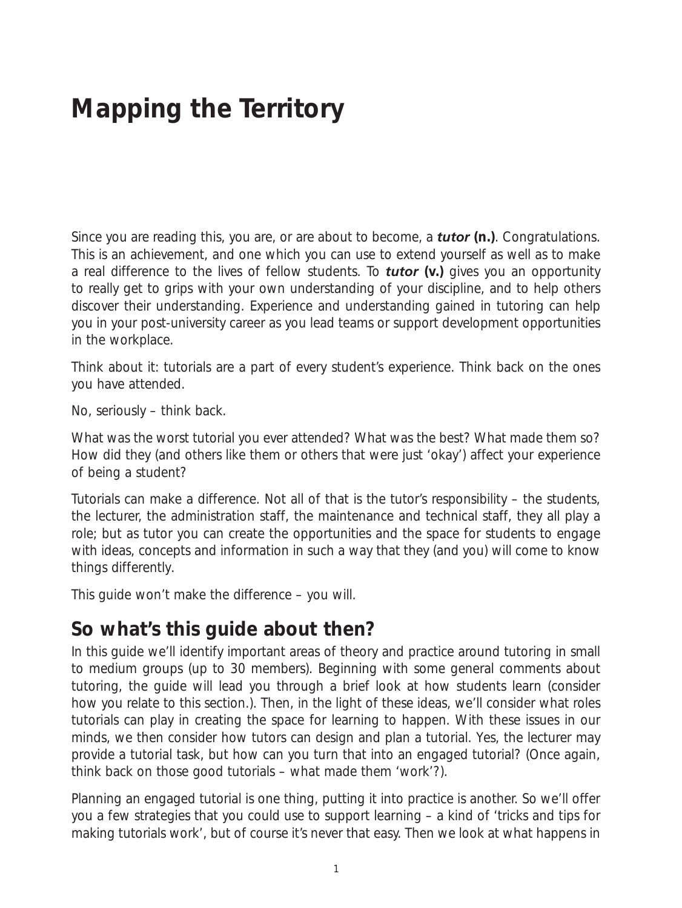# Mapping the Territory

Since you are reading this, you are, or are about to become, a ***tutor*** **(n.)**. Congratulations. This is an achievement, and one which you can use to extend yourself as well as to make a real difference to the lives of fellow students. To ***tutor*** **(v.)** gives you an opportunity to really get to grips with your own understanding of your discipline, and to help others discover their understanding. Experience and understanding gained in tutoring can help you in your post-university career as you lead teams or support development opportunities in the workplace.

Think about it: tutorials are a part of every student's experience. Think back on the ones you have attended.

No, seriously – think back.

What was the worst tutorial you ever attended? What was the best? What made them so? How did they (and others like them or others that were just 'okay') affect your experience of being a student?

Tutorials can make a difference. Not all of that is the tutor's responsibility – the students, the lecturer, the administration staff, the maintenance and technical staff, they all play a role; but as tutor you can create the opportunities and the space for students to engage with ideas, concepts and information in such a way that they (and you) will come to know things differently.

This guide won't make the difference – you will.

## So what's this guide about then?

In this guide we'll identify important areas of theory and practice around tutoring in small to medium groups (up to 30 members). Beginning with some general comments about tutoring, the guide will lead you through a brief look at how students learn (consider how you relate to this section.). Then, in the light of these ideas, we'll consider what roles tutorials can play in creating the space for learning to happen. With these issues in our minds, we then consider how tutors can design and plan a tutorial. Yes, the lecturer may provide a tutorial task, but how can you turn that into an engaged tutorial? (Once again, think back on those good tutorials – what made them 'work'?).

Planning an engaged tutorial is one thing, putting it into practice is another. So we'll offer you a few strategies that you could use to support learning – a kind of 'tricks and tips for making tutorials work', but of course it's never that easy. Then we look at what happens in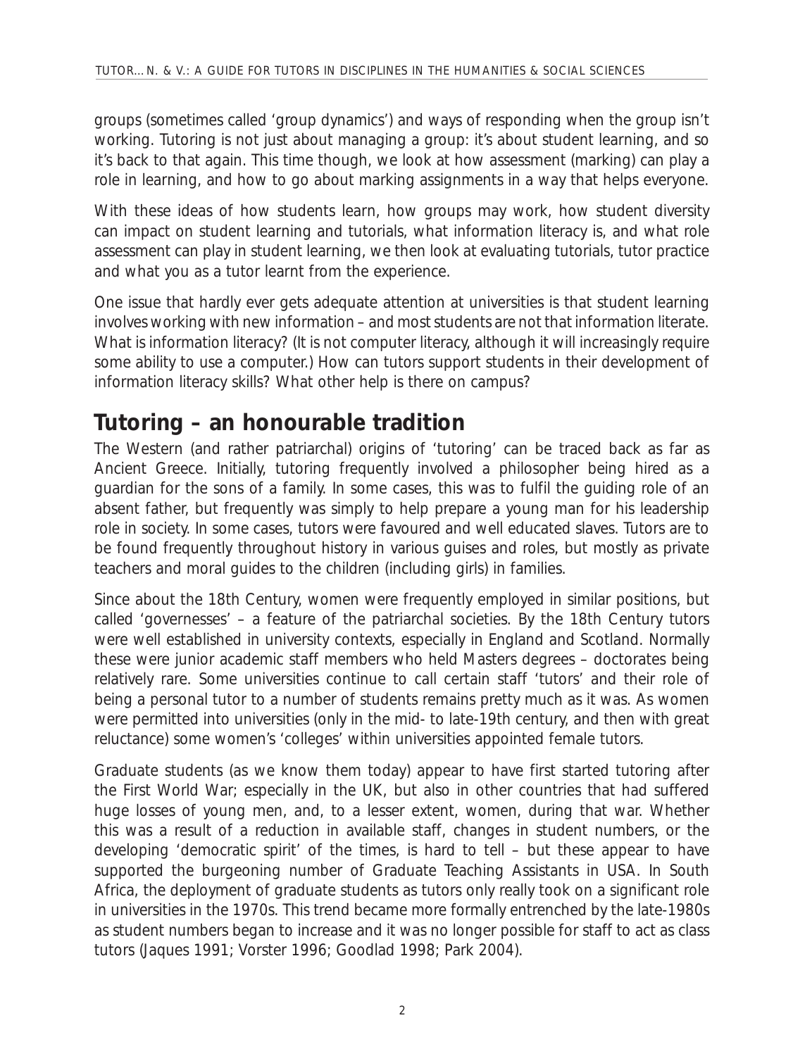groups (sometimes called 'group dynamics') and ways of responding when the group isn't working. Tutoring is not just about managing a group: it's about student learning, and so it's back to that again. This time though, we look at how assessment (marking) can play a role in learning, and how to go about marking assignments in a way that helps everyone.

With these ideas of how students learn, how groups may work, how student diversity can impact on student learning and tutorials, what information literacy is, and what role assessment can play in student learning, we then look at evaluating tutorials, tutor practice and what you as a tutor learnt from the experience.

One issue that hardly ever gets adequate attention at universities is that student learning involves working with new information – and most students are not that information literate. What is information literacy? (It is not computer literacy, although it will increasingly require some ability to use a computer.) How can tutors support students in their development of information literacy skills? What other help is there on campus?

## Tutoring – an honourable tradition

The Western (and rather patriarchal) origins of 'tutoring' can be traced back as far as Ancient Greece. Initially, tutoring frequently involved a philosopher being hired as a guardian for the sons of a family. In some cases, this was to fulfil the guiding role of an absent father, but frequently was simply to help prepare a young man for his leadership role in society. In some cases, tutors were favoured and well educated slaves. Tutors are to be found frequently throughout history in various guises and roles, but mostly as private teachers and moral guides to the children (including girls) in families.

Since about the 18th Century, women were frequently employed in similar positions, but called 'governesses' – a feature of the patriarchal societies. By the 18th Century tutors were well established in university contexts, especially in England and Scotland. Normally these were junior academic staff members who held Masters degrees – doctorates being relatively rare. Some universities continue to call certain staff 'tutors' and their role of being a personal tutor to a number of students remains pretty much as it was. As women were permitted into universities (only in the mid- to late-19th century, and then with great reluctance) some women's 'colleges' within universities appointed female tutors.

Graduate students (as we know them today) appear to have first started tutoring after the First World War; especially in the UK, but also in other countries that had suffered huge losses of young men, and, to a lesser extent, women, during that war. Whether this was a result of a reduction in available staff, changes in student numbers, or the developing 'democratic spirit' of the times, is hard to tell – but these appear to have supported the burgeoning number of Graduate Teaching Assistants in USA. In South Africa, the deployment of graduate students as tutors only really took on a significant role in universities in the 1970s. This trend became more formally entrenched by the late-1980s as student numbers began to increase and it was no longer possible for staff to act as class tutors (Jaques 1991; Vorster 1996; Goodlad 1998; Park 2004).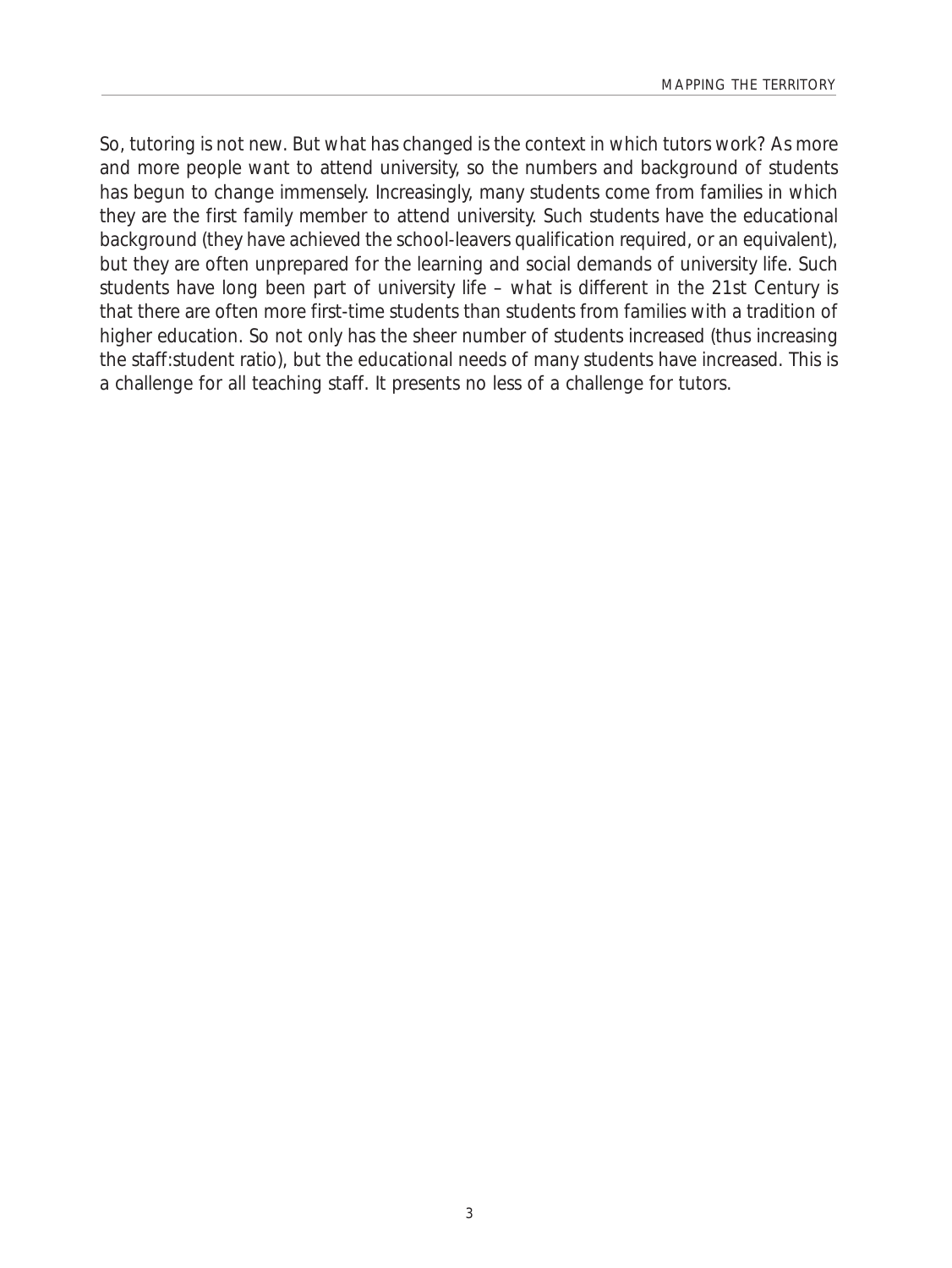So, tutoring is not new. But what has changed is the context in which tutors work? As more and more people want to attend university, so the numbers and background of students has begun to change immensely. Increasingly, many students come from families in which they are the first family member to attend university. Such students have the educational background (they have achieved the school-leavers qualification required, or an equivalent), but they are often unprepared for the learning and social demands of university life. Such students have long been part of university life – what is different in the 21st Century is that there are often more first-time students than students from families with a tradition of higher education. So not only has the sheer number of students increased (thus increasing the staff:student ratio), but the educational needs of many students have increased. This is a challenge for all teaching staff. It presents no less of a challenge for tutors.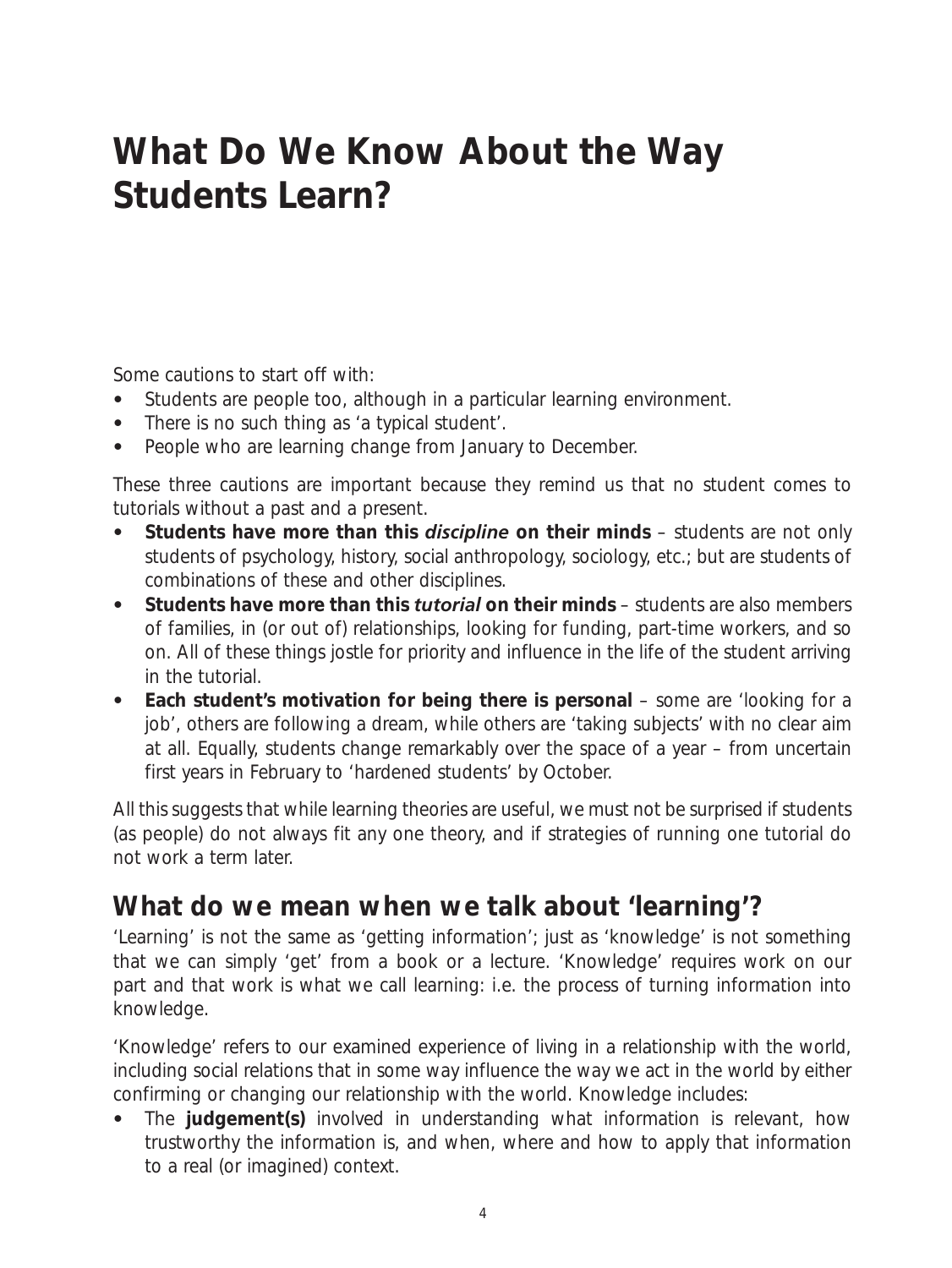# What Do We Know About the Way Students Learn?

Some cautions to start off with:

- Students are people too, although in a particular learning environment.
- There is no such thing as 'a typical student'.
- People who are learning change from January to December.

These three cautions are important because they remind us that no student comes to tutorials without a past and a present.

- **Students have more than this *discipline* on their minds** – students are not only students of psychology, history, social anthropology, sociology, etc.; but are students of combinations of these and other disciplines.
- **Students have more than this *tutorial* on their minds** – students are also members of families, in (or out of) relationships, looking for funding, part-time workers, and so on. All of these things jostle for priority and influence in the life of the student arriving in the tutorial.
- **Each student's motivation for being there is personal** – some are 'looking for a job', others are following a dream, while others are 'taking subjects' with no clear aim at all. Equally, students change remarkably over the space of a year – from uncertain first years in February to 'hardened students' by October.

All this suggests that while learning theories are useful, we must not be surprised if students (as people) do not always fit any one theory, and if strategies of running one tutorial do not work a term later.

## What do we mean when we talk about 'learning'?

'Learning' is not the same as 'getting information'; just as 'knowledge' is not something that we can simply 'get' from a book or a lecture. 'Knowledge' requires work on our part and that work is what we call learning: i.e. the process of turning information into knowledge.

'Knowledge' refers to our examined experience of living in a relationship with the world, including social relations that in some way influence the way we act in the world by either confirming or changing our relationship with the world. Knowledge includes:

- The **judgement(s)** involved in understanding what information is relevant, how trustworthy the information is, and when, where and how to apply that information to a real (or imagined) context.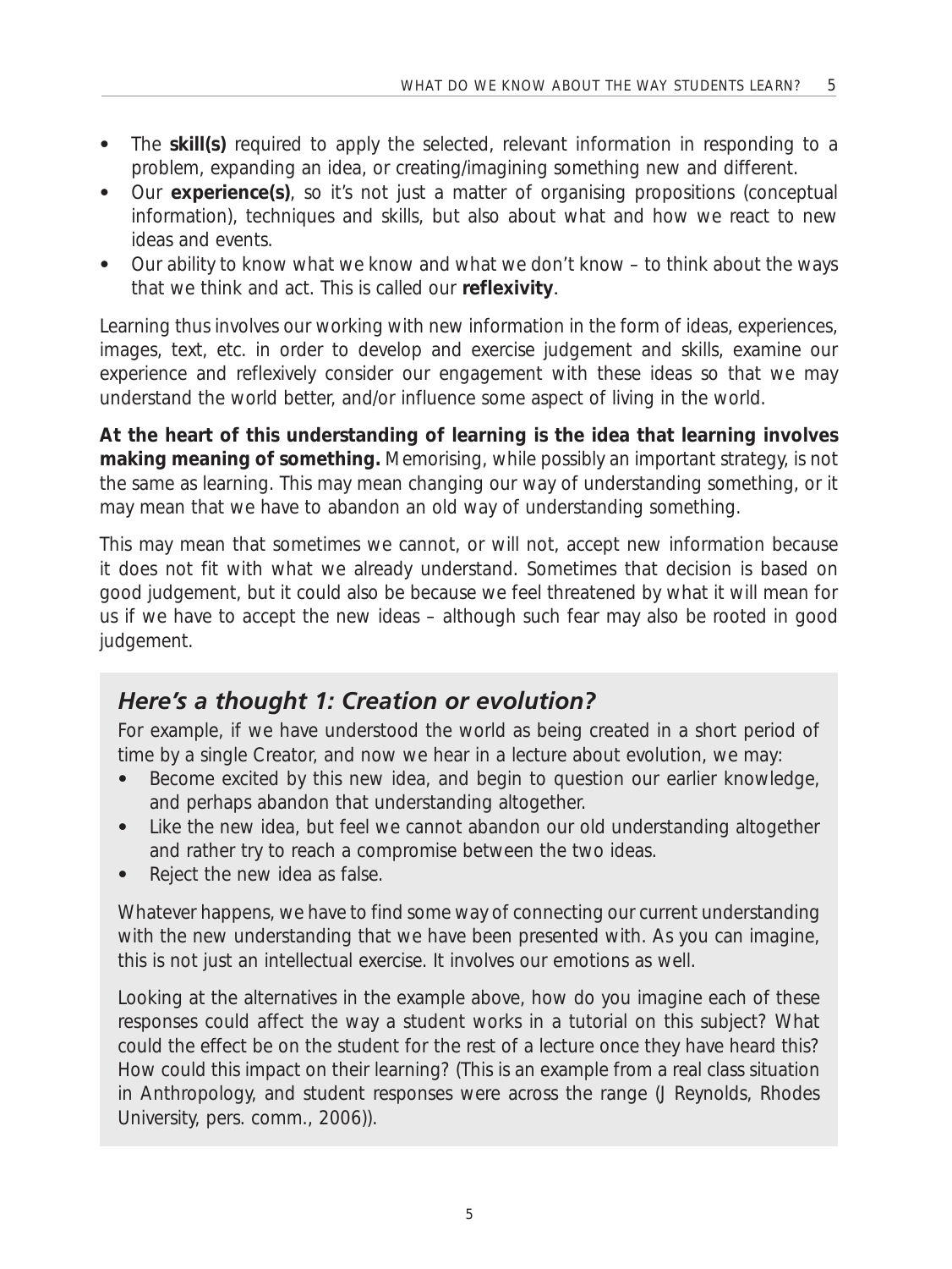- The **skill(s)** required to apply the selected, relevant information in responding to a problem, expanding an idea, or creating/imagining something new and different.
- Our **experience(s)**, so it's not just a matter of organising propositions (conceptual information), techniques and skills, but also about what and how we react to new ideas and events.
- Our ability to know what we know and what we don't know – to think about the ways that we think and act. This is called our **reflexivity**.

Learning thus involves our working with new information in the form of ideas, experiences, images, text, etc. in order to develop and exercise judgement and skills, examine our experience and reflexively consider our engagement with these ideas so that we may understand the world better, and/or influence some aspect of living in the world.

**At the heart of this understanding of learning is the idea that learning involves making meaning of something.** Memorising, while possibly an important strategy, is not the same as learning. This may mean changing our way of understanding something, or it may mean that we have to abandon an old way of understanding something.

This may mean that sometimes we cannot, or will not, accept new information because it does not fit with what we already understand. Sometimes that decision is based on good judgement, but it could also be because we feel threatened by what it will mean for us if we have to accept the new ideas – although such fear may also be rooted in good judgement.

### *Here's a thought 1: Creation or evolution?*

For example, if we have understood the world as being created in a short period of time by a single Creator, and now we hear in a lecture about evolution, we may:

- Become excited by this new idea, and begin to question our earlier knowledge, and perhaps abandon that understanding altogether.
- Like the new idea, but feel we cannot abandon our old understanding altogether and rather try to reach a compromise between the two ideas.
- Reject the new idea as false.

Whatever happens, we have to find some way of connecting our current understanding with the new understanding that we have been presented with. As you can imagine, this is not just an intellectual exercise. It involves our emotions as well.

Looking at the alternatives in the example above, how do you imagine each of these responses could affect the way a student works in a tutorial on this subject? What could the effect be on the student for the rest of a lecture once they have heard this? How could this impact on their learning? (This is an example from a real class situation in Anthropology, and student responses were across the range (J Reynolds, Rhodes University, pers. comm., 2006)).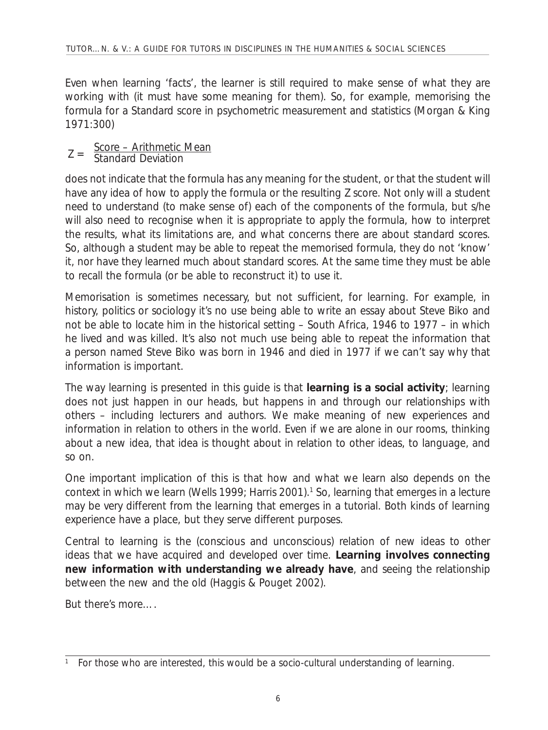Even when learning 'facts', the learner is still required to make sense of what they are working with (it must have some meaning for them). So, for example, memorising the formula for a Standard score in psychometric measurement and statistics (Morgan & King 1971:300)

$$Z = \frac{\text{Score} - \text{Arithmetic Mean}}{\text{Standard Deviation}}$$

does not indicate that the formula has any meaning for the student, or that the student will have any idea of how to apply the formula or the resulting Z score. Not only will a student need to understand (to make sense of) each of the components of the formula, but s/he will also need to recognise when it is appropriate to apply the formula, how to interpret the results, what its limitations are, and what concerns there are about standard scores. So, although a student may be able to repeat the memorised formula, they do not 'know' it, nor have they learned much about standard scores. At the same time they must be able to recall the formula (or be able to reconstruct it) to use it.

Memorisation is sometimes necessary, but not sufficient, for learning. For example, in history, politics or sociology it's no use being able to write an essay about Steve Biko and not be able to locate him in the historical setting – South Africa, 1946 to 1977 – in which he lived and was killed. It's also not much use being able to repeat the information that a person named Steve Biko was born in 1946 and died in 1977 if we can't say why that information is important.

The way learning is presented in this guide is that **learning is a social activity**; learning does not just happen in our heads, but happens in and through our relationships with others – including lecturers and authors. We make meaning of new experiences and information in relation to others in the world. Even if we are alone in our rooms, thinking about a new idea, that idea is thought about in relation to other ideas, to language, and so on.

One important implication of this is that how and what we learn also depends on the context in which we learn (Wells 1999; Harris 2001).[1] So, learning that emerges in a lecture may be very different from the learning that emerges in a tutorial. Both kinds of learning experience have a place, but they serve different purposes.

Central to learning is the (conscious and unconscious) relation of new ideas to other ideas that we have acquired and developed over time. **Learning involves connecting new information with understanding we already have**, and seeing the relationship between the new and the old (Haggis & Pouget 2002).

But there's more….

---

[1] For those who are interested, this would be a socio-cultural understanding of learning.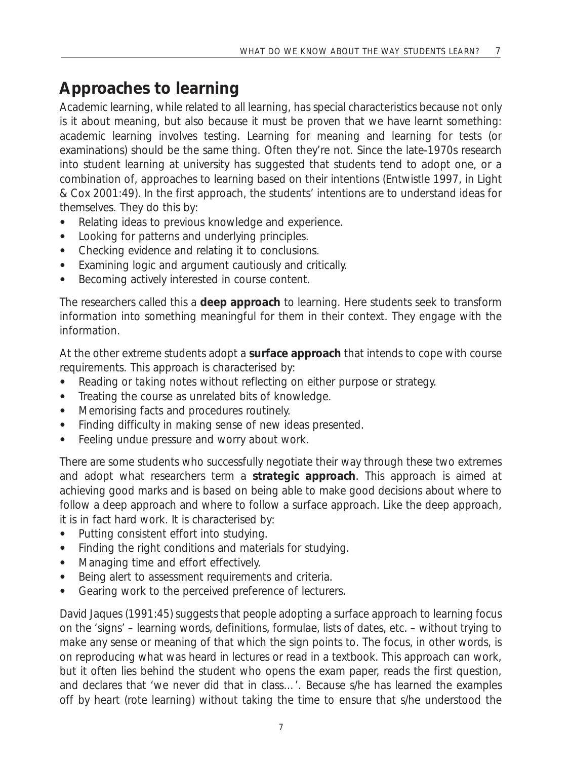## Approaches to learning

Academic learning, while related to all learning, has special characteristics because not only is it about meaning, but also because it must be proven that we have learnt something: academic learning involves testing. Learning for meaning and learning for tests (or examinations) should be the same thing. Often they're not. Since the late-1970s research into student learning at university has suggested that students tend to adopt one, or a combination of, approaches to learning based on their intentions (Entwistle 1997, in Light & Cox 2001:49). In the first approach, the students' intentions are to understand ideas for themselves. They do this by:

- Relating ideas to previous knowledge and experience.
- Looking for patterns and underlying principles.
- Checking evidence and relating it to conclusions.
- Examining logic and argument cautiously and critically.
- Becoming actively interested in course content.

The researchers called this a **deep approach** to learning. Here students seek to transform information into something meaningful for them in their context. They engage with the information.

At the other extreme students adopt a **surface approach** that intends to cope with course requirements. This approach is characterised by:

- Reading or taking notes without reflecting on either purpose or strategy.
- Treating the course as unrelated bits of knowledge.
- Memorising facts and procedures routinely.
- Finding difficulty in making sense of new ideas presented.
- Feeling undue pressure and worry about work.

There are some students who successfully negotiate their way through these two extremes and adopt what researchers term a **strategic approach**. This approach is aimed at achieving good marks and is based on being able to make good decisions about where to follow a deep approach and where to follow a surface approach. Like the deep approach, it is in fact hard work. It is characterised by:

- Putting consistent effort into studying.
- Finding the right conditions and materials for studying.
- Managing time and effort effectively.
- Being alert to assessment requirements and criteria.
- Gearing work to the perceived preference of lecturers.

David Jaques (1991:45) suggests that people adopting a surface approach to learning focus on the 'signs' – learning words, definitions, formulae, lists of dates, etc. – without trying to make any sense or meaning of that which the sign points to. The focus, in other words, is on reproducing what was heard in lectures or read in a textbook. This approach can work, but it often lies behind the student who opens the exam paper, reads the first question, and declares that 'we never did that in class…'. Because s/he has learned the examples off by heart (rote learning) without taking the time to ensure that s/he understood the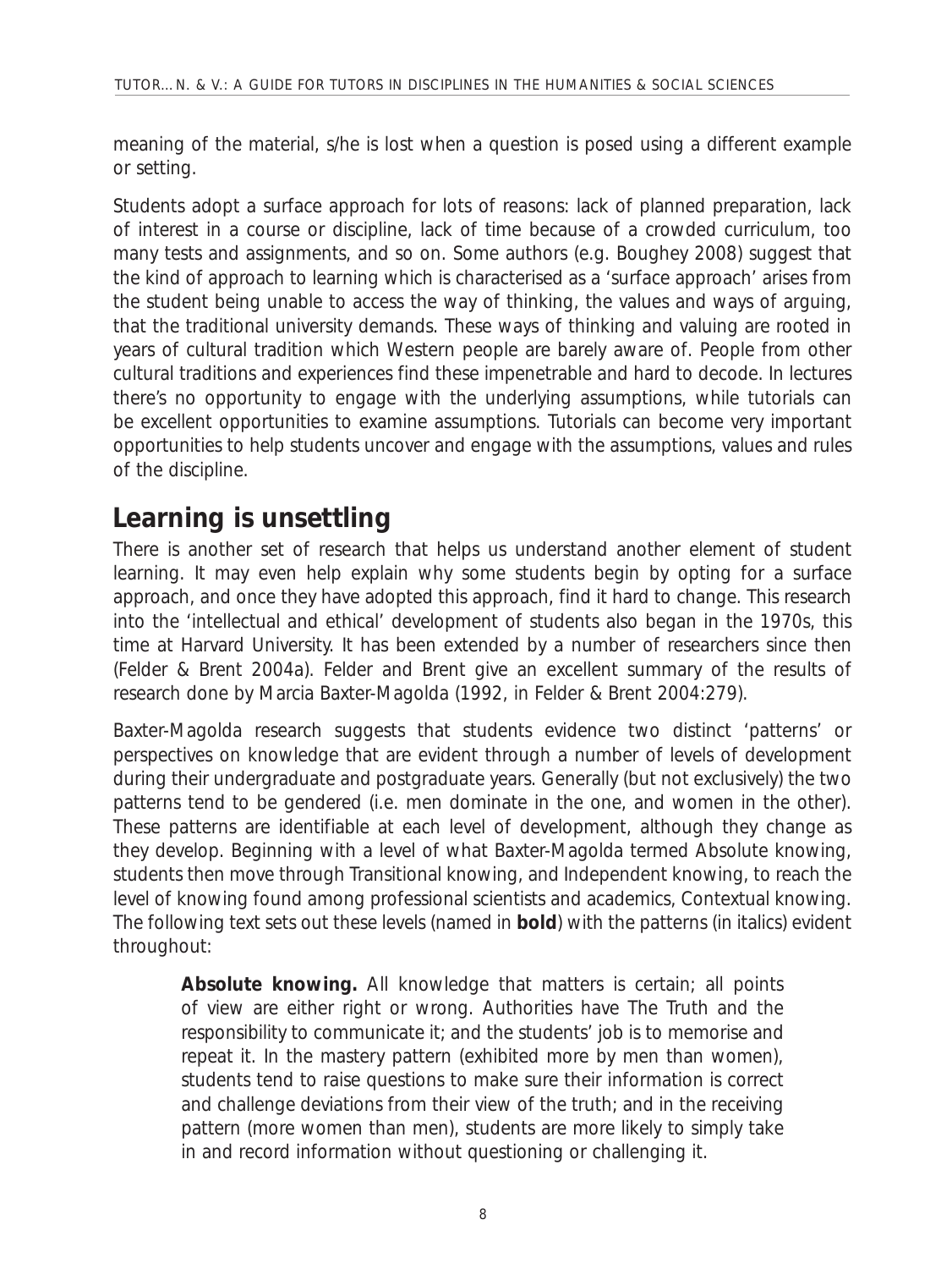meaning of the material, s/he is lost when a question is posed using a different example or setting.

Students adopt a surface approach for lots of reasons: lack of planned preparation, lack of interest in a course or discipline, lack of time because of a crowded curriculum, too many tests and assignments, and so on. Some authors (e.g. Boughey 2008) suggest that the kind of approach to learning which is characterised as a 'surface approach' arises from the student being unable to access the way of thinking, the values and ways of arguing, that the traditional university demands. These ways of thinking and valuing are rooted in years of cultural tradition which Western people are barely aware of. People from other cultural traditions and experiences find these impenetrable and hard to decode. In lectures there's no opportunity to engage with the underlying assumptions, while tutorials can be excellent opportunities to examine assumptions. Tutorials can become very important opportunities to help students uncover and engage with the assumptions, values and rules of the discipline.

## Learning is unsettling

There is another set of research that helps us understand another element of student learning. It may even help explain why some students begin by opting for a surface approach, and once they have adopted this approach, find it hard to change. This research into the 'intellectual and ethical' development of students also began in the 1970s, this time at Harvard University. It has been extended by a number of researchers since then (Felder & Brent 2004a). Felder and Brent give an excellent summary of the results of research done by Marcia Baxter-Magolda (1992, in Felder & Brent 2004:279).

Baxter-Magolda research suggests that students evidence two distinct 'patterns' or perspectives on knowledge that are evident through a number of levels of development during their undergraduate and postgraduate years. Generally (but not exclusively) the two patterns tend to be gendered (i.e. men dominate in the one, and women in the other). These patterns are identifiable at each level of development, although they change as they develop. Beginning with a level of what Baxter-Magolda termed Absolute knowing, students then move through Transitional knowing, and Independent knowing, to reach the level of knowing found among professional scientists and academics, Contextual knowing. The following text sets out these levels (named in **bold**) with the patterns (in italics) evident throughout:

> **Absolute knowing.** All knowledge that matters is certain; all points of view are either right or wrong. Authorities have The Truth and the responsibility to communicate it; and the students' job is to memorise and repeat it. In the mastery pattern (exhibited more by men than women), students tend to raise questions to make sure their information is correct and challenge deviations from their view of the truth; and in the receiving pattern (more women than men), students are more likely to simply take in and record information without questioning or challenging it.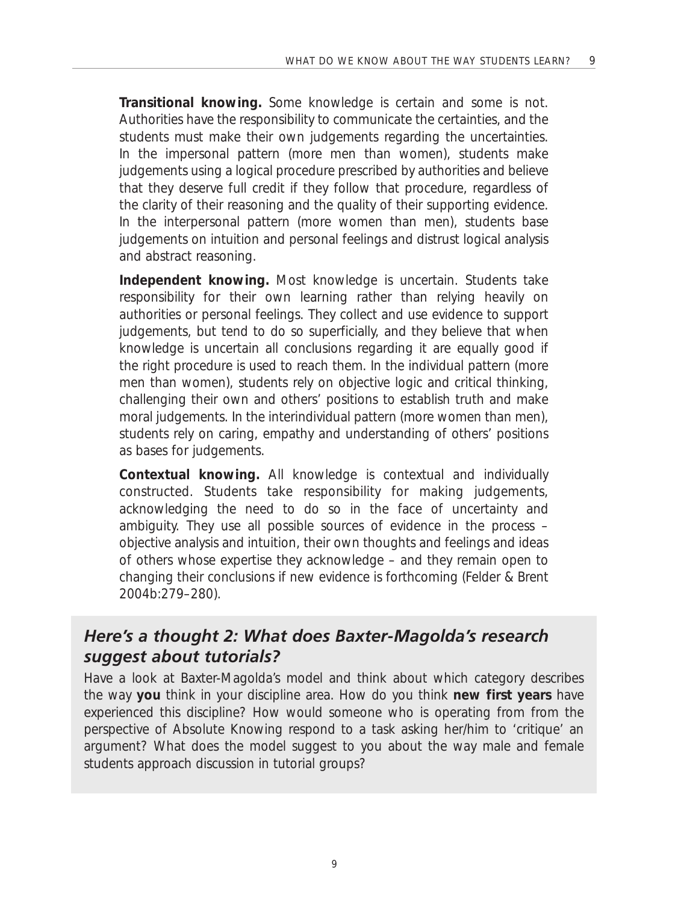**Transitional knowing.** Some knowledge is certain and some is not. Authorities have the responsibility to communicate the certainties, and the students must make their own judgements regarding the uncertainties. In the impersonal pattern (more men than women), students make judgements using a logical procedure prescribed by authorities and believe that they deserve full credit if they follow that procedure, regardless of the clarity of their reasoning and the quality of their supporting evidence. In the interpersonal pattern (more women than men), students base judgements on intuition and personal feelings and distrust logical analysis and abstract reasoning.

**Independent knowing.** Most knowledge is uncertain. Students take responsibility for their own learning rather than relying heavily on authorities or personal feelings. They collect and use evidence to support judgements, but tend to do so superficially, and they believe that when knowledge is uncertain all conclusions regarding it are equally good if the right procedure is used to reach them. In the individual pattern (more men than women), students rely on objective logic and critical thinking, challenging their own and others' positions to establish truth and make moral judgements. In the interindividual pattern (more women than men), students rely on caring, empathy and understanding of others' positions as bases for judgements.

**Contextual knowing.** All knowledge is contextual and individually constructed. Students take responsibility for making judgements, acknowledging the need to do so in the face of uncertainty and ambiguity. They use all possible sources of evidence in the process – objective analysis and intuition, their own thoughts and feelings and ideas of others whose expertise they acknowledge – and they remain open to changing their conclusions if new evidence is forthcoming (Felder & Brent 2004b:279–280).

## *Here's a thought 2: What does Baxter-Magolda's research suggest about tutorials?*

Have a look at Baxter-Magolda's model and think about which category describes the way **you** think in your discipline area. How do you think **new first years** have experienced this discipline? How would someone who is operating from from the perspective of Absolute Knowing respond to a task asking her/him to 'critique' an argument? What does the model suggest to you about the way male and female students approach discussion in tutorial groups?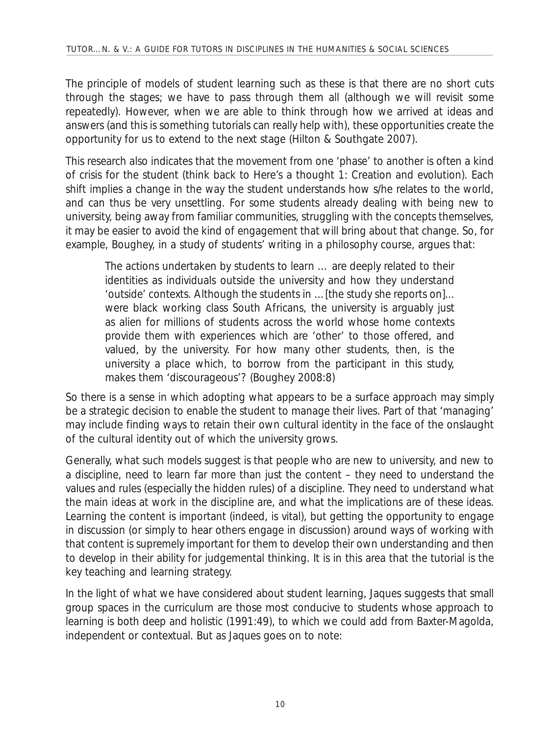The principle of models of student learning such as these is that there are no short cuts through the stages; we have to pass through them all (although we will revisit some repeatedly). However, when we are able to think through how we arrived at ideas and answers (and this is something tutorials can really help with), these opportunities create the opportunity for us to extend to the next stage (Hilton & Southgate 2007).

This research also indicates that the movement from one 'phase' to another is often a kind of crisis for the student (think back to Here's a thought 1: Creation and evolution). Each shift implies a change in the way the student understands how s/he relates to the world, and can thus be very unsettling. For some students already dealing with being new to university, being away from familiar communities, struggling with the concepts themselves, it may be easier to avoid the kind of engagement that will bring about that change. So, for example, Boughey, in a study of students' writing in a philosophy course, argues that:

> The actions undertaken by students to learn … are deeply related to their identities as individuals outside the university and how they understand 'outside' contexts. Although the students in …[the study she reports on]… were black working class South Africans, the university is arguably just as alien for millions of students across the world whose home contexts provide them with experiences which are 'other' to those offered, and valued, by the university. For how many other students, then, is the university a place which, to borrow from the participant in this study, makes them 'discourageous'? (Boughey 2008:8)

So there is a sense in which adopting what appears to be a surface approach may simply be a strategic decision to enable the student to manage their lives. Part of that 'managing' may include finding ways to retain their own cultural identity in the face of the onslaught of the cultural identity out of which the university grows.

Generally, what such models suggest is that people who are new to university, and new to a discipline, need to learn far more than just the content – they need to understand the values and rules (especially the hidden rules) of a discipline. They need to understand what the main ideas at work in the discipline are, and what the implications are of these ideas. Learning the content is important (indeed, is vital), but getting the opportunity to engage in discussion (or simply to hear others engage in discussion) around ways of working with that content is supremely important for them to develop their own understanding and then to develop in their ability for judgemental thinking. It is in this area that the tutorial is the key teaching and learning strategy.

In the light of what we have considered about student learning, Jaques suggests that small group spaces in the curriculum are those most conducive to students whose approach to learning is both deep and holistic (1991:49), to which we could add from Baxter-Magolda, independent or contextual. But as Jaques goes on to note: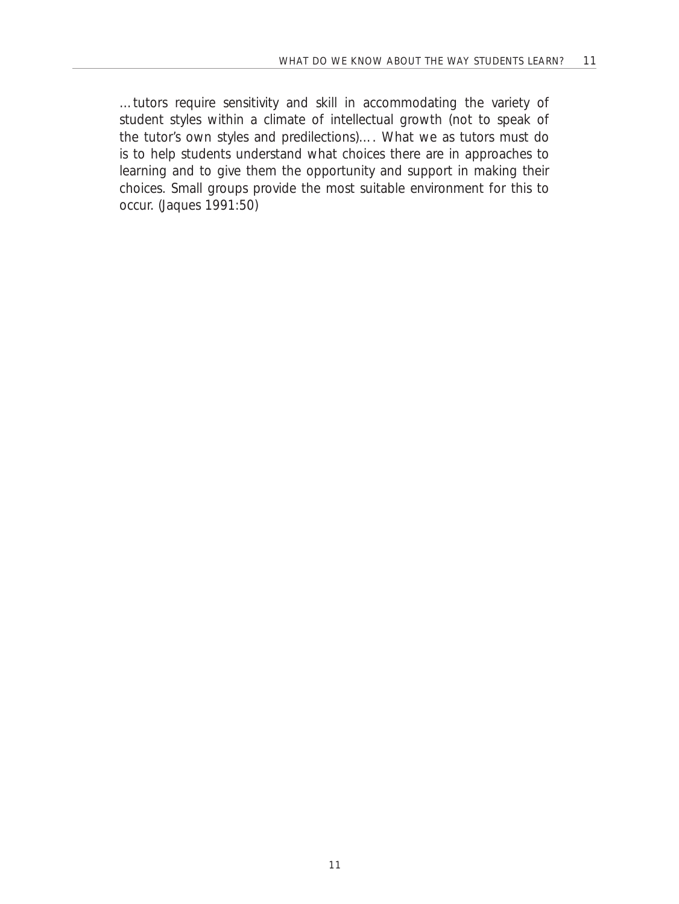…tutors require sensitivity and skill in accommodating the variety of student styles within a climate of intellectual growth (not to speak of the tutor's own styles and predilections)…. What we as tutors must do is to help students understand what choices there are in approaches to learning and to give them the opportunity and support in making their choices. Small groups provide the most suitable environment for this to occur. (Jaques 1991:50)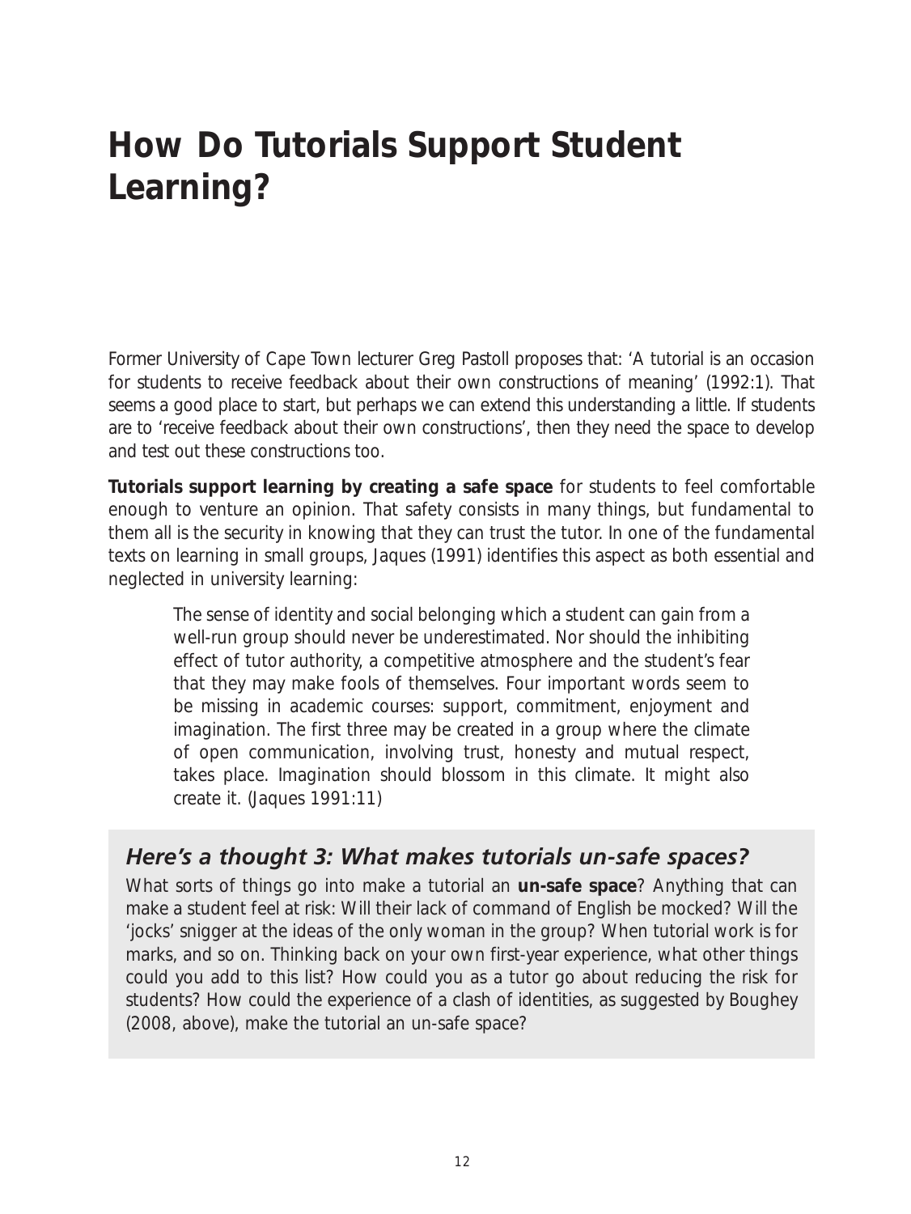# How Do Tutorials Support Student Learning?

Former University of Cape Town lecturer Greg Pastoll proposes that: 'A tutorial is an occasion for students to receive feedback about their own constructions of meaning' (1992:1). That seems a good place to start, but perhaps we can extend this understanding a little. If students are to 'receive feedback about their own constructions', then they need the space to develop and test out these constructions too.

**Tutorials support learning by creating a safe space** for students to feel comfortable enough to venture an opinion. That safety consists in many things, but fundamental to them all is the security in knowing that they can trust the tutor. In one of the fundamental texts on learning in small groups, Jaques (1991) identifies this aspect as both essential and neglected in university learning:

> The sense of identity and social belonging which a student can gain from a well-run group should never be underestimated. Nor should the inhibiting effect of tutor authority, a competitive atmosphere and the student's fear that they may make fools of themselves. Four important words seem to be missing in academic courses: support, commitment, enjoyment and imagination. The first three may be created in a group where the climate of open communication, involving trust, honesty and mutual respect, takes place. Imagination should blossom in this climate. It might also create it. (Jaques 1991:11)

## *Here's a thought 3: What makes tutorials un-safe spaces?*

What sorts of things go into make a tutorial an **un-safe space**? Anything that can make a student feel at risk: Will their lack of command of English be mocked? Will the 'jocks' snigger at the ideas of the only woman in the group? When tutorial work is for marks, and so on. Thinking back on your own first-year experience, what other things could you add to this list? How could you as a tutor go about reducing the risk for students? How could the experience of a clash of identities, as suggested by Boughey (2008, above), make the tutorial an un-safe space?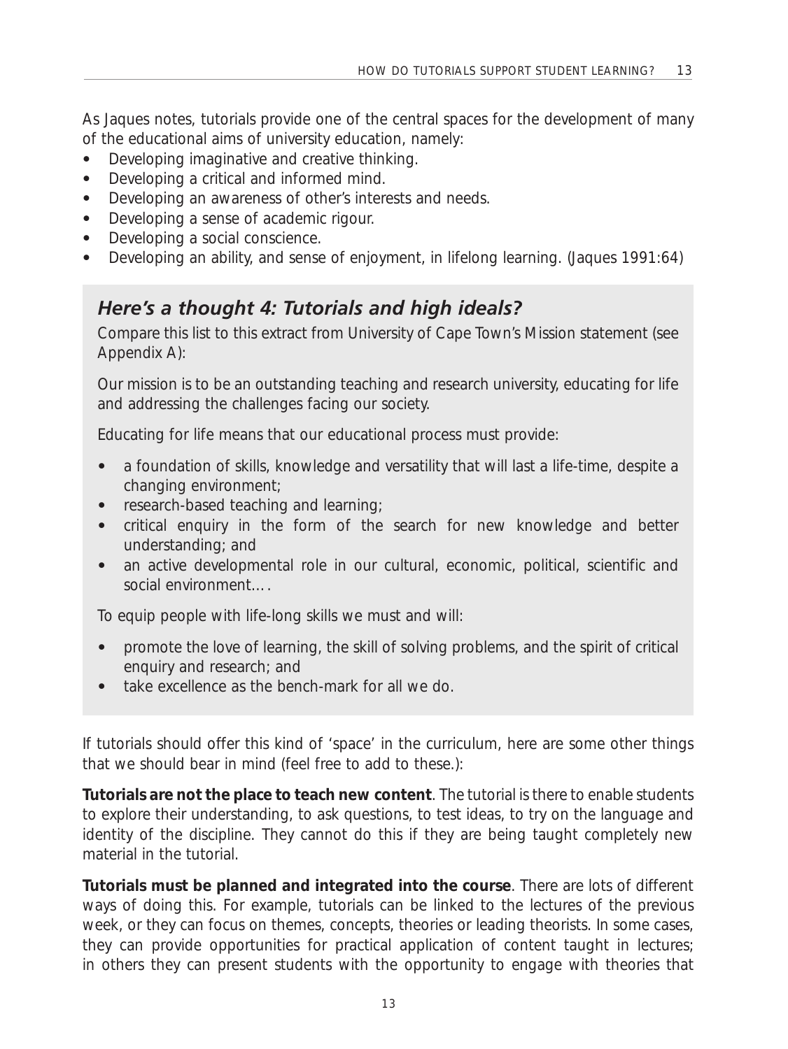As Jaques notes, tutorials provide one of the central spaces for the development of many of the educational aims of university education, namely:

- Developing imaginative and creative thinking.
- Developing a critical and informed mind.
- Developing an awareness of other's interests and needs.
- Developing a sense of academic rigour.
- Developing a social conscience.
- Developing an ability, and sense of enjoyment, in lifelong learning. (Jaques 1991:64)

## *Here's a thought 4: Tutorials and high ideals?*

Compare this list to this extract from University of Cape Town's Mission statement (see Appendix A):

Our mission is to be an outstanding teaching and research university, educating for life and addressing the challenges facing our society.

Educating for life means that our educational process must provide:

- a foundation of skills, knowledge and versatility that will last a life-time, despite a changing environment;
- research-based teaching and learning;
- critical enquiry in the form of the search for new knowledge and better understanding; and
- an active developmental role in our cultural, economic, political, scientific and social environment….

To equip people with life-long skills we must and will:

- promote the love of learning, the skill of solving problems, and the spirit of critical enquiry and research; and
- take excellence as the bench-mark for all we do.

If tutorials should offer this kind of 'space' in the curriculum, here are some other things that we should bear in mind (feel free to add to these.):

**Tutorials are not the place to teach new content**. The tutorial is there to enable students to explore their understanding, to ask questions, to test ideas, to try on the language and identity of the discipline. They cannot do this if they are being taught completely new material in the tutorial.

**Tutorials must be planned and integrated into the course**. There are lots of different ways of doing this. For example, tutorials can be linked to the lectures of the previous week, or they can focus on themes, concepts, theories or leading theorists. In some cases, they can provide opportunities for practical application of content taught in lectures; in others they can present students with the opportunity to engage with theories that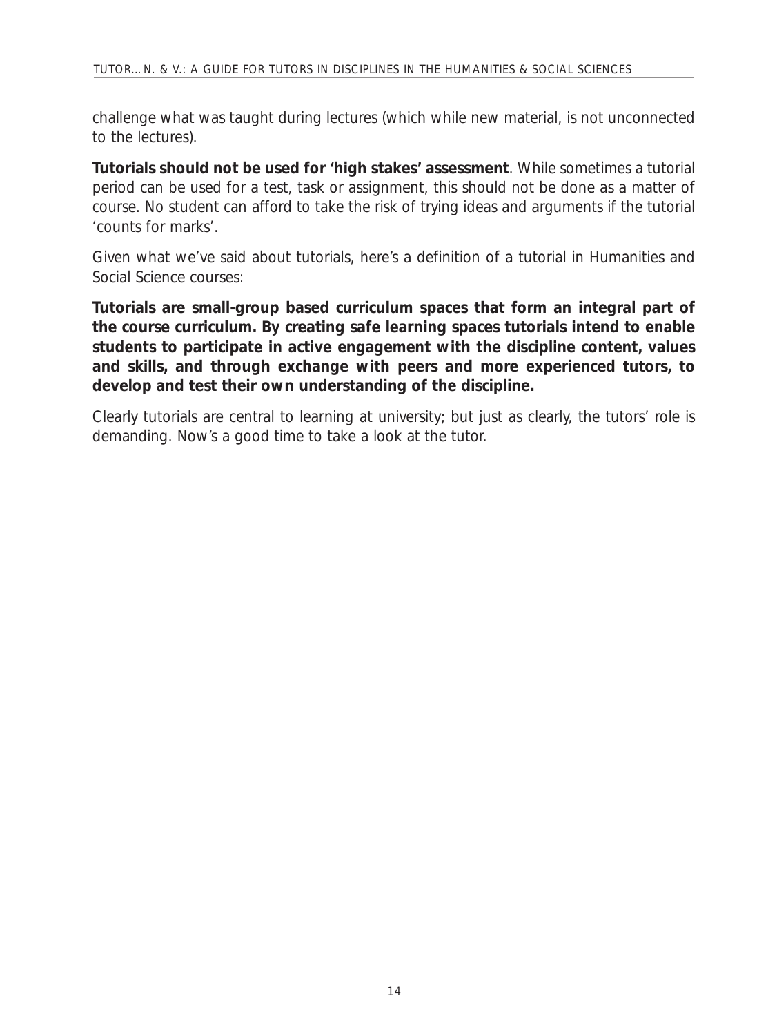challenge what was taught during lectures (which while new material, is not unconnected to the lectures).

**Tutorials should not be used for 'high stakes' assessment**. While sometimes a tutorial period can be used for a test, task or assignment, this should not be done as a matter of course. No student can afford to take the risk of trying ideas and arguments if the tutorial 'counts for marks'.

Given what we've said about tutorials, here's a definition of a tutorial in Humanities and Social Science courses:

**Tutorials are small-group based curriculum spaces that form an integral part of the course curriculum. By creating safe learning spaces tutorials intend to enable students to participate in active engagement with the discipline content, values and skills, and through exchange with peers and more experienced tutors, to develop and test their own understanding of the discipline.**

Clearly tutorials are central to learning at university; but just as clearly, the tutors' role is demanding. Now's a good time to take a look at the tutor.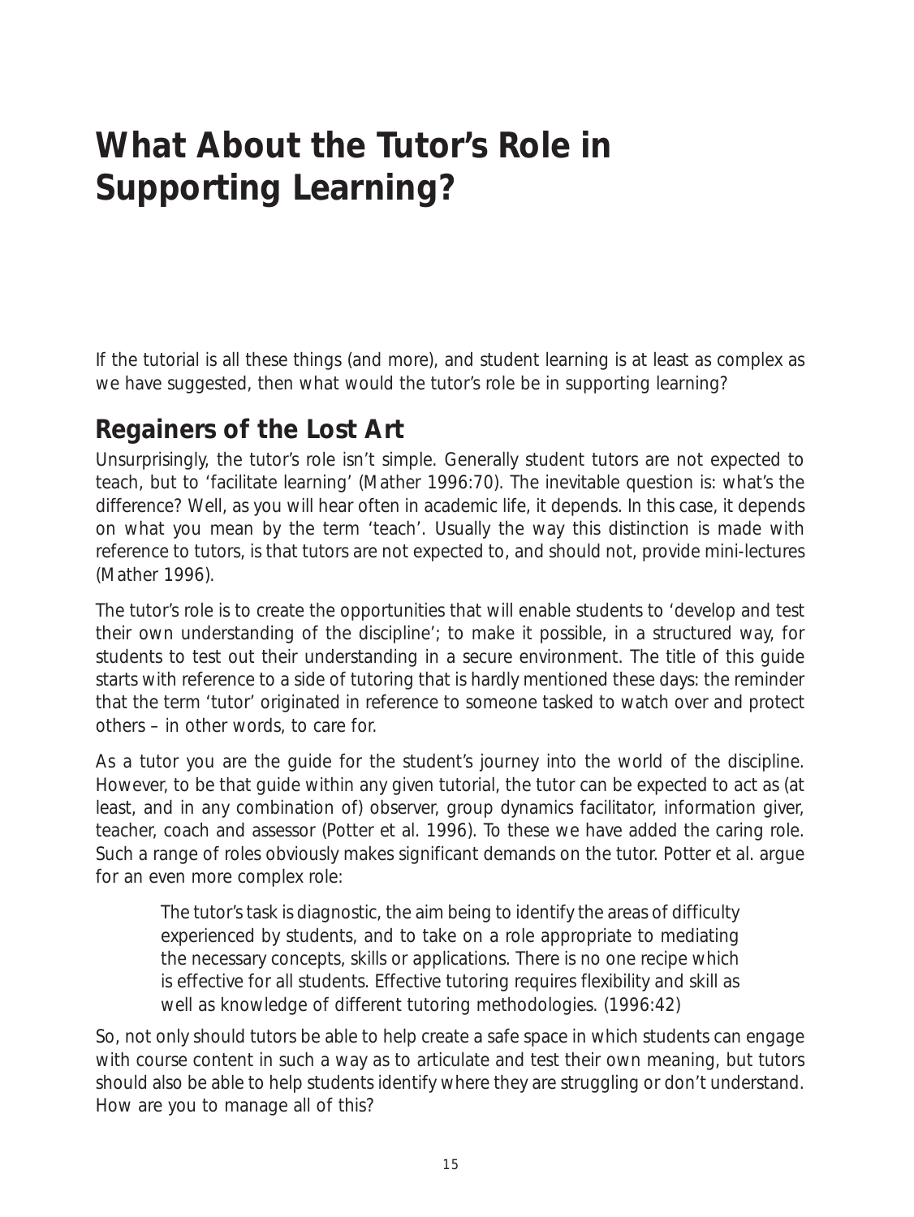# What About the Tutor's Role in Supporting Learning?

If the tutorial is all these things (and more), and student learning is at least as complex as we have suggested, then what would the tutor's role be in supporting learning?

## Regainers of the Lost Art

Unsurprisingly, the tutor's role isn't simple. Generally student tutors are not expected to teach, but to 'facilitate learning' (Mather 1996:70). The inevitable question is: what's the difference? Well, as you will hear often in academic life, it depends. In this case, it depends on what you mean by the term 'teach'. Usually the way this distinction is made with reference to tutors, is that tutors are not expected to, and should not, provide mini-lectures (Mather 1996).

The tutor's role is to create the opportunities that will enable students to 'develop and test their own understanding of the discipline'; to make it possible, in a structured way, for students to test out their understanding in a secure environment. The title of this guide starts with reference to a side of tutoring that is hardly mentioned these days: the reminder that the term 'tutor' originated in reference to someone tasked to watch over and protect others – in other words, to care for.

As a tutor you are the guide for the student's journey into the world of the discipline. However, to be that guide within any given tutorial, the tutor can be expected to act as (at least, and in any combination of) observer, group dynamics facilitator, information giver, teacher, coach and assessor (Potter et al. 1996). To these we have added the caring role. Such a range of roles obviously makes significant demands on the tutor. Potter et al. argue for an even more complex role:

> The tutor's task is diagnostic, the aim being to identify the areas of difficulty experienced by students, and to take on a role appropriate to mediating the necessary concepts, skills or applications. There is no one recipe which is effective for all students. Effective tutoring requires flexibility and skill as well as knowledge of different tutoring methodologies. (1996:42)

So, not only should tutors be able to help create a safe space in which students can engage with course content in such a way as to articulate and test their own meaning, but tutors should also be able to help students identify where they are struggling or don't understand. How are you to manage all of this?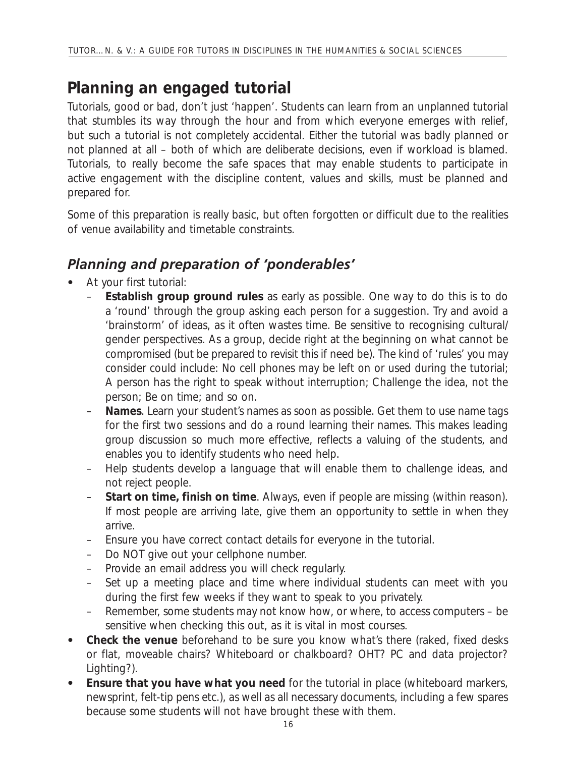## Planning an engaged tutorial

Tutorials, good or bad, don't just 'happen'. Students can learn from an unplanned tutorial that stumbles its way through the hour and from which everyone emerges with relief, but such a tutorial is not completely accidental. Either the tutorial was badly planned or not planned at all – both of which are deliberate decisions, even if workload is blamed. Tutorials, to really become the safe spaces that may enable students to participate in active engagement with the discipline content, values and skills, must be planned and prepared for.

Some of this preparation is really basic, but often forgotten or difficult due to the realities of venue availability and timetable constraints.

### *Planning and preparation of 'ponderables'*

- At your first tutorial:
  - **Establish group ground rules** as early as possible. One way to do this is to do a 'round' through the group asking each person for a suggestion. Try and avoid a 'brainstorm' of ideas, as it often wastes time. Be sensitive to recognising cultural/gender perspectives. As a group, decide right at the beginning on what cannot be compromised (but be prepared to revisit this if need be). The kind of 'rules' you may consider could include: No cell phones may be left on or used during the tutorial; A person has the right to speak without interruption; Challenge the idea, not the person; Be on time; and so on.
  - **Names**. Learn your student's names as soon as possible. Get them to use name tags for the first two sessions and do a round learning their names. This makes leading group discussion so much more effective, reflects a valuing of the students, and enables you to identify students who need help.
  - Help students develop a language that will enable them to challenge ideas, and not reject people.
  - **Start on time, finish on time**. Always, even if people are missing (within reason). If most people are arriving late, give them an opportunity to settle in when they arrive.
  - Ensure you have correct contact details for everyone in the tutorial.
  - Do NOT give out your cellphone number.
  - Provide an email address you will check regularly.
  - Set up a meeting place and time where individual students can meet with you during the first few weeks if they want to speak to you privately.
  - Remember, some students may not know how, or where, to access computers – be sensitive when checking this out, as it is vital in most courses.
- **Check the venue** beforehand to be sure you know what's there (raked, fixed desks or flat, moveable chairs? Whiteboard or chalkboard? OHT? PC and data projector? Lighting?).
- **Ensure that you have what you need** for the tutorial in place (whiteboard markers, newsprint, felt-tip pens etc.), as well as all necessary documents, including a few spares because some students will not have brought these with them.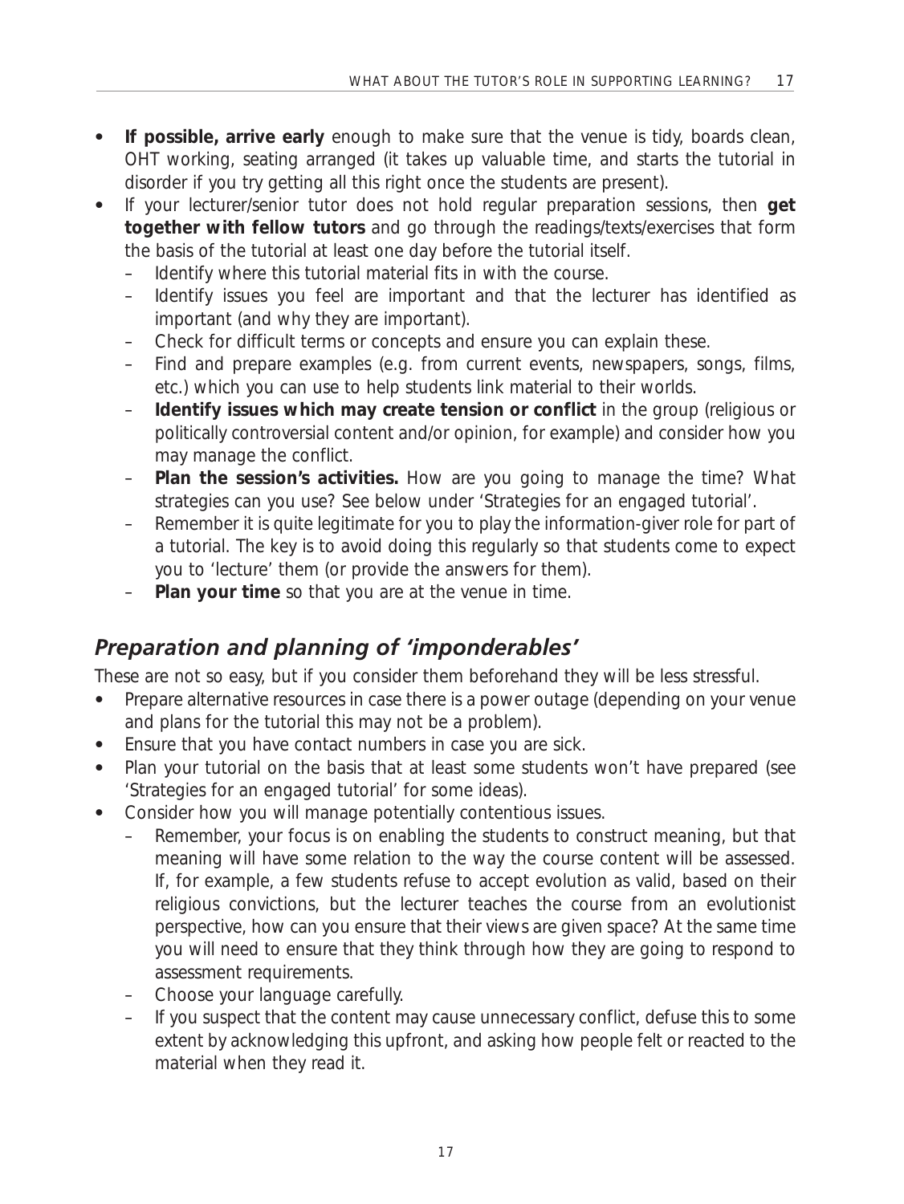- **If possible, arrive early** enough to make sure that the venue is tidy, boards clean, OHT working, seating arranged (it takes up valuable time, and starts the tutorial in disorder if you try getting all this right once the students are present).
- If your lecturer/senior tutor does not hold regular preparation sessions, then **get together with fellow tutors** and go through the readings/texts/exercises that form the basis of the tutorial at least one day before the tutorial itself.
  - Identify where this tutorial material fits in with the course.
  - Identify issues you feel are important and that the lecturer has identified as important (and why they are important).
  - Check for difficult terms or concepts and ensure you can explain these.
  - Find and prepare examples (e.g. from current events, newspapers, songs, films, etc.) which you can use to help students link material to their worlds.
  - **Identify issues which may create tension or conflict** in the group (religious or politically controversial content and/or opinion, for example) and consider how you may manage the conflict.
  - **Plan the session's activities.** How are you going to manage the time? What strategies can you use? See below under 'Strategies for an engaged tutorial'.
  - Remember it is quite legitimate for you to play the information-giver role for part of a tutorial. The key is to avoid doing this regularly so that students come to expect you to 'lecture' them (or provide the answers for them).
  - **Plan your time** so that you are at the venue in time.

## *Preparation and planning of 'imponderables'*

These are not so easy, but if you consider them beforehand they will be less stressful.

- Prepare alternative resources in case there is a power outage (depending on your venue and plans for the tutorial this may not be a problem).
- Ensure that you have contact numbers in case you are sick.
- Plan your tutorial on the basis that at least some students won't have prepared (see 'Strategies for an engaged tutorial' for some ideas).
- Consider how you will manage potentially contentious issues.
  - Remember, your focus is on enabling the students to construct meaning, but that meaning will have some relation to the way the course content will be assessed. If, for example, a few students refuse to accept evolution as valid, based on their religious convictions, but the lecturer teaches the course from an evolutionist perspective, how can you ensure that their views are given space? At the same time you will need to ensure that they think through how they are going to respond to assessment requirements.
  - Choose your language carefully.
  - If you suspect that the content may cause unnecessary conflict, defuse this to some extent by acknowledging this upfront, and asking how people felt or reacted to the material when they read it.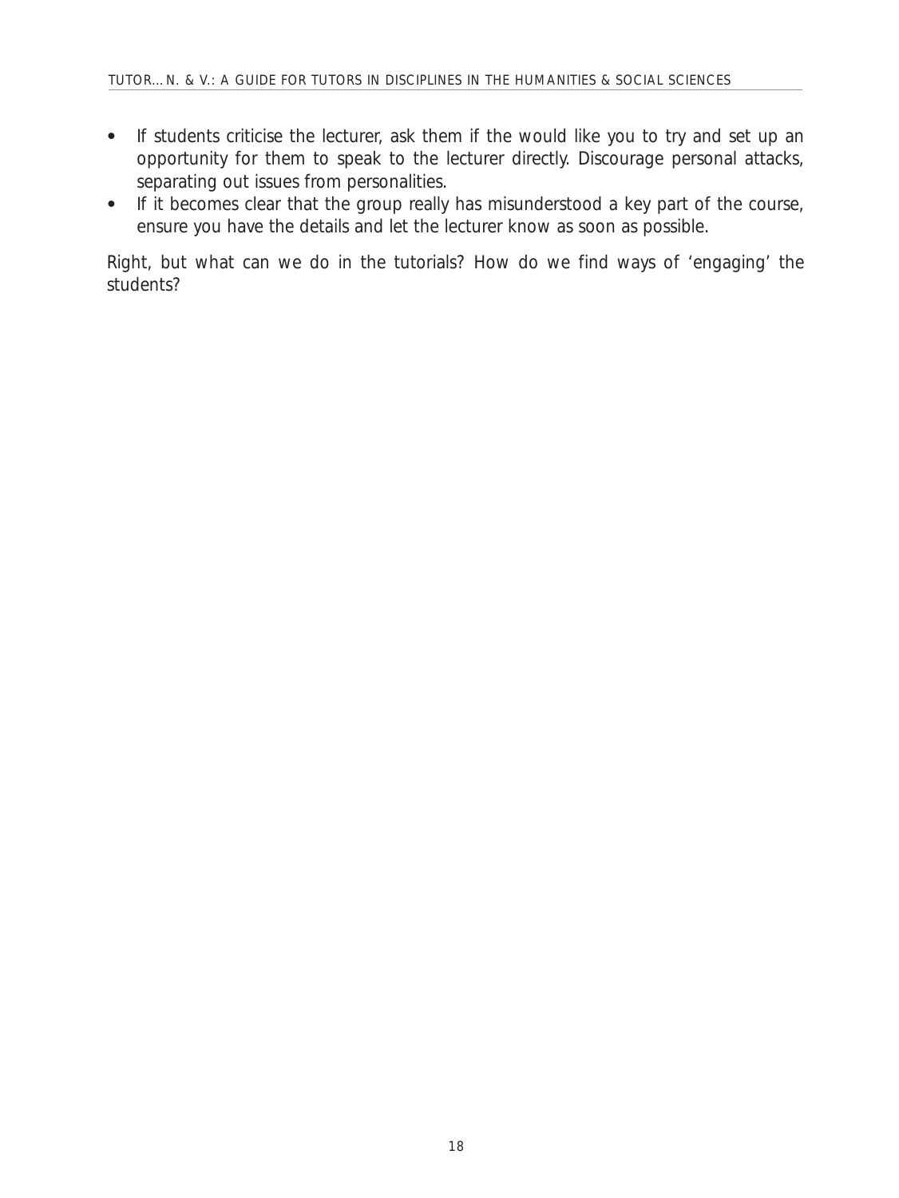- If students criticise the lecturer, ask them if the would like you to try and set up an opportunity for them to speak to the lecturer directly. Discourage personal attacks, separating out issues from personalities.
- If it becomes clear that the group really has misunderstood a key part of the course, ensure you have the details and let the lecturer know as soon as possible.

Right, but what can we do in the tutorials? How do we find ways of 'engaging' the students?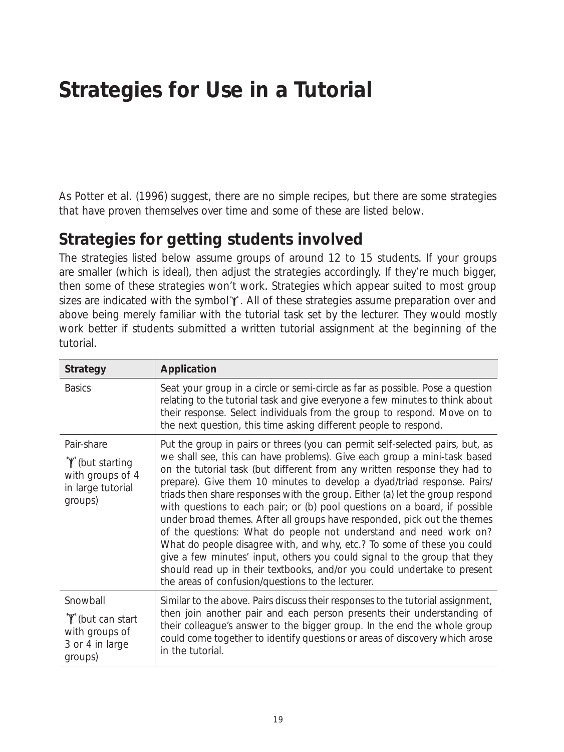# Strategies for Use in a Tutorial

As Potter et al. (1996) suggest, there are no simple recipes, but there are some strategies that have proven themselves over time and some of these are listed below.

## Strategies for getting students involved

The strategies listed below assume groups of around 12 to 15 students. If your groups are smaller (which is ideal), then adjust the strategies accordingly. If they're much bigger, then some of these strategies won't work. Strategies which appear suited to most group sizes are indicated with the symbol'Ÿ'. All of these strategies assume preparation over and above being merely familiar with the tutorial task set by the lecturer. They would mostly work better if students submitted a written tutorial assignment at the beginning of the tutorial.

| Strategy | Application |
| --- | --- |
| Basics | Seat your group in a circle or semi-circle as far as possible. Pose a question relating to the tutorial task and give everyone a few minutes to think about their response. Select individuals from the group to respond. Move on to the next question, this time asking different people to respond. |
| Pair-share 'Ÿ' (but starting with groups of 4 in large tutorial groups) | Put the group in pairs or threes (you can permit self-selected pairs, but, as we shall see, this can have problems). Give each group a mini-task based on the tutorial task (but different from any written response they had to prepare). Give them 10 minutes to develop a dyad/triad response. Pairs/triads then share responses with the group. Either (a) let the group respond with questions to each pair; or (b) pool questions on a board, if possible under broad themes. After all groups have responded, pick out the themes of the questions: What do people not understand and need work on? What do people disagree with, and why, etc.? To some of these you could give a few minutes' input, others you could signal to the group that they should read up in their textbooks, and/or you could undertake to present the areas of confusion/questions to the lecturer. |
| Snowball 'Ÿ' (but can start with groups of 3 or 4 in large groups) | Similar to the above. Pairs discuss their responses to the tutorial assignment, then join another pair and each person presents their understanding of their colleague's answer to the bigger group. In the end the whole group could come together to identify questions or areas of discovery which arose in the tutorial. |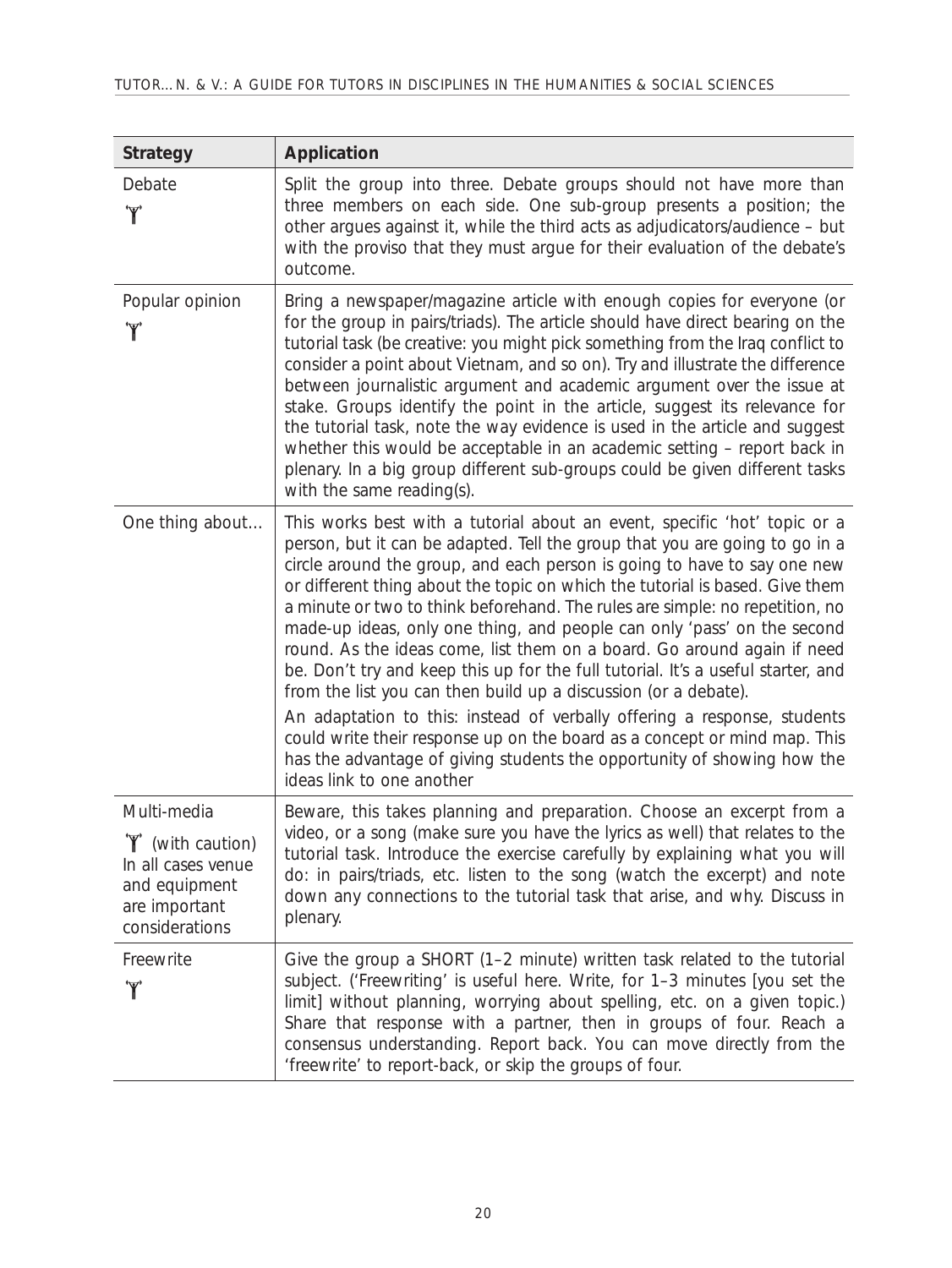| Strategy | Application |
|---|---|
| Debate<br>🍸 | Split the group into three. Debate groups should not have more than three members on each side. One sub-group presents a position; the other argues against it, while the third acts as adjudicators/audience – but with the proviso that they must argue for their evaluation of the debate's outcome. |
| Popular opinion<br>🍸 | Bring a newspaper/magazine article with enough copies for everyone (or for the group in pairs/triads). The article should have direct bearing on the tutorial task (be creative: you might pick something from the Iraq conflict to consider a point about Vietnam, and so on). Try and illustrate the difference between journalistic argument and academic argument over the issue at stake. Groups identify the point in the article, suggest its relevance for the tutorial task, note the way evidence is used in the article and suggest whether this would be acceptable in an academic setting – report back in plenary. In a big group different sub-groups could be given different tasks with the same reading(s). |
| One thing about… | This works best with a tutorial about an event, specific 'hot' topic or a person, but it can be adapted. Tell the group that you are going to go in a circle around the group, and each person is going to have to say one new or different thing about the topic on which the tutorial is based. Give them a minute or two to think beforehand. The rules are simple: no repetition, no made-up ideas, only one thing, and people can only 'pass' on the second round. As the ideas come, list them on a board. Go around again if need be. Don't try and keep this up for the full tutorial. It's a useful starter, and from the list you can then build up a discussion (or a debate).<br>An adaptation to this: instead of verbally offering a response, students could write their response up on the board as a concept or mind map. This has the advantage of giving students the opportunity of showing how the ideas link to one another |
| Multi-media<br>🍸 (with caution)<br>In all cases venue and equipment are important considerations | Beware, this takes planning and preparation. Choose an excerpt from a video, or a song (make sure you have the lyrics as well) that relates to the tutorial task. Introduce the exercise carefully by explaining what you will do: in pairs/triads, etc. listen to the song (watch the excerpt) and note down any connections to the tutorial task that arise, and why. Discuss in plenary. |
| Freewrite<br>🍸 | Give the group a SHORT (1–2 minute) written task related to the tutorial subject. ('Freewriting' is useful here. Write, for 1–3 minutes [you set the limit] without planning, worrying about spelling, etc. on a given topic.) Share that response with a partner, then in groups of four. Reach a consensus understanding. Report back. You can move directly from the 'freewrite' to report-back, or skip the groups of four. |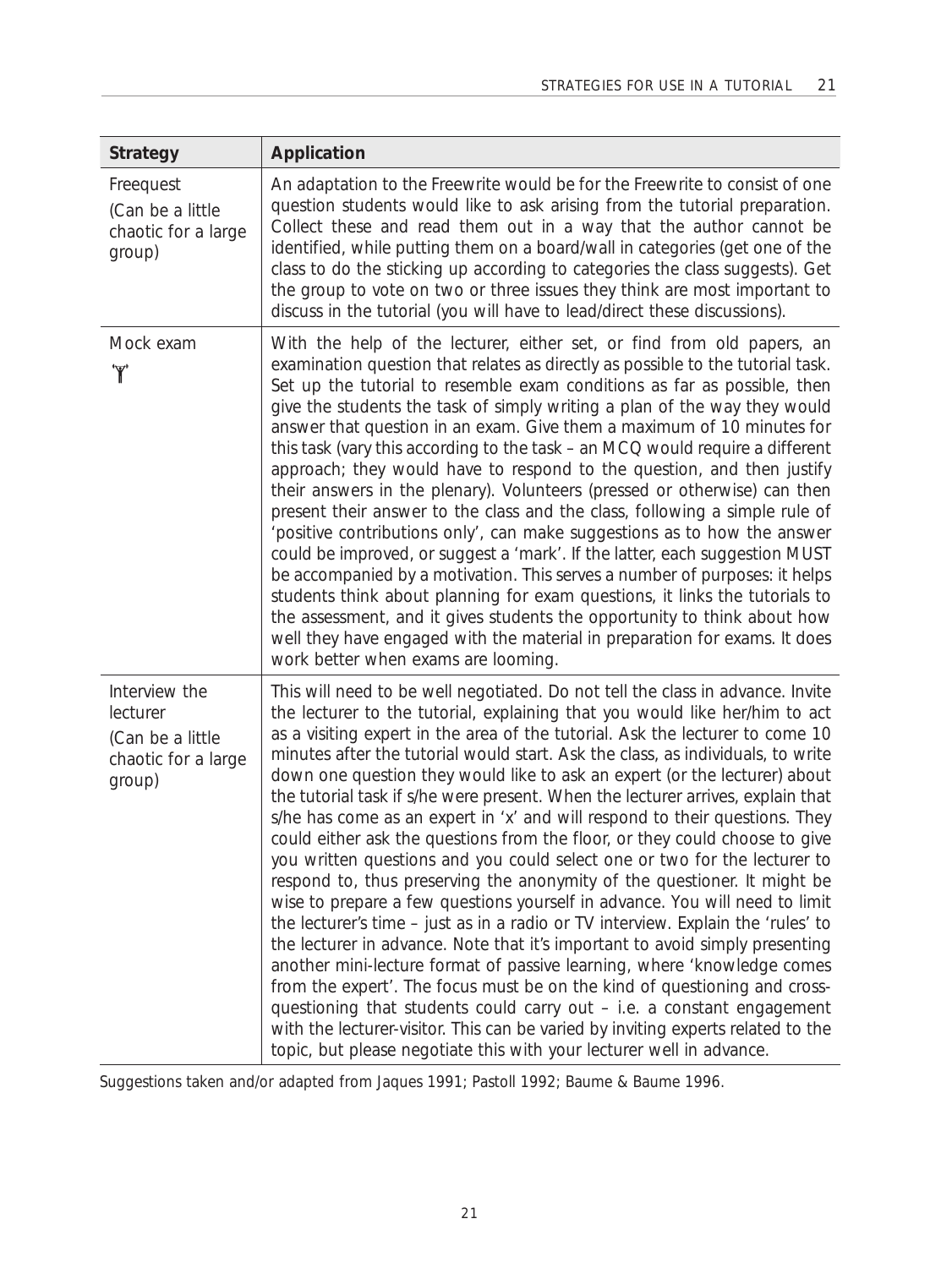| Strategy | Application |
|---|---|
| Freequest<br>(Can be a little chaotic for a large group) | An adaptation to the Freewrite would be for the Freewrite to consist of one question students would like to ask arising from the tutorial preparation. Collect these and read them out in a way that the author cannot be identified, while putting them on a board/wall in categories (get one of the class to do the sticking up according to categories the class suggests). Get the group to vote on two or three issues they think are most important to discuss in the tutorial (you will have to lead/direct these discussions). |
| Mock exam<br>Ÿ | With the help of the lecturer, either set, or find from old papers, an examination question that relates as directly as possible to the tutorial task. Set up the tutorial to resemble exam conditions as far as possible, then give the students the task of simply writing a plan of the way they would answer that question in an exam. Give them a maximum of 10 minutes for this task (vary this according to the task – an MCQ would require a different approach; they would have to respond to the question, and then justify their answers in the plenary). Volunteers (pressed or otherwise) can then present their answer to the class and the class, following a simple rule of 'positive contributions only', can make suggestions as to how the answer could be improved, or suggest a 'mark'. If the latter, each suggestion MUST be accompanied by a motivation. This serves a number of purposes: it helps students think about planning for exam questions, it links the tutorials to the assessment, and it gives students the opportunity to think about how well they have engaged with the material in preparation for exams. It does work better when exams are looming. |
| Interview the lecturer<br>(Can be a little chaotic for a large group) | This will need to be well negotiated. Do not tell the class in advance. Invite the lecturer to the tutorial, explaining that you would like her/him to act as a visiting expert in the area of the tutorial. Ask the lecturer to come 10 minutes after the tutorial would start. Ask the class, as individuals, to write down one question they would like to ask an expert (or the lecturer) about the tutorial task if s/he were present. When the lecturer arrives, explain that s/he has come as an expert in 'x' and will respond to their questions. They could either ask the questions from the floor, or they could choose to give you written questions and you could select one or two for the lecturer to respond to, thus preserving the anonymity of the questioner. It might be wise to prepare a few questions yourself in advance. You will need to limit the lecturer's time – just as in a radio or TV interview. Explain the 'rules' to the lecturer in advance. Note that it's important to avoid simply presenting another mini-lecture format of passive learning, where 'knowledge comes from the expert'. The focus must be on the kind of questioning and cross-questioning that students could carry out – i.e. a constant engagement with the lecturer-visitor. This can be varied by inviting experts related to the topic, but please negotiate this with your lecturer well in advance. |

Suggestions taken and/or adapted from Jaques 1991; Pastoll 1992; Baume & Baume 1996.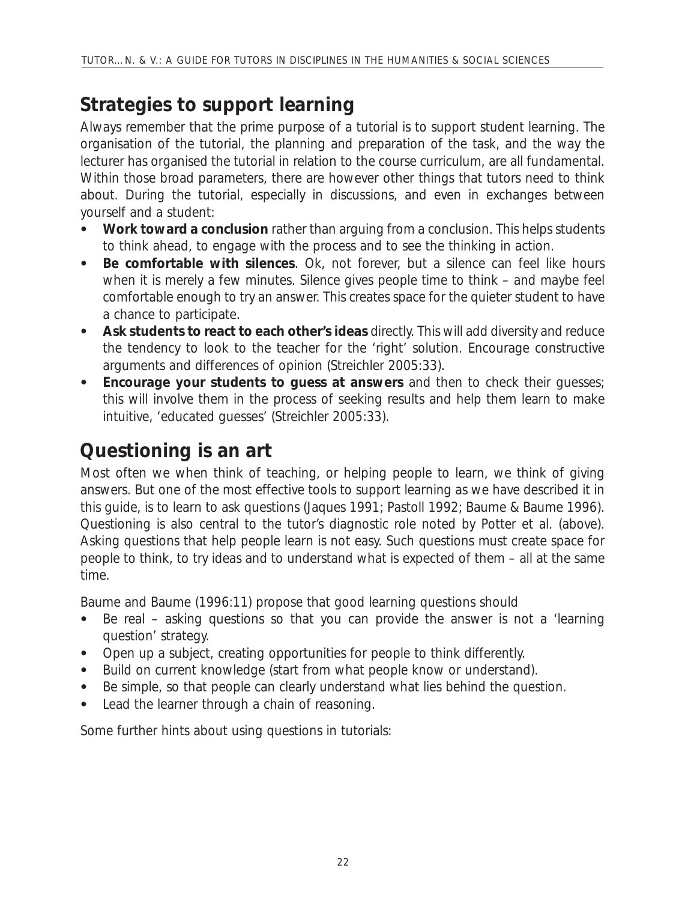## Strategies to support learning

Always remember that the prime purpose of a tutorial is to support student learning. The organisation of the tutorial, the planning and preparation of the task, and the way the lecturer has organised the tutorial in relation to the course curriculum, are all fundamental. Within those broad parameters, there are however other things that tutors need to think about. During the tutorial, especially in discussions, and even in exchanges between yourself and a student:

- **Work toward a conclusion** rather than arguing from a conclusion. This helps students to think ahead, to engage with the process and to see the thinking in action.
- **Be comfortable with silences**. Ok, not forever, but a silence can feel like hours when it is merely a few minutes. Silence gives people time to think – and maybe feel comfortable enough to try an answer. This creates space for the quieter student to have a chance to participate.
- **Ask students to react to each other's ideas** directly. This will add diversity and reduce the tendency to look to the teacher for the 'right' solution. Encourage constructive arguments and differences of opinion (Streichler 2005:33).
- **Encourage your students to guess at answers** and then to check their guesses; this will involve them in the process of seeking results and help them learn to make intuitive, 'educated guesses' (Streichler 2005:33).

## Questioning is an art

Most often we when think of teaching, or helping people to learn, we think of giving answers. But one of the most effective tools to support learning as we have described it in this guide, is to learn to ask questions (Jaques 1991; Pastoll 1992; Baume & Baume 1996). Questioning is also central to the tutor's diagnostic role noted by Potter et al. (above). Asking questions that help people learn is not easy. Such questions must create space for people to think, to try ideas and to understand what is expected of them – all at the same time.

Baume and Baume (1996:11) propose that good learning questions should

- Be real – asking questions so that you can provide the answer is not a 'learning question' strategy.
- Open up a subject, creating opportunities for people to think differently.
- Build on current knowledge (start from what people know or understand).
- Be simple, so that people can clearly understand what lies behind the question.
- Lead the learner through a chain of reasoning.

Some further hints about using questions in tutorials: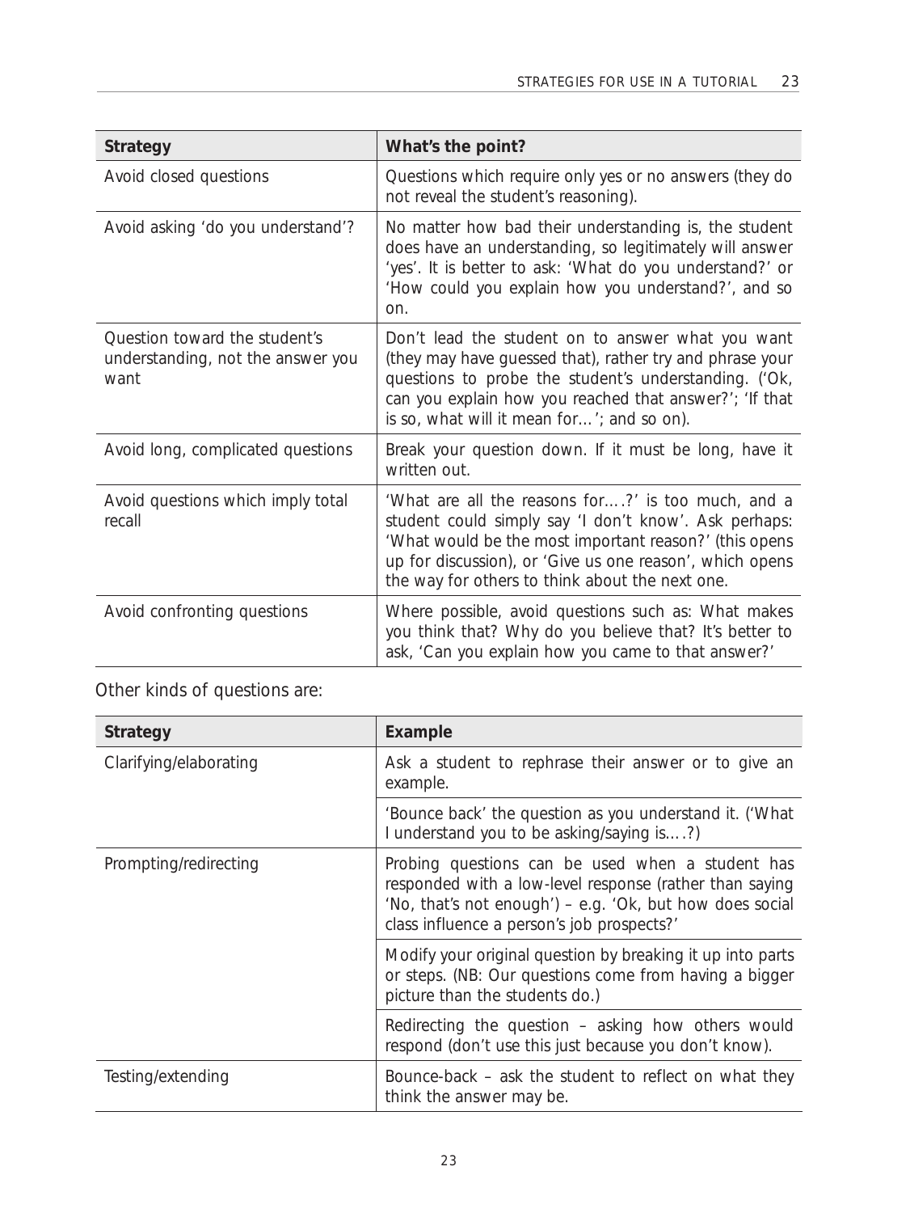| Strategy | What's the point? |
|---|---|
| Avoid closed questions | Questions which require only yes or no answers (they do not reveal the student's reasoning). |
| Avoid asking 'do you understand'? | No matter how bad their understanding is, the student does have an understanding, so legitimately will answer 'yes'. It is better to ask: 'What do you understand?' or 'How could you explain how you understand?', and so on. |
| Question toward the student's understanding, not the answer you want | Don't lead the student on to answer what you want (they may have guessed that), rather try and phrase your questions to probe the student's understanding. ('Ok, can you explain how you reached that answer?'; 'If that is so, what will it mean for…'; and so on). |
| Avoid long, complicated questions | Break your question down. If it must be long, have it written out. |
| Avoid questions which imply total recall | 'What are all the reasons for….?' is too much, and a student could simply say 'I don't know'. Ask perhaps: 'What would be the most important reason?' (this opens up for discussion), or 'Give us one reason', which opens the way for others to think about the next one. |
| Avoid confronting questions | Where possible, avoid questions such as: What makes you think that? Why do you believe that? It's better to ask, 'Can you explain how you came to that answer?' |

Other kinds of questions are:

| Strategy | Example |
|---|---|
| Clarifying/elaborating | Ask a student to rephrase their answer or to give an example. |
| | 'Bounce back' the question as you understand it. ('What I understand you to be asking/saying is….?) |
| Prompting/redirecting | Probing questions can be used when a student has responded with a low-level response (rather than saying 'No, that's not enough') – e.g. 'Ok, but how does social class influence a person's job prospects?' |
| | Modify your original question by breaking it up into parts or steps. (NB: Our questions come from having a bigger picture than the students do.) |
| | Redirecting the question – asking how others would respond (don't use this just because you don't know). |
| Testing/extending | Bounce-back – ask the student to reflect on what they think the answer may be. |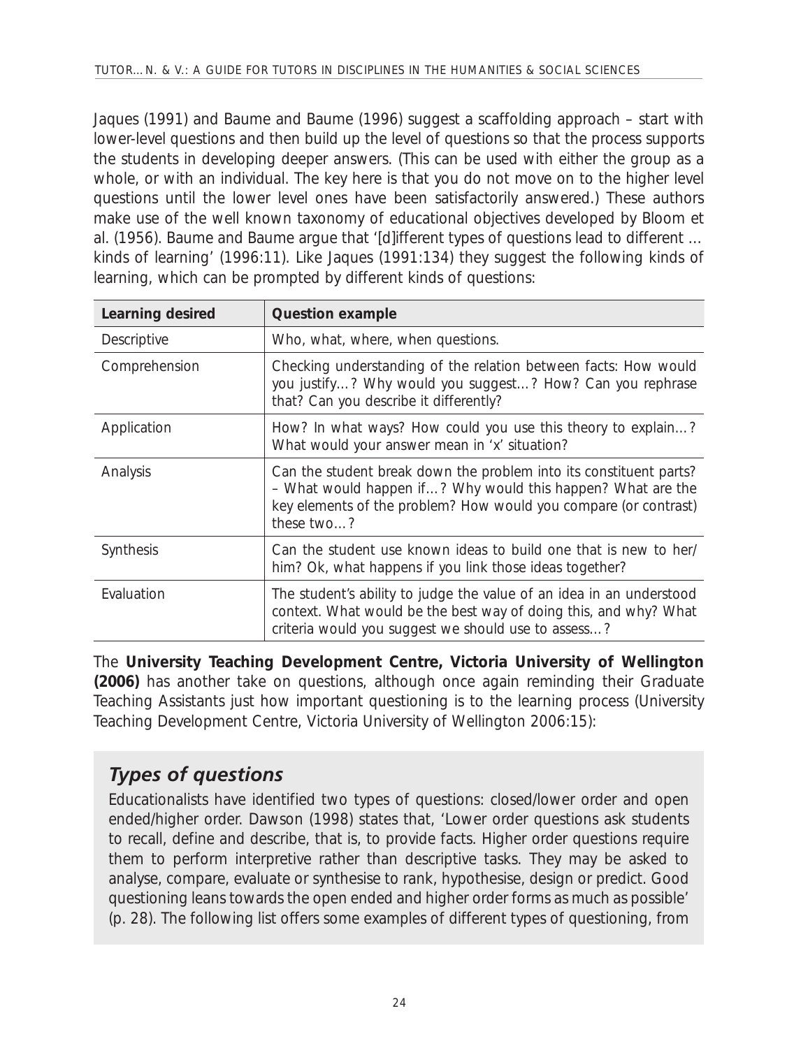Jaques (1991) and Baume and Baume (1996) suggest a scaffolding approach – start with lower-level questions and then build up the level of questions so that the process supports the students in developing deeper answers. (This can be used with either the group as a whole, or with an individual. The key here is that you do not move on to the higher level questions until the lower level ones have been satisfactorily answered.) These authors make use of the well known taxonomy of educational objectives developed by Bloom et al. (1956). Baume and Baume argue that '[d]ifferent types of questions lead to different … kinds of learning' (1996:11). Like Jaques (1991:134) they suggest the following kinds of learning, which can be prompted by different kinds of questions:

| Learning desired | Question example |
|---|---|
| Descriptive | Who, what, where, when questions. |
| Comprehension | Checking understanding of the relation between facts: How would you justify…? Why would you suggest…? How? Can you rephrase that? Can you describe it differently? |
| Application | How? In what ways? How could you use this theory to explain…? What would your answer mean in 'x' situation? |
| Analysis | Can the student break down the problem into its constituent parts? – What would happen if…? Why would this happen? What are the key elements of the problem? How would you compare (or contrast) these two…? |
| Synthesis | Can the student use known ideas to build one that is new to her/him? Ok, what happens if you link those ideas together? |
| Evaluation | The student's ability to judge the value of an idea in an understood context. What would be the best way of doing this, and why? What criteria would you suggest we should use to assess…? |

The **University Teaching Development Centre, Victoria University of Wellington (2006)** has another take on questions, although once again reminding their Graduate Teaching Assistants just how important questioning is to the learning process (University Teaching Development Centre, Victoria University of Wellington 2006:15):

## *Types of questions*

Educationalists have identified two types of questions: closed/lower order and open ended/higher order. Dawson (1998) states that, 'Lower order questions ask students to recall, define and describe, that is, to provide facts. Higher order questions require them to perform interpretive rather than descriptive tasks. They may be asked to analyse, compare, evaluate or synthesise to rank, hypothesise, design or predict. Good questioning leans towards the open ended and higher order forms as much as possible' (p. 28). The following list offers some examples of different types of questioning, from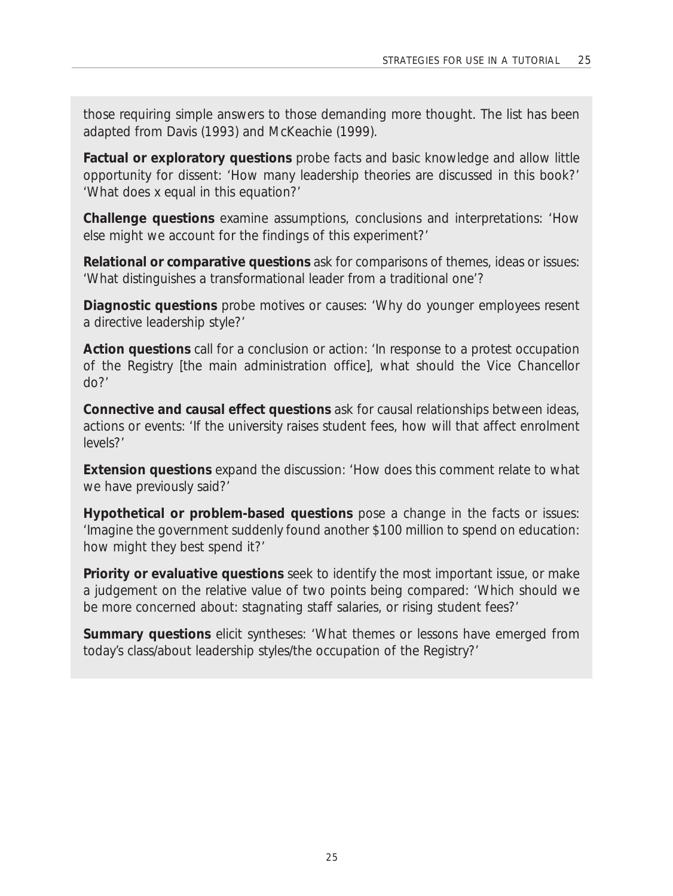those requiring simple answers to those demanding more thought. The list has been adapted from Davis (1993) and McKeachie (1999).

**Factual or exploratory questions** probe facts and basic knowledge and allow little opportunity for dissent: 'How many leadership theories are discussed in this book?' 'What does x equal in this equation?'

**Challenge questions** examine assumptions, conclusions and interpretations: 'How else might we account for the findings of this experiment?'

**Relational or comparative questions** ask for comparisons of themes, ideas or issues: 'What distinguishes a transformational leader from a traditional one'?

**Diagnostic questions** probe motives or causes: 'Why do younger employees resent a directive leadership style?'

**Action questions** call for a conclusion or action: 'In response to a protest occupation of the Registry [the main administration office], what should the Vice Chancellor do?'

**Connective and causal effect questions** ask for causal relationships between ideas, actions or events: 'If the university raises student fees, how will that affect enrolment levels?'

**Extension questions** expand the discussion: 'How does this comment relate to what we have previously said?'

**Hypothetical or problem-based questions** pose a change in the facts or issues: 'Imagine the government suddenly found another $100 million to spend on education: how might they best spend it?'

**Priority or evaluative questions** seek to identify the most important issue, or make a judgement on the relative value of two points being compared: 'Which should we be more concerned about: stagnating staff salaries, or rising student fees?'

**Summary questions** elicit syntheses: 'What themes or lessons have emerged from today's class/about leadership styles/the occupation of the Registry?'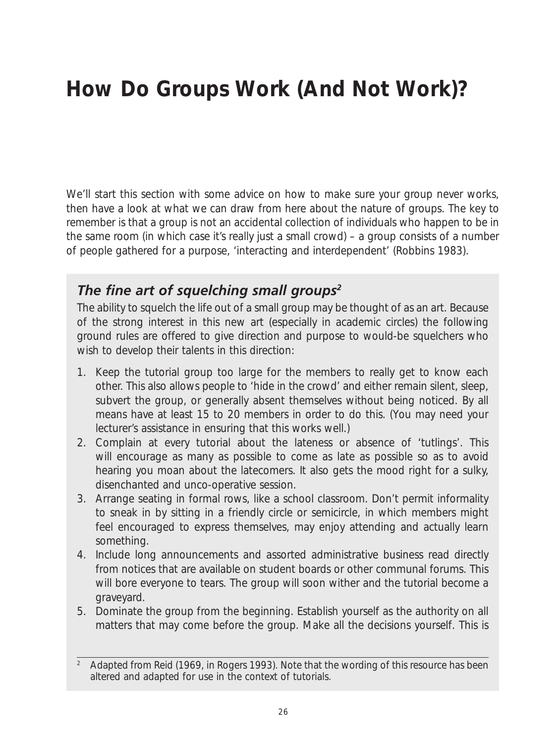# How Do Groups Work (And Not Work)?

We'll start this section with some advice on how to make sure your group never works, then have a look at what we can draw from here about the nature of groups. The key to remember is that a group is not an accidental collection of individuals who happen to be in the same room (in which case it's really just a small crowd) – a group consists of a number of people gathered for a purpose, 'interacting and interdependent' (Robbins 1983).

## *The fine art of squelching small groups*[2]

The ability to squelch the life out of a small group may be thought of as an art. Because of the strong interest in this new art (especially in academic circles) the following ground rules are offered to give direction and purpose to would-be squelchers who wish to develop their talents in this direction:

1. Keep the tutorial group too large for the members to really get to know each other. This also allows people to 'hide in the crowd' and either remain silent, sleep, subvert the group, or generally absent themselves without being noticed. By all means have at least 15 to 20 members in order to do this. (You may need your lecturer's assistance in ensuring that this works well.)
2. Complain at every tutorial about the lateness or absence of 'tutlings'. This will encourage as many as possible to come as late as possible so as to avoid hearing you moan about the latecomers. It also gets the mood right for a sulky, disenchanted and unco-operative session.
3. Arrange seating in formal rows, like a school classroom. Don't permit informality to sneak in by sitting in a friendly circle or semicircle, in which members might feel encouraged to express themselves, may enjoy attending and actually learn something.
4. Include long announcements and assorted administrative business read directly from notices that are available on student boards or other communal forums. This will bore everyone to tears. The group will soon wither and the tutorial become a graveyard.
5. Dominate the group from the beginning. Establish yourself as the authority on all matters that may come before the group. Make all the decisions yourself. This is

[2] Adapted from Reid (1969, in Rogers 1993). Note that the wording of this resource has been altered and adapted for use in the context of tutorials.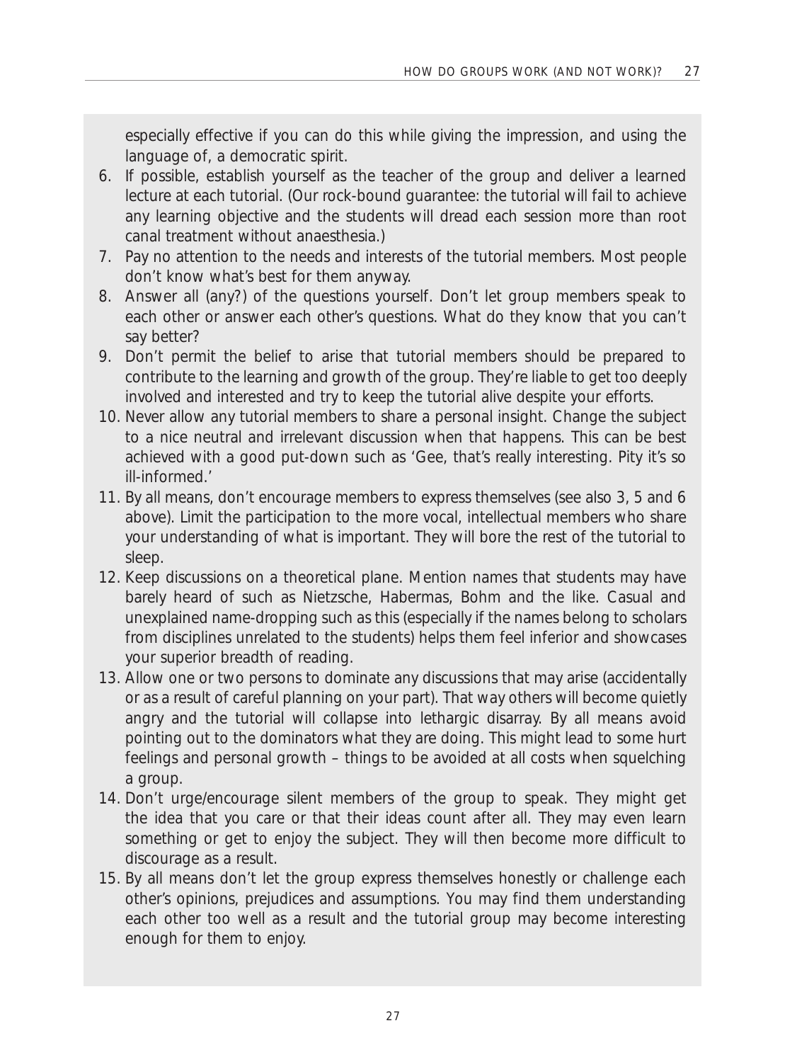especially effective if you can do this while giving the impression, and using the language of, a democratic spirit.

6. If possible, establish yourself as the teacher of the group and deliver a learned lecture at each tutorial. (Our rock-bound guarantee: the tutorial will fail to achieve any learning objective and the students will dread each session more than root canal treatment without anaesthesia.)
7. Pay no attention to the needs and interests of the tutorial members. Most people don't know what's best for them anyway.
8. Answer all (any?) of the questions yourself. Don't let group members speak to each other or answer each other's questions. What do they know that you can't say better?
9. Don't permit the belief to arise that tutorial members should be prepared to contribute to the learning and growth of the group. They're liable to get too deeply involved and interested and try to keep the tutorial alive despite your efforts.
10. Never allow any tutorial members to share a personal insight. Change the subject to a nice neutral and irrelevant discussion when that happens. This can be best achieved with a good put-down such as 'Gee, that's really interesting. Pity it's so ill-informed.'
11. By all means, don't encourage members to express themselves (see also 3, 5 and 6 above). Limit the participation to the more vocal, intellectual members who share your understanding of what is important. They will bore the rest of the tutorial to sleep.
12. Keep discussions on a theoretical plane. Mention names that students may have barely heard of such as Nietzsche, Habermas, Bohm and the like. Casual and unexplained name-dropping such as this (especially if the names belong to scholars from disciplines unrelated to the students) helps them feel inferior and showcases your superior breadth of reading.
13. Allow one or two persons to dominate any discussions that may arise (accidentally or as a result of careful planning on your part). That way others will become quietly angry and the tutorial will collapse into lethargic disarray. By all means avoid pointing out to the dominators what they are doing. This might lead to some hurt feelings and personal growth – things to be avoided at all costs when squelching a group.
14. Don't urge/encourage silent members of the group to speak. They might get the idea that you care or that their ideas count after all. They may even learn something or get to enjoy the subject. They will then become more difficult to discourage as a result.
15. By all means don't let the group express themselves honestly or challenge each other's opinions, prejudices and assumptions. You may find them understanding each other too well as a result and the tutorial group may become interesting enough for them to enjoy.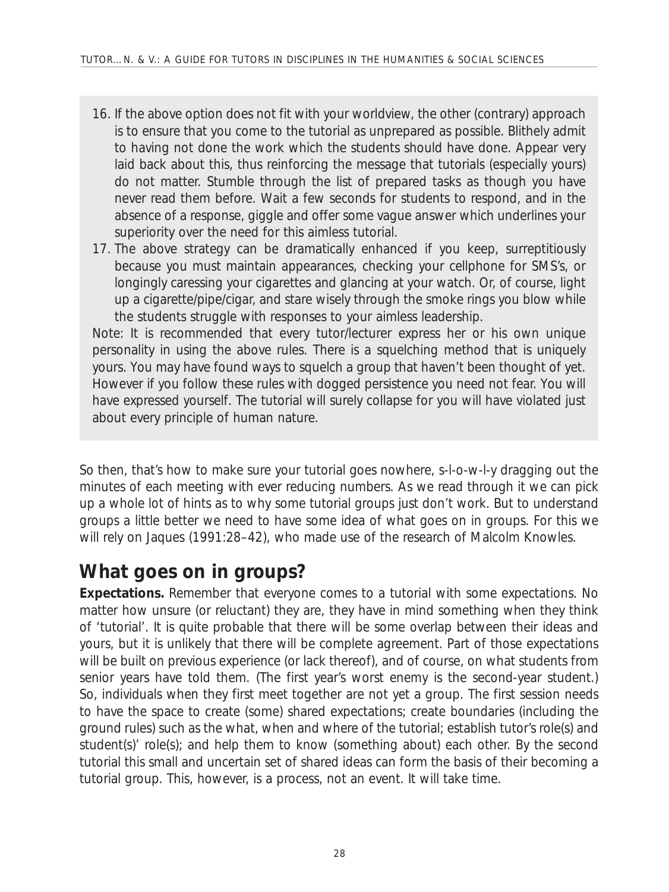16. If the above option does not fit with your worldview, the other (contrary) approach is to ensure that you come to the tutorial as unprepared as possible. Blithely admit to having not done the work which the students should have done. Appear very laid back about this, thus reinforcing the message that tutorials (especially yours) do not matter. Stumble through the list of prepared tasks as though you have never read them before. Wait a few seconds for students to respond, and in the absence of a response, giggle and offer some vague answer which underlines your superiority over the need for this aimless tutorial.
17. The above strategy can be dramatically enhanced if you keep, surreptitiously because you must maintain appearances, checking your cellphone for SMS's, or longingly caressing your cigarettes and glancing at your watch. Or, of course, light up a cigarette/pipe/cigar, and stare wisely through the smoke rings you blow while the students struggle with responses to your aimless leadership.

Note: It is recommended that every tutor/lecturer express her or his own unique personality in using the above rules. There is a squelching method that is uniquely yours. You may have found ways to squelch a group that haven't been thought of yet. However if you follow these rules with dogged persistence you need not fear. You will have expressed yourself. The tutorial will surely collapse for you will have violated just about every principle of human nature.

So then, that's how to make sure your tutorial goes nowhere, s-l-o-w-l-y dragging out the minutes of each meeting with ever reducing numbers. As we read through it we can pick up a whole lot of hints as to why some tutorial groups just don't work. But to understand groups a little better we need to have some idea of what goes on in groups. For this we will rely on Jaques (1991:28–42), who made use of the research of Malcolm Knowles.

## What goes on in groups?

**Expectations.** Remember that everyone comes to a tutorial with some expectations. No matter how unsure (or reluctant) they are, they have in mind something when they think of 'tutorial'. It is quite probable that there will be some overlap between their ideas and yours, but it is unlikely that there will be complete agreement. Part of those expectations will be built on previous experience (or lack thereof), and of course, on what students from senior years have told them. (The first year's worst enemy is the second-year student.) So, individuals when they first meet together are not yet a group. The first session needs to have the space to create (some) shared expectations; create boundaries (including the ground rules) such as the what, when and where of the tutorial; establish tutor's role(s) and student(s)' role(s); and help them to know (something about) each other. By the second tutorial this small and uncertain set of shared ideas can form the basis of their becoming a tutorial group. This, however, is a process, not an event. It will take time.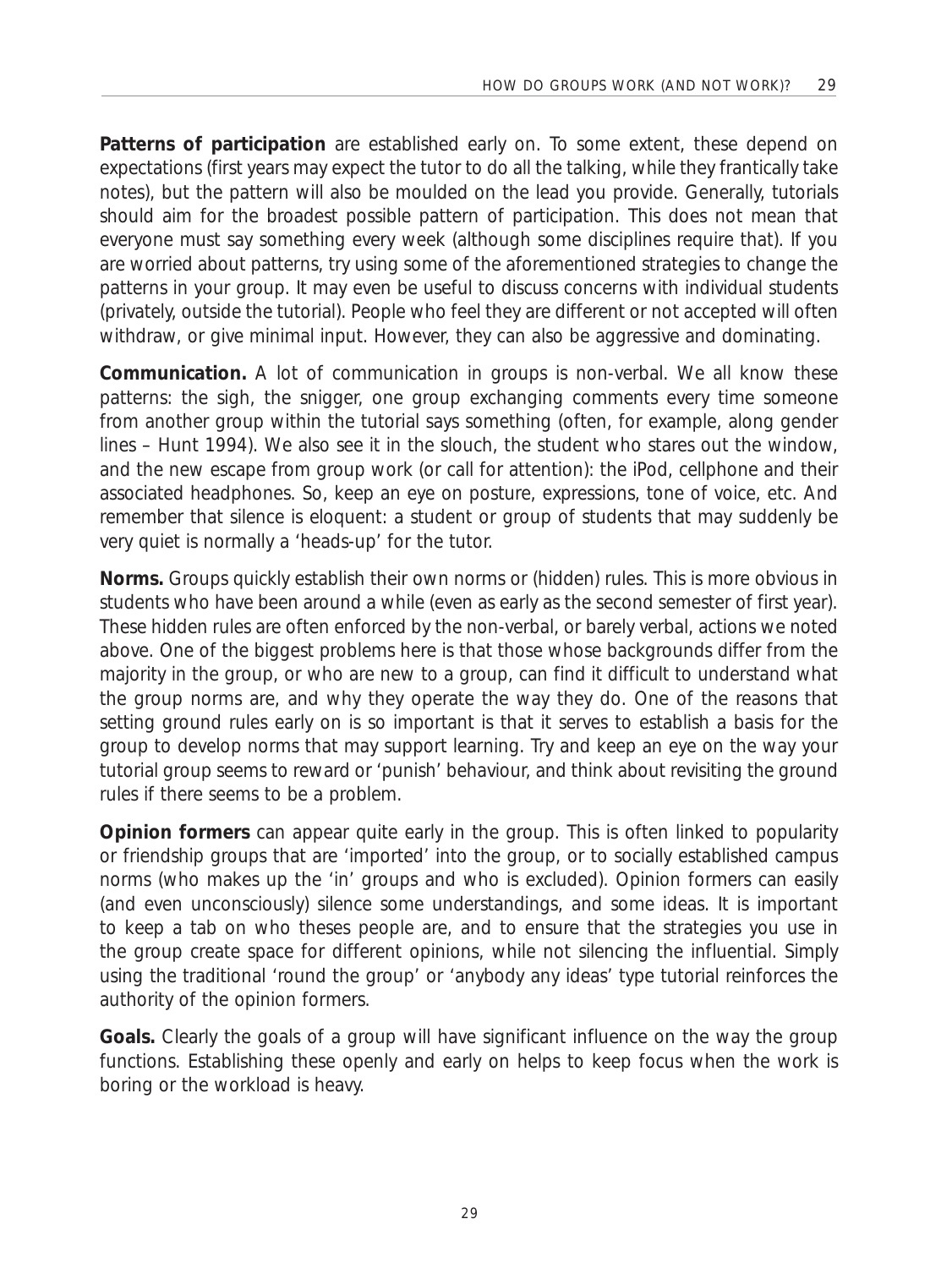**Patterns of participation** are established early on. To some extent, these depend on expectations (first years may expect the tutor to do all the talking, while they frantically take notes), but the pattern will also be moulded on the lead you provide. Generally, tutorials should aim for the broadest possible pattern of participation. This does not mean that everyone must say something every week (although some disciplines require that). If you are worried about patterns, try using some of the aforementioned strategies to change the patterns in your group. It may even be useful to discuss concerns with individual students (privately, outside the tutorial). People who feel they are different or not accepted will often withdraw, or give minimal input. However, they can also be aggressive and dominating.

**Communication.** A lot of communication in groups is non-verbal. We all know these patterns: the sigh, the snigger, one group exchanging comments every time someone from another group within the tutorial says something (often, for example, along gender lines – Hunt 1994). We also see it in the slouch, the student who stares out the window, and the new escape from group work (or call for attention): the iPod, cellphone and their associated headphones. So, keep an eye on posture, expressions, tone of voice, etc. And remember that silence is eloquent: a student or group of students that may suddenly be very quiet is normally a 'heads-up' for the tutor.

**Norms.** Groups quickly establish their own norms or (hidden) rules. This is more obvious in students who have been around a while (even as early as the second semester of first year). These hidden rules are often enforced by the non-verbal, or barely verbal, actions we noted above. One of the biggest problems here is that those whose backgrounds differ from the majority in the group, or who are new to a group, can find it difficult to understand what the group norms are, and why they operate the way they do. One of the reasons that setting ground rules early on is so important is that it serves to establish a basis for the group to develop norms that may support learning. Try and keep an eye on the way your tutorial group seems to reward or 'punish' behaviour, and think about revisiting the ground rules if there seems to be a problem.

**Opinion formers** can appear quite early in the group. This is often linked to popularity or friendship groups that are 'imported' into the group, or to socially established campus norms (who makes up the 'in' groups and who is excluded). Opinion formers can easily (and even unconsciously) silence some understandings, and some ideas. It is important to keep a tab on who theses people are, and to ensure that the strategies you use in the group create space for different opinions, while not silencing the influential. Simply using the traditional 'round the group' or 'anybody any ideas' type tutorial reinforces the authority of the opinion formers.

**Goals.** Clearly the goals of a group will have significant influence on the way the group functions. Establishing these openly and early on helps to keep focus when the work is boring or the workload is heavy.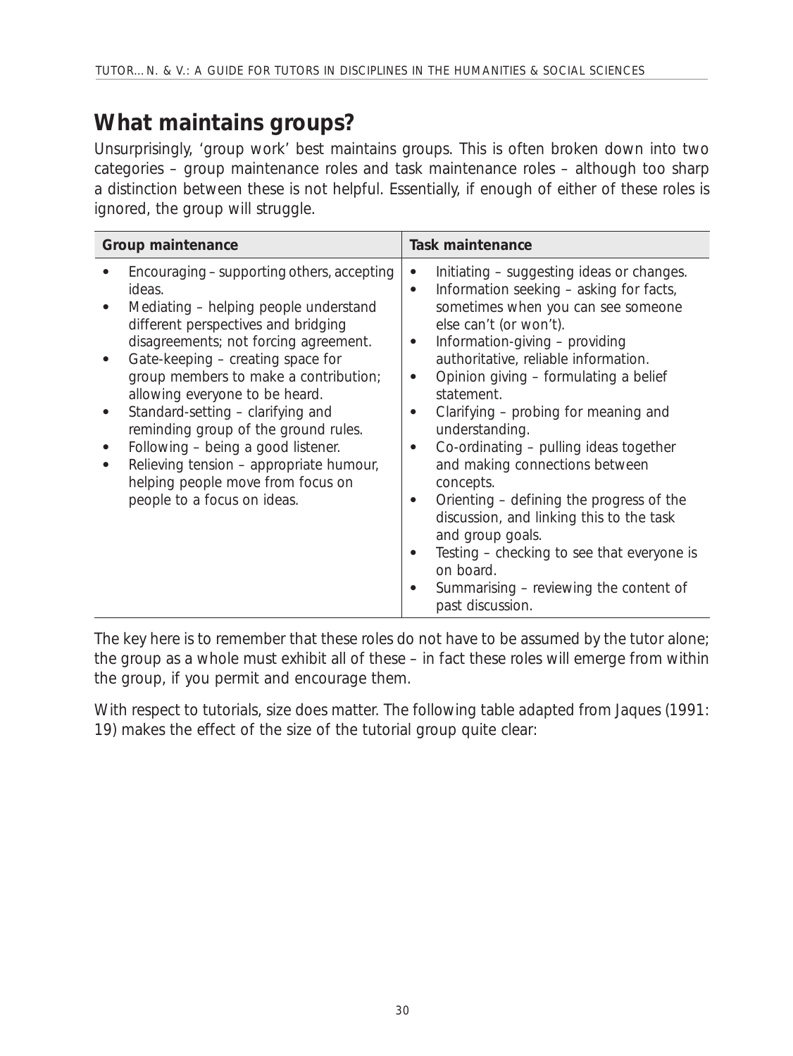## What maintains groups?

Unsurprisingly, 'group work' best maintains groups. This is often broken down into two categories – group maintenance roles and task maintenance roles – although too sharp a distinction between these is not helpful. Essentially, if enough of either of these roles is ignored, the group will struggle.

| Group maintenance | Task maintenance |
|---|---|
| • Encouraging – supporting others, accepting ideas.<br>• Mediating – helping people understand different perspectives and bridging disagreements; not forcing agreement.<br>• Gate-keeping – creating space for group members to make a contribution; allowing everyone to be heard.<br>• Standard-setting – clarifying and reminding group of the ground rules.<br>• Following – being a good listener.<br>• Relieving tension – appropriate humour, helping people move from focus on people to a focus on ideas. | • Initiating – suggesting ideas or changes.<br>• Information seeking – asking for facts, sometimes when you can see someone else can't (or won't).<br>• Information-giving – providing authoritative, reliable information.<br>• Opinion giving – formulating a belief statement.<br>• Clarifying – probing for meaning and understanding.<br>• Co-ordinating – pulling ideas together and making connections between concepts.<br>• Orienting – defining the progress of the discussion, and linking this to the task and group goals.<br>• Testing – checking to see that everyone is on board.<br>• Summarising – reviewing the content of past discussion. |

The key here is to remember that these roles do not have to be assumed by the tutor alone; the group as a whole must exhibit all of these – in fact these roles will emerge from within the group, if you permit and encourage them.

With respect to tutorials, size does matter. The following table adapted from Jaques (1991: 19) makes the effect of the size of the tutorial group quite clear: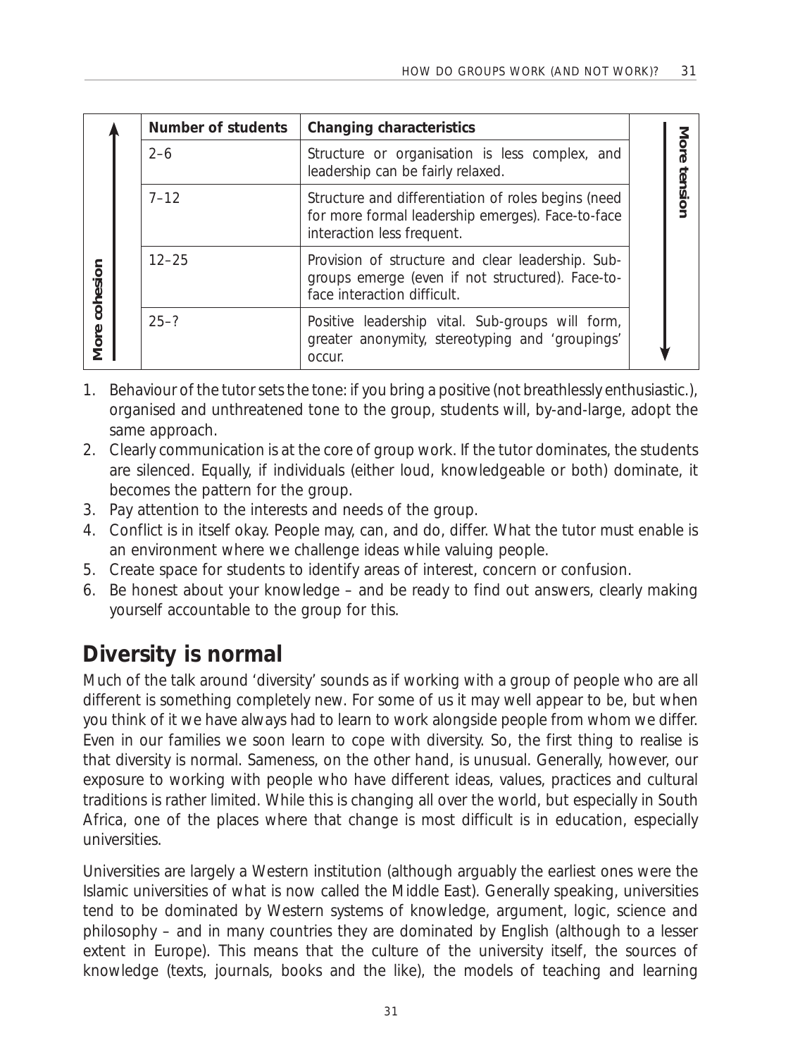| More cohesion ↑ | Number of students | Changing characteristics | More tension ↓ |
|---|---|---|---|
| | 2–6 | Structure or organisation is less complex, and leadership can be fairly relaxed. | |
| | 7–12 | Structure and differentiation of roles begins (need for more formal leadership emerges). Face-to-face interaction less frequent. | |
| | 12–25 | Provision of structure and clear leadership. Sub-groups emerge (even if not structured). Face-to-face interaction difficult. | |
| | 25–? | Positive leadership vital. Sub-groups will form, greater anonymity, stereotyping and 'groupings' occur. | |

1. Behaviour of the tutor sets the tone: if you bring a positive (not breathlessly enthusiastic.), organised and unthreatened tone to the group, students will, by-and-large, adopt the same approach.
2. Clearly communication is at the core of group work. If the tutor dominates, the students are silenced. Equally, if individuals (either loud, knowledgeable or both) dominate, it becomes the pattern for the group.
3. Pay attention to the interests and needs of the group.
4. Conflict is in itself okay. People may, can, and do, differ. What the tutor must enable is an environment where we challenge ideas while valuing people.
5. Create space for students to identify areas of interest, concern or confusion.
6. Be honest about your knowledge – and be ready to find out answers, clearly making yourself accountable to the group for this.

## Diversity is normal

Much of the talk around 'diversity' sounds as if working with a group of people who are all different is something completely new. For some of us it may well appear to be, but when you think of it we have always had to learn to work alongside people from whom we differ. Even in our families we soon learn to cope with diversity. So, the first thing to realise is that diversity is normal. Sameness, on the other hand, is unusual. Generally, however, our exposure to working with people who have different ideas, values, practices and cultural traditions is rather limited. While this is changing all over the world, but especially in South Africa, one of the places where that change is most difficult is in education, especially universities.

Universities are largely a Western institution (although arguably the earliest ones were the Islamic universities of what is now called the Middle East). Generally speaking, universities tend to be dominated by Western systems of knowledge, argument, logic, science and philosophy – and in many countries they are dominated by English (although to a lesser extent in Europe). This means that the culture of the university itself, the sources of knowledge (texts, journals, books and the like), the models of teaching and learning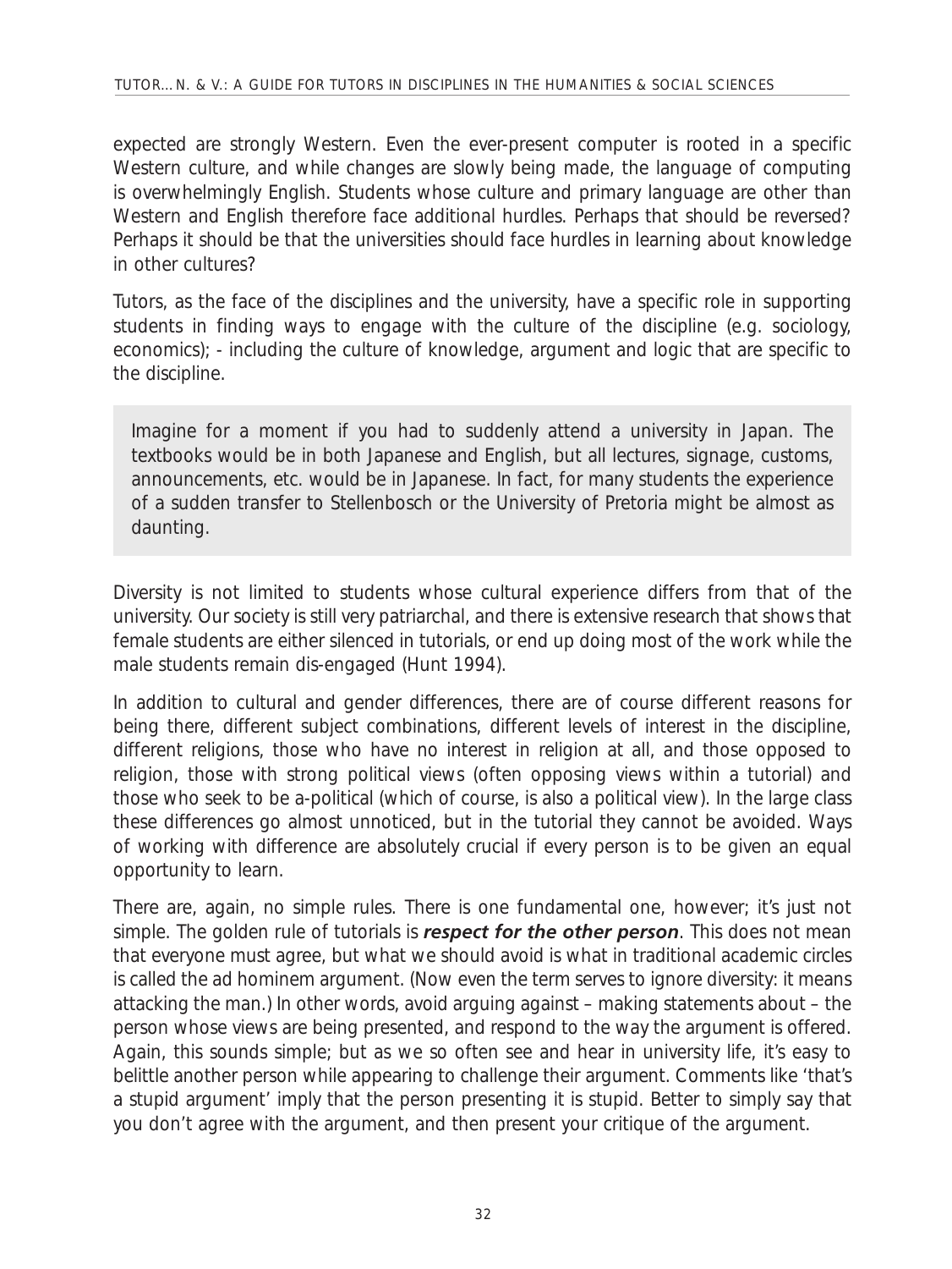expected are strongly Western. Even the ever-present computer is rooted in a specific Western culture, and while changes are slowly being made, the language of computing is overwhelmingly English. Students whose culture and primary language are other than Western and English therefore face additional hurdles. Perhaps that should be reversed? Perhaps it should be that the universities should face hurdles in learning about knowledge in other cultures?

Tutors, as the face of the disciplines and the university, have a specific role in supporting students in finding ways to engage with the culture of the discipline (e.g. sociology, economics); - including the culture of knowledge, argument and logic that are specific to the discipline.

> Imagine for a moment if you had to suddenly attend a university in Japan. The textbooks would be in both Japanese and English, but all lectures, signage, customs, announcements, etc. would be in Japanese. In fact, for many students the experience of a sudden transfer to Stellenbosch or the University of Pretoria might be almost as daunting.

Diversity is not limited to students whose cultural experience differs from that of the university. Our society is still very patriarchal, and there is extensive research that shows that female students are either silenced in tutorials, or end up doing most of the work while the male students remain dis-engaged (Hunt 1994).

In addition to cultural and gender differences, there are of course different reasons for being there, different subject combinations, different levels of interest in the discipline, different religions, those who have no interest in religion at all, and those opposed to religion, those with strong political views (often opposing views within a tutorial) and those who seek to be a-political (which of course, is also a political view). In the large class these differences go almost unnoticed, but in the tutorial they cannot be avoided. Ways of working with difference are absolutely crucial if every person is to be given an equal opportunity to learn.

There are, again, no simple rules. There is one fundamental one, however; it's just not simple. The golden rule of tutorials is ***respect for the other person***. This does not mean that everyone must agree, but what we should avoid is what in traditional academic circles is called the ad hominem argument. (Now even the term serves to ignore diversity: it means attacking the man.) In other words, avoid arguing against – making statements about – the person whose views are being presented, and respond to the way the argument is offered. Again, this sounds simple; but as we so often see and hear in university life, it's easy to belittle another person while appearing to challenge their argument. Comments like 'that's a stupid argument' imply that the person presenting it is stupid. Better to simply say that you don't agree with the argument, and then present your critique of the argument.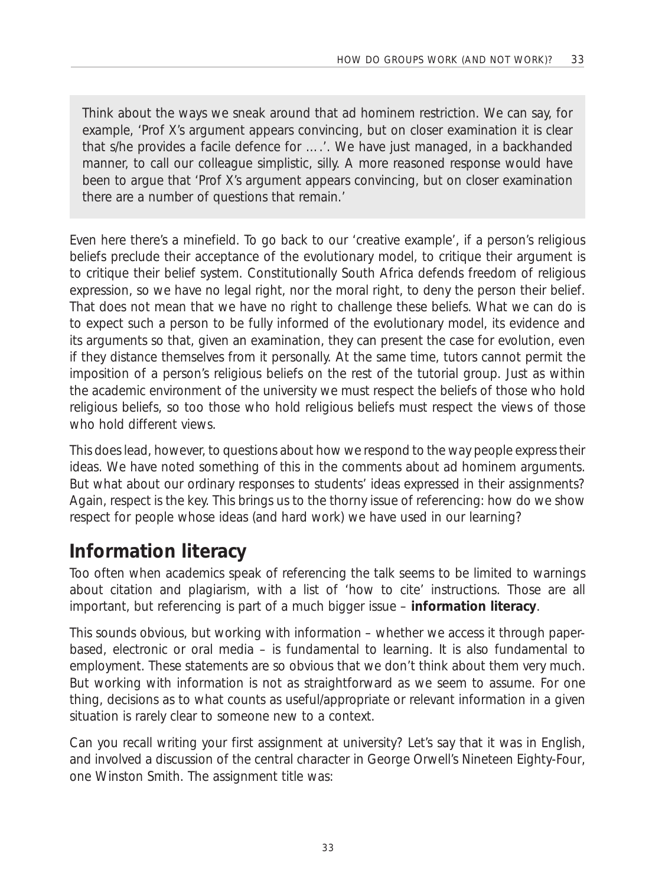> Think about the ways we sneak around that ad hominem restriction. We can say, for example, 'Prof X's argument appears convincing, but on closer examination it is clear that s/he provides a facile defence for ….'. We have just managed, in a backhanded manner, to call our colleague simplistic, silly. A more reasoned response would have been to argue that 'Prof X's argument appears convincing, but on closer examination there are a number of questions that remain.'

Even here there's a minefield. To go back to our 'creative example', if a person's religious beliefs preclude their acceptance of the evolutionary model, to critique their argument is to critique their belief system. Constitutionally South Africa defends freedom of religious expression, so we have no legal right, nor the moral right, to deny the person their belief. That does not mean that we have no right to challenge these beliefs. What we can do is to expect such a person to be fully informed of the evolutionary model, its evidence and its arguments so that, given an examination, they can present the case for evolution, even if they distance themselves from it personally. At the same time, tutors cannot permit the imposition of a person's religious beliefs on the rest of the tutorial group. Just as within the academic environment of the university we must respect the beliefs of those who hold religious beliefs, so too those who hold religious beliefs must respect the views of those who hold different views.

This does lead, however, to questions about how we respond to the way people express their ideas. We have noted something of this in the comments about ad hominem arguments. But what about our ordinary responses to students' ideas expressed in their assignments? Again, respect is the key. This brings us to the thorny issue of referencing: how do we show respect for people whose ideas (and hard work) we have used in our learning?

## Information literacy

Too often when academics speak of referencing the talk seems to be limited to warnings about citation and plagiarism, with a list of 'how to cite' instructions. Those are all important, but referencing is part of a much bigger issue – **information literacy**.

This sounds obvious, but working with information – whether we access it through paper-based, electronic or oral media – is fundamental to learning. It is also fundamental to employment. These statements are so obvious that we don't think about them very much. But working with information is not as straightforward as we seem to assume. For one thing, decisions as to what counts as useful/appropriate or relevant information in a given situation is rarely clear to someone new to a context.

Can you recall writing your first assignment at university? Let's say that it was in English, and involved a discussion of the central character in George Orwell's Nineteen Eighty-Four, one Winston Smith. The assignment title was: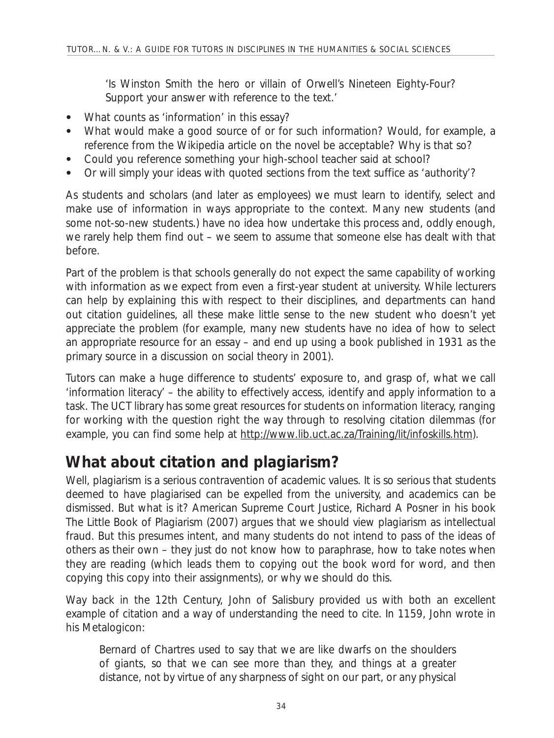'Is Winston Smith the hero or villain of Orwell's Nineteen Eighty-Four? Support your answer with reference to the text.'

- What counts as 'information' in this essay?
- What would make a good source of or for such information? Would, for example, a reference from the Wikipedia article on the novel be acceptable? Why is that so?
- Could you reference something your high-school teacher said at school?
- Or will simply your ideas with quoted sections from the text suffice as 'authority'?

As students and scholars (and later as employees) we must learn to identify, select and make use of information in ways appropriate to the context. Many new students (and some not-so-new students.) have no idea how undertake this process and, oddly enough, we rarely help them find out – we seem to assume that someone else has dealt with that before.

Part of the problem is that schools generally do not expect the same capability of working with information as we expect from even a first-year student at university. While lecturers can help by explaining this with respect to their disciplines, and departments can hand out citation guidelines, all these make little sense to the new student who doesn't yet appreciate the problem (for example, many new students have no idea of how to select an appropriate resource for an essay – and end up using a book published in 1931 as the primary source in a discussion on social theory in 2001).

Tutors can make a huge difference to students' exposure to, and grasp of, what we call 'information literacy' – the ability to effectively access, identify and apply information to a task. The UCT library has some great resources for students on information literacy, ranging for working with the question right the way through to resolving citation dilemmas (for example, you can find some help at http://www.lib.uct.ac.za/Training/lit/infoskills.htm).

## What about citation and plagiarism?

Well, plagiarism is a serious contravention of academic values. It is so serious that students deemed to have plagiarised can be expelled from the university, and academics can be dismissed. But what is it? American Supreme Court Justice, Richard A Posner in his book The Little Book of Plagiarism (2007) argues that we should view plagiarism as intellectual fraud. But this presumes intent, and many students do not intend to pass of the ideas of others as their own – they just do not know how to paraphrase, how to take notes when they are reading (which leads them to copying out the book word for word, and then copying this copy into their assignments), or why we should do this.

Way back in the 12th Century, John of Salisbury provided us with both an excellent example of citation and a way of understanding the need to cite. In 1159, John wrote in his Metalogicon:

> Bernard of Chartres used to say that we are like dwarfs on the shoulders of giants, so that we can see more than they, and things at a greater distance, not by virtue of any sharpness of sight on our part, or any physical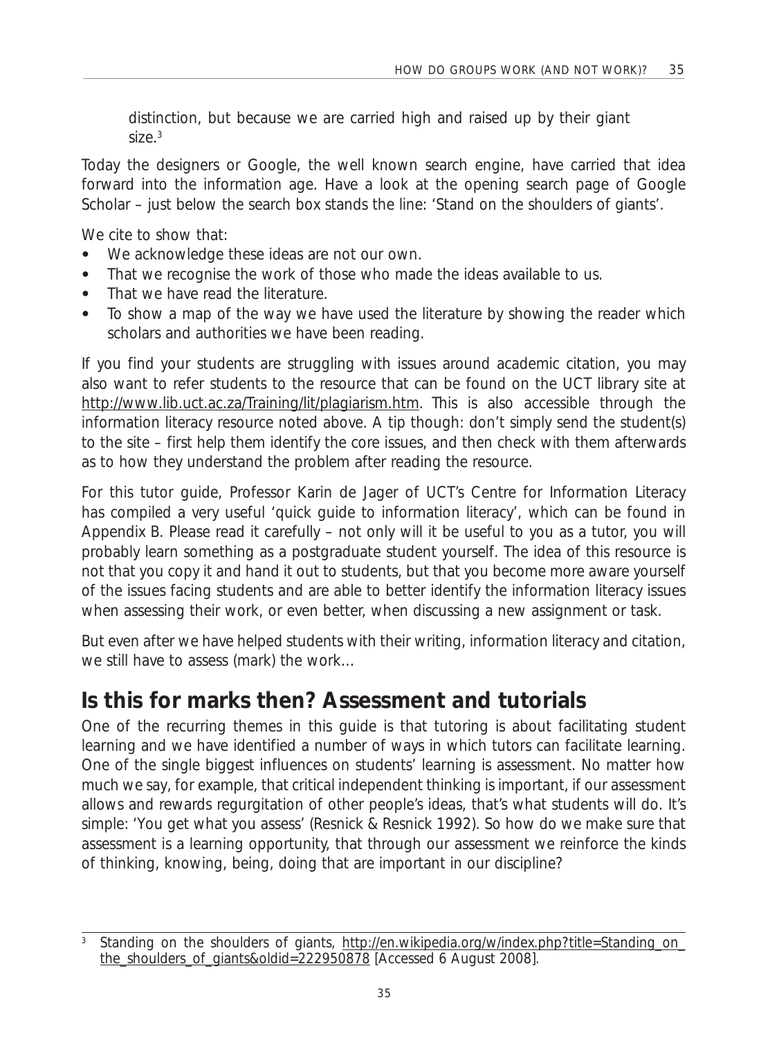distinction, but because we are carried high and raised up by their giant size.[3]

Today the designers or Google, the well known search engine, have carried that idea forward into the information age. Have a look at the opening search page of Google Scholar – just below the search box stands the line: 'Stand on the shoulders of giants'.

We cite to show that:

- We acknowledge these ideas are not our own.
- That we recognise the work of those who made the ideas available to us.
- That we have read the literature.
- To show a map of the way we have used the literature by showing the reader which scholars and authorities we have been reading.

If you find your students are struggling with issues around academic citation, you may also want to refer students to the resource that can be found on the UCT library site at http://www.lib.uct.ac.za/Training/lit/plagiarism.htm. This is also accessible through the information literacy resource noted above. A tip though: don't simply send the student(s) to the site – first help them identify the core issues, and then check with them afterwards as to how they understand the problem after reading the resource.

For this tutor guide, Professor Karin de Jager of UCT's Centre for Information Literacy has compiled a very useful 'quick guide to information literacy', which can be found in Appendix B. Please read it carefully – not only will it be useful to you as a tutor, you will probably learn something as a postgraduate student yourself. The idea of this resource is not that you copy it and hand it out to students, but that you become more aware yourself of the issues facing students and are able to better identify the information literacy issues when assessing their work, or even better, when discussing a new assignment or task.

But even after we have helped students with their writing, information literacy and citation, we still have to assess (mark) the work…

## Is this for marks then? Assessment and tutorials

One of the recurring themes in this guide is that tutoring is about facilitating student learning and we have identified a number of ways in which tutors can facilitate learning. One of the single biggest influences on students' learning is assessment. No matter how much we say, for example, that critical independent thinking is important, if our assessment allows and rewards regurgitation of other people's ideas, that's what students will do. It's simple: 'You get what you assess' (Resnick & Resnick 1992). So how do we make sure that assessment is a learning opportunity, that through our assessment we reinforce the kinds of thinking, knowing, being, doing that are important in our discipline?

---

[3] Standing on the shoulders of giants, http://en.wikipedia.org/w/index.php?title=Standing_on_the_shoulders_of_giants&oldid=222950878 [Accessed 6 August 2008].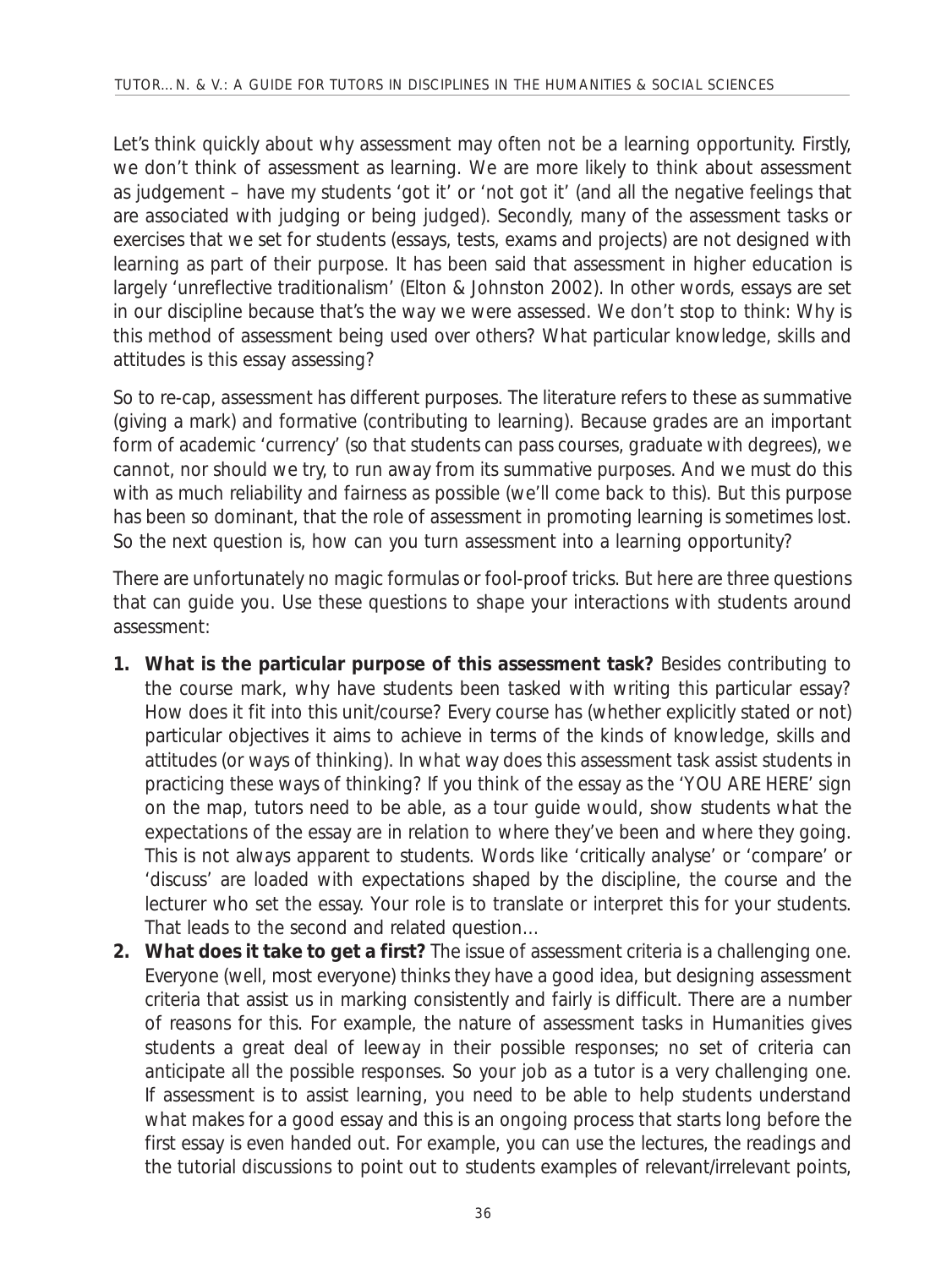Let's think quickly about why assessment may often not be a learning opportunity. Firstly, we don't think of assessment as learning. We are more likely to think about assessment as judgement – have my students 'got it' or 'not got it' (and all the negative feelings that are associated with judging or being judged). Secondly, many of the assessment tasks or exercises that we set for students (essays, tests, exams and projects) are not designed with learning as part of their purpose. It has been said that assessment in higher education is largely 'unreflective traditionalism' (Elton & Johnston 2002). In other words, essays are set in our discipline because that's the way we were assessed. We don't stop to think: Why is this method of assessment being used over others? What particular knowledge, skills and attitudes is this essay assessing?

So to re-cap, assessment has different purposes. The literature refers to these as summative (giving a mark) and formative (contributing to learning). Because grades are an important form of academic 'currency' (so that students can pass courses, graduate with degrees), we cannot, nor should we try, to run away from its summative purposes. And we must do this with as much reliability and fairness as possible (we'll come back to this). But this purpose has been so dominant, that the role of assessment in promoting learning is sometimes lost. So the next question is, how can you turn assessment into a learning opportunity?

There are unfortunately no magic formulas or fool-proof tricks. But here are three questions that can guide you. Use these questions to shape your interactions with students around assessment:

1. **What is the particular purpose of this assessment task?** Besides contributing to the course mark, why have students been tasked with writing this particular essay? How does it fit into this unit/course? Every course has (whether explicitly stated or not) particular objectives it aims to achieve in terms of the kinds of knowledge, skills and attitudes (or ways of thinking). In what way does this assessment task assist students in practicing these ways of thinking? If you think of the essay as the 'YOU ARE HERE' sign on the map, tutors need to be able, as a tour guide would, show students what the expectations of the essay are in relation to where they've been and where they going. This is not always apparent to students. Words like 'critically analyse' or 'compare' or 'discuss' are loaded with expectations shaped by the discipline, the course and the lecturer who set the essay. Your role is to translate or interpret this for your students. That leads to the second and related question…
2. **What does it take to get a first?** The issue of assessment criteria is a challenging one. Everyone (well, most everyone) thinks they have a good idea, but designing assessment criteria that assist us in marking consistently and fairly is difficult. There are a number of reasons for this. For example, the nature of assessment tasks in Humanities gives students a great deal of leeway in their possible responses; no set of criteria can anticipate all the possible responses. So your job as a tutor is a very challenging one. If assessment is to assist learning, you need to be able to help students understand what makes for a good essay and this is an ongoing process that starts long before the first essay is even handed out. For example, you can use the lectures, the readings and the tutorial discussions to point out to students examples of relevant/irrelevant points,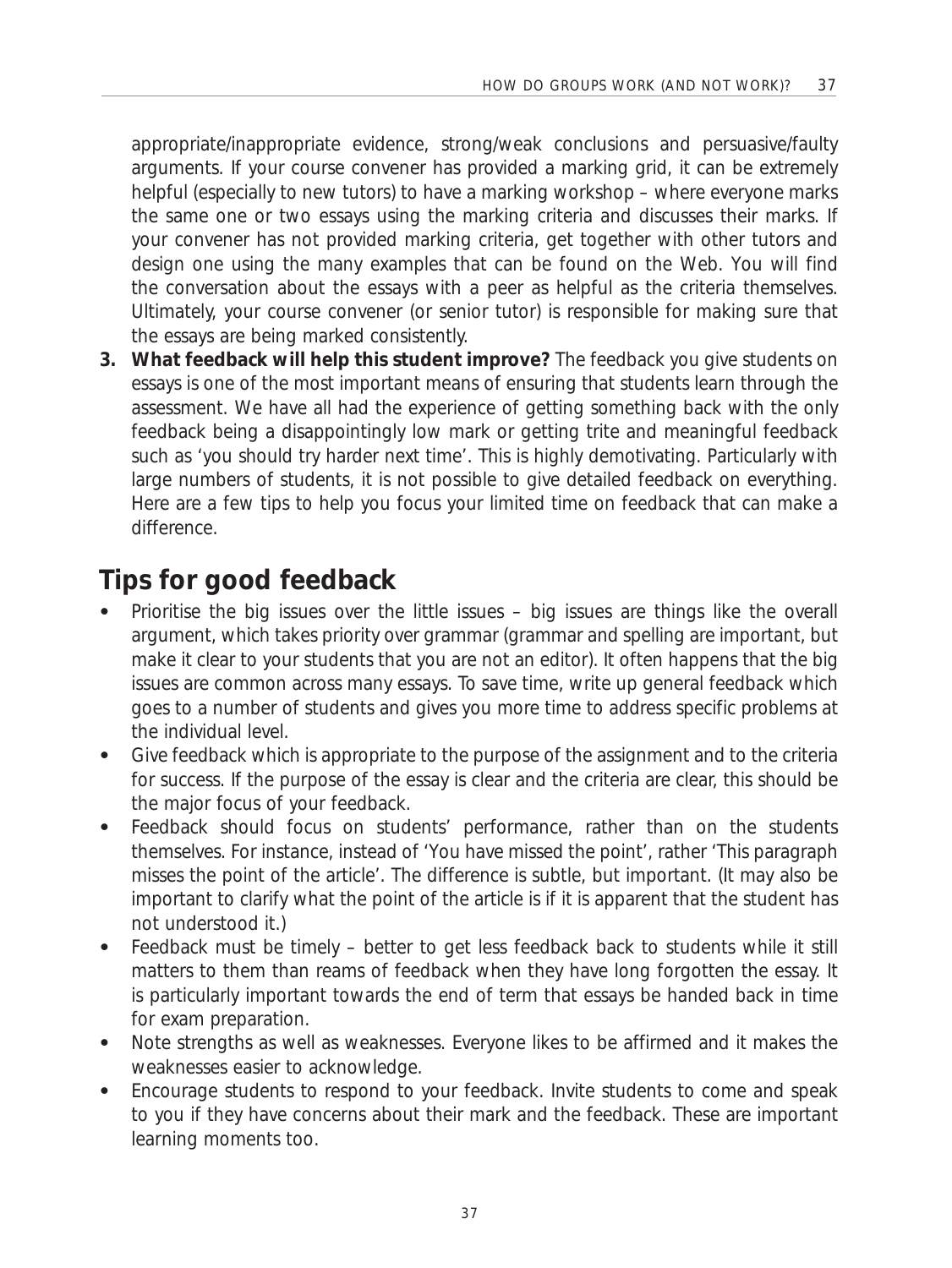appropriate/inappropriate evidence, strong/weak conclusions and persuasive/faulty arguments. If your course convener has provided a marking grid, it can be extremely helpful (especially to new tutors) to have a marking workshop – where everyone marks the same one or two essays using the marking criteria and discusses their marks. If your convener has not provided marking criteria, get together with other tutors and design one using the many examples that can be found on the Web. You will find the conversation about the essays with a peer as helpful as the criteria themselves. Ultimately, your course convener (or senior tutor) is responsible for making sure that the essays are being marked consistently.

3. **What feedback will help this student improve?** The feedback you give students on essays is one of the most important means of ensuring that students learn through the assessment. We have all had the experience of getting something back with the only feedback being a disappointingly low mark or getting trite and meaningful feedback such as 'you should try harder next time'. This is highly demotivating. Particularly with large numbers of students, it is not possible to give detailed feedback on everything. Here are a few tips to help you focus your limited time on feedback that can make a difference.

## Tips for good feedback

- Prioritise the big issues over the little issues – big issues are things like the overall argument, which takes priority over grammar (grammar and spelling are important, but make it clear to your students that you are not an editor). It often happens that the big issues are common across many essays. To save time, write up general feedback which goes to a number of students and gives you more time to address specific problems at the individual level.
- Give feedback which is appropriate to the purpose of the assignment and to the criteria for success. If the purpose of the essay is clear and the criteria are clear, this should be the major focus of your feedback.
- Feedback should focus on students' performance, rather than on the students themselves. For instance, instead of 'You have missed the point', rather 'This paragraph misses the point of the article'. The difference is subtle, but important. (It may also be important to clarify what the point of the article is if it is apparent that the student has not understood it.)
- Feedback must be timely – better to get less feedback back to students while it still matters to them than reams of feedback when they have long forgotten the essay. It is particularly important towards the end of term that essays be handed back in time for exam preparation.
- Note strengths as well as weaknesses. Everyone likes to be affirmed and it makes the weaknesses easier to acknowledge.
- Encourage students to respond to your feedback. Invite students to come and speak to you if they have concerns about their mark and the feedback. These are important learning moments too.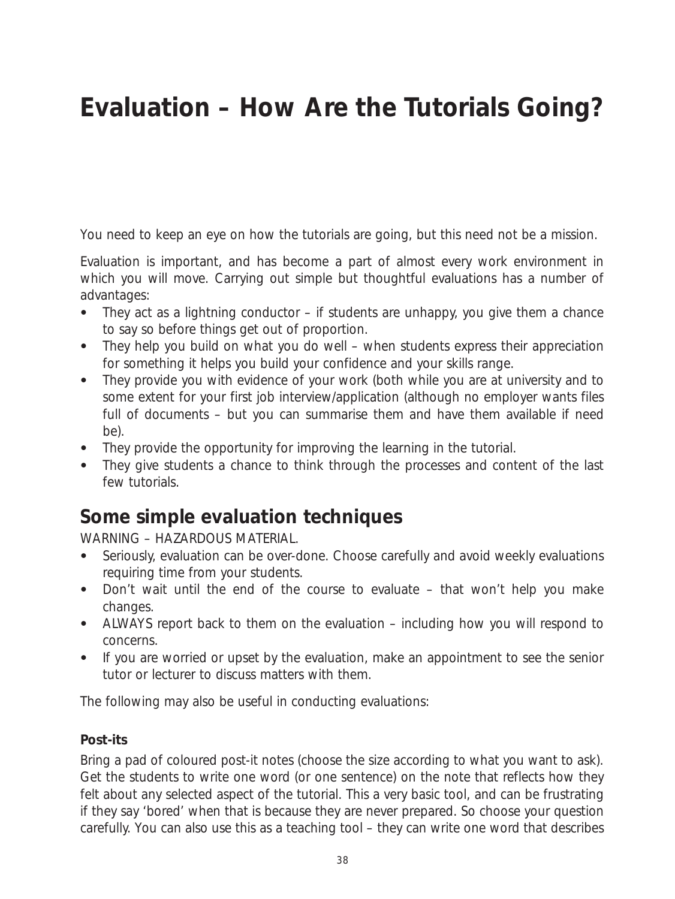# Evaluation – How Are the Tutorials Going?

You need to keep an eye on how the tutorials are going, but this need not be a mission.

Evaluation is important, and has become a part of almost every work environment in which you will move. Carrying out simple but thoughtful evaluations has a number of advantages:

- They act as a lightning conductor – if students are unhappy, you give them a chance to say so before things get out of proportion.
- They help you build on what you do well – when students express their appreciation for something it helps you build your confidence and your skills range.
- They provide you with evidence of your work (both while you are at university and to some extent for your first job interview/application (although no employer wants files full of documents – but you can summarise them and have them available if need be).
- They provide the opportunity for improving the learning in the tutorial.
- They give students a chance to think through the processes and content of the last few tutorials.

## Some simple evaluation techniques

WARNING – HAZARDOUS MATERIAL.

- Seriously, evaluation can be over-done. Choose carefully and avoid weekly evaluations requiring time from your students.
- Don't wait until the end of the course to evaluate – that won't help you make changes.
- ALWAYS report back to them on the evaluation – including how you will respond to concerns.
- If you are worried or upset by the evaluation, make an appointment to see the senior tutor or lecturer to discuss matters with them.

The following may also be useful in conducting evaluations:

**Post-its**

Bring a pad of coloured post-it notes (choose the size according to what you want to ask). Get the students to write one word (or one sentence) on the note that reflects how they felt about any selected aspect of the tutorial. This a very basic tool, and can be frustrating if they say 'bored' when that is because they are never prepared. So choose your question carefully. You can also use this as a teaching tool – they can write one word that describes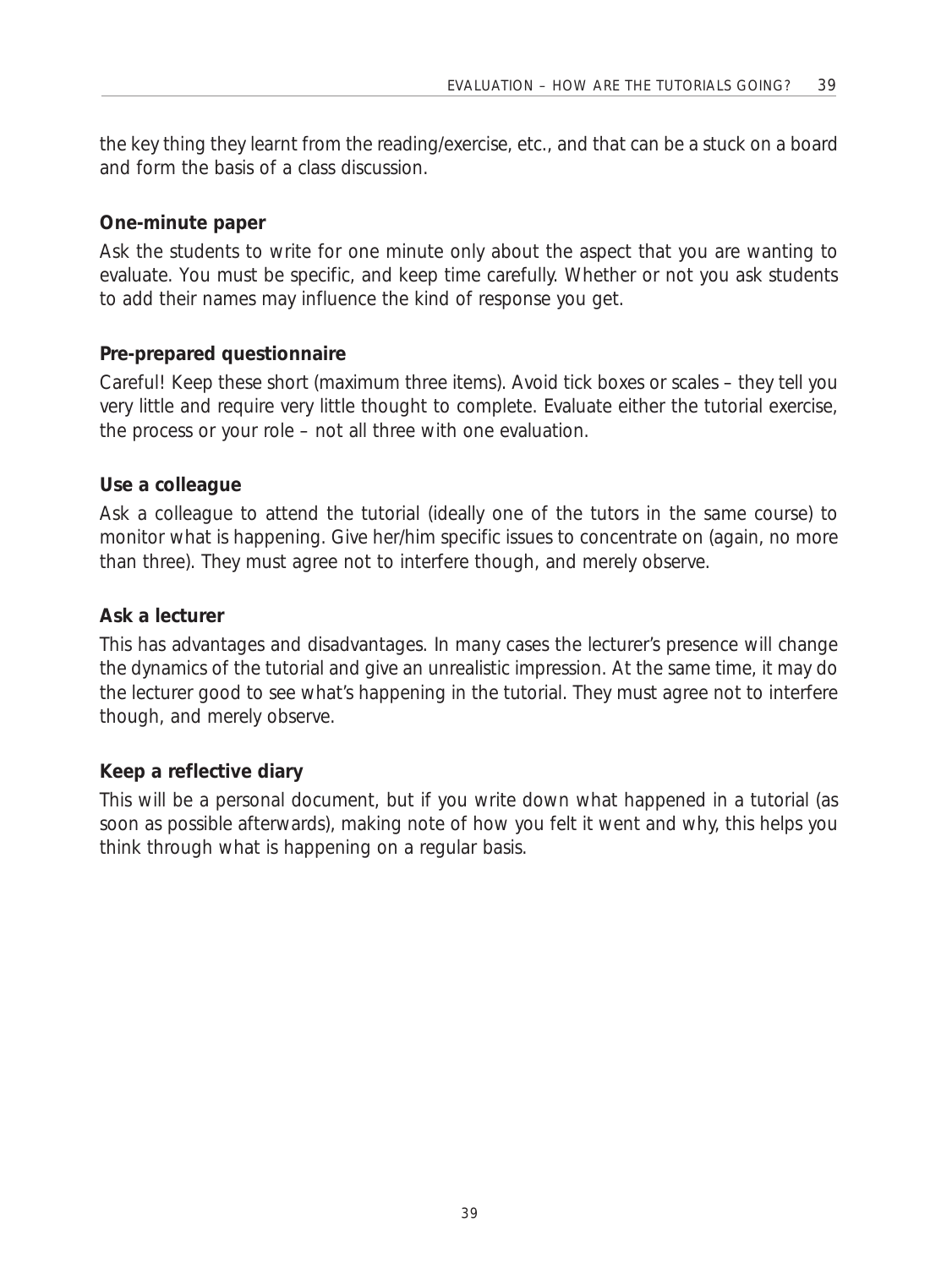the key thing they learnt from the reading/exercise, etc., and that can be a stuck on a board and form the basis of a class discussion.

**One-minute paper**

Ask the students to write for one minute only about the aspect that you are wanting to evaluate. You must be specific, and keep time carefully. Whether or not you ask students to add their names may influence the kind of response you get.

**Pre-prepared questionnaire**

Careful! Keep these short (maximum three items). Avoid tick boxes or scales – they tell you very little and require very little thought to complete. Evaluate either the tutorial exercise, the process or your role – not all three with one evaluation.

**Use a colleague**

Ask a colleague to attend the tutorial (ideally one of the tutors in the same course) to monitor what is happening. Give her/him specific issues to concentrate on (again, no more than three). They must agree not to interfere though, and merely observe.

**Ask a lecturer**

This has advantages and disadvantages. In many cases the lecturer's presence will change the dynamics of the tutorial and give an unrealistic impression. At the same time, it may do the lecturer good to see what's happening in the tutorial. They must agree not to interfere though, and merely observe.

**Keep a reflective diary**

This will be a personal document, but if you write down what happened in a tutorial (as soon as possible afterwards), making note of how you felt it went and why, this helps you think through what is happening on a regular basis.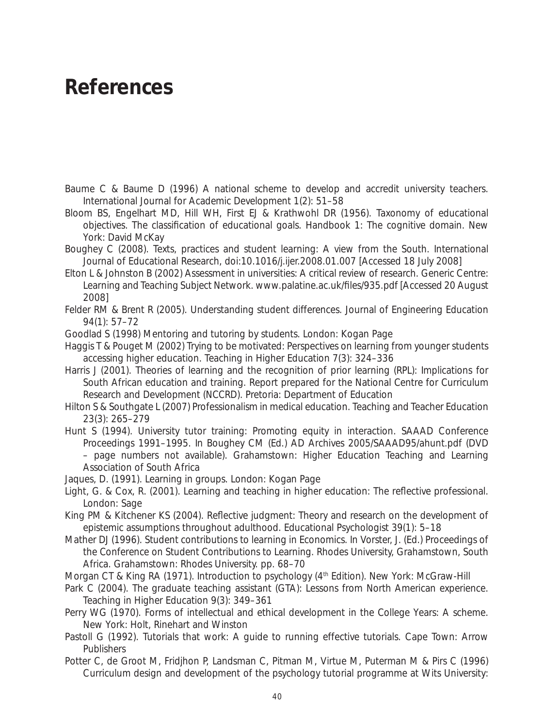# References

Baume C & Baume D (1996) A national scheme to develop and accredit university teachers. International Journal for Academic Development 1(2): 51–58

Bloom BS, Engelhart MD, Hill WH, First EJ & Krathwohl DR (1956). Taxonomy of educational objectives. The classification of educational goals. Handbook 1: The cognitive domain. New York: David McKay

Boughey C (2008). Texts, practices and student learning: A view from the South. International Journal of Educational Research, doi:10.1016/j.ijer.2008.01.007 [Accessed 18 July 2008]

Elton L & Johnston B (2002) Assessment in universities: A critical review of research. Generic Centre: Learning and Teaching Subject Network. www.palatine.ac.uk/files/935.pdf [Accessed 20 August 2008]

Felder RM & Brent R (2005). Understanding student differences. Journal of Engineering Education 94(1): 57–72

Goodlad S (1998) Mentoring and tutoring by students. London: Kogan Page

Haggis T & Pouget M (2002) Trying to be motivated: Perspectives on learning from younger students accessing higher education. Teaching in Higher Education 7(3): 324–336

Harris J (2001). Theories of learning and the recognition of prior learning (RPL): Implications for South African education and training. Report prepared for the National Centre for Curriculum Research and Development (NCCRD). Pretoria: Department of Education

Hilton S & Southgate L (2007) Professionalism in medical education. Teaching and Teacher Education 23(3): 265–279

Hunt S (1994). University tutor training: Promoting equity in interaction. SAAAD Conference Proceedings 1991–1995. In Boughey CM (Ed.) AD Archives 2005/SAAAD95/ahunt.pdf (DVD – page numbers not available). Grahamstown: Higher Education Teaching and Learning Association of South Africa

Jaques, D. (1991). Learning in groups. London: Kogan Page

Light, G. & Cox, R. (2001). Learning and teaching in higher education: The reflective professional. London: Sage

King PM & Kitchener KS (2004). Reflective judgment: Theory and research on the development of epistemic assumptions throughout adulthood. Educational Psychologist 39(1): 5–18

Mather DJ (1996). Student contributions to learning in Economics. In Vorster, J. (Ed.) Proceedings of the Conference on Student Contributions to Learning. Rhodes University, Grahamstown, South Africa. Grahamstown: Rhodes University. pp. 68–70

Morgan CT & King RA (1971). Introduction to psychology (4th Edition). New York: McGraw-Hill

Park C (2004). The graduate teaching assistant (GTA): Lessons from North American experience. Teaching in Higher Education 9(3): 349–361

Perry WG (1970). Forms of intellectual and ethical development in the College Years: A scheme. New York: Holt, Rinehart and Winston

Pastoll G (1992). Tutorials that work: A guide to running effective tutorials. Cape Town: Arrow Publishers

Potter C, de Groot M, Fridjhon P, Landsman C, Pitman M, Virtue M, Puterman M & Pirs C (1996) Curriculum design and development of the psychology tutorial programme at Wits University: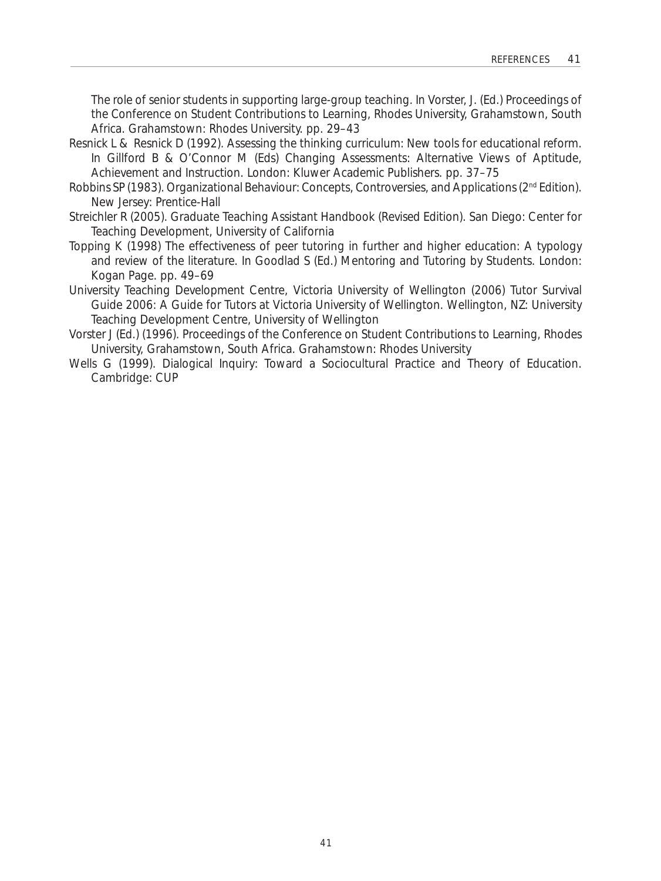The role of senior students in supporting large-group teaching. In Vorster, J. (Ed.) Proceedings of the Conference on Student Contributions to Learning, Rhodes University, Grahamstown, South Africa. Grahamstown: Rhodes University. pp. 29–43

Resnick L & Resnick D (1992). Assessing the thinking curriculum: New tools for educational reform. In Gillford B & O'Connor M (Eds) Changing Assessments: Alternative Views of Aptitude, Achievement and Instruction. London: Kluwer Academic Publishers. pp. 37–75

Robbins SP (1983). Organizational Behaviour: Concepts, Controversies, and Applications (2nd Edition). New Jersey: Prentice-Hall

Streichler R (2005). Graduate Teaching Assistant Handbook (Revised Edition). San Diego: Center for Teaching Development, University of California

Topping K (1998) The effectiveness of peer tutoring in further and higher education: A typology and review of the literature. In Goodlad S (Ed.) Mentoring and Tutoring by Students. London: Kogan Page. pp. 49–69

University Teaching Development Centre, Victoria University of Wellington (2006) Tutor Survival Guide 2006: A Guide for Tutors at Victoria University of Wellington. Wellington, NZ: University Teaching Development Centre, University of Wellington

Vorster J (Ed.) (1996). Proceedings of the Conference on Student Contributions to Learning, Rhodes University, Grahamstown, South Africa. Grahamstown: Rhodes University

Wells G (1999). Dialogical Inquiry: Toward a Sociocultural Practice and Theory of Education. Cambridge: CUP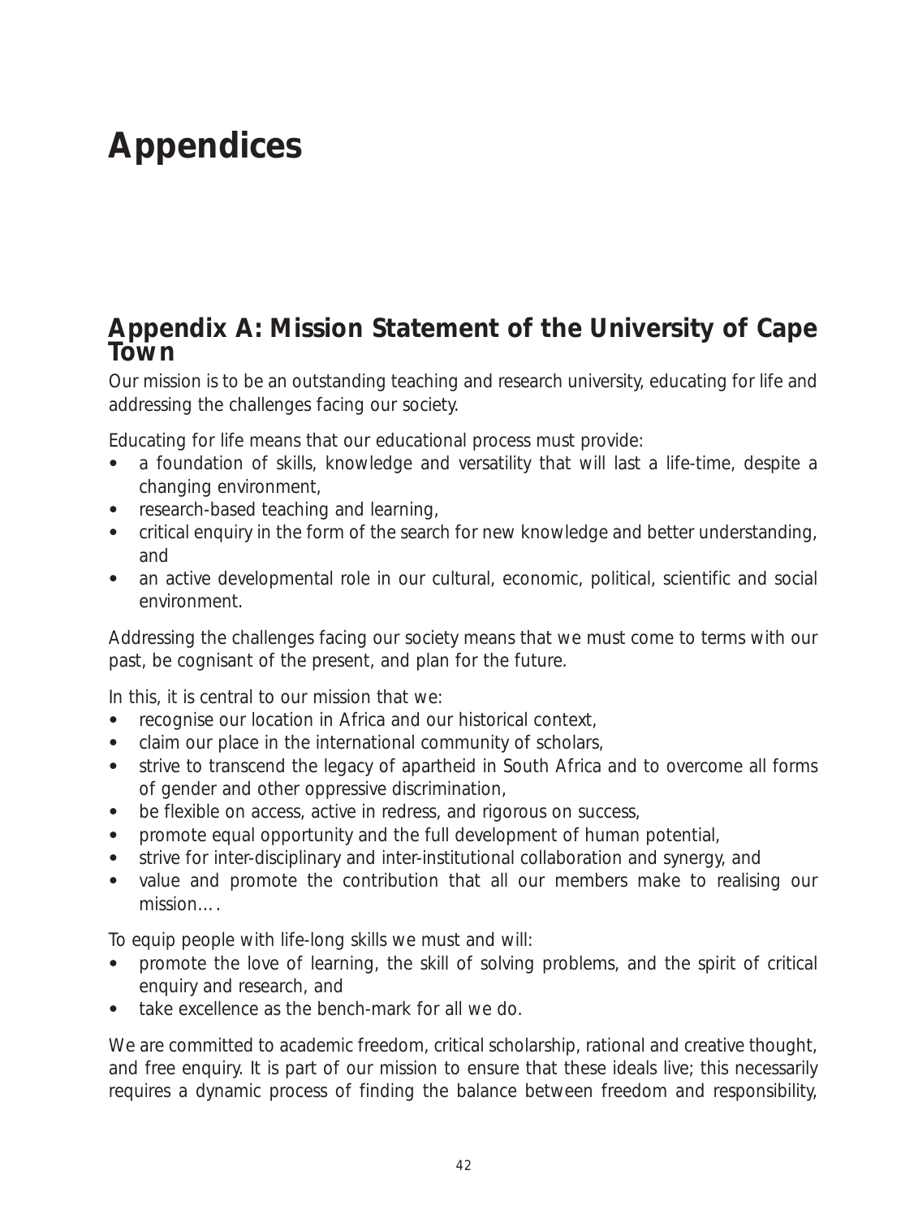# Appendices

## Appendix A: Mission Statement of the University of Cape Town

Our mission is to be an outstanding teaching and research university, educating for life and addressing the challenges facing our society.

Educating for life means that our educational process must provide:

- a foundation of skills, knowledge and versatility that will last a life-time, despite a changing environment,
- research-based teaching and learning,
- critical enquiry in the form of the search for new knowledge and better understanding, and
- an active developmental role in our cultural, economic, political, scientific and social environment.

Addressing the challenges facing our society means that we must come to terms with our past, be cognisant of the present, and plan for the future.

In this, it is central to our mission that we:

- recognise our location in Africa and our historical context,
- claim our place in the international community of scholars,
- strive to transcend the legacy of apartheid in South Africa and to overcome all forms of gender and other oppressive discrimination,
- be flexible on access, active in redress, and rigorous on success,
- promote equal opportunity and the full development of human potential,
- strive for inter-disciplinary and inter-institutional collaboration and synergy, and
- value and promote the contribution that all our members make to realising our mission….

To equip people with life-long skills we must and will:

- promote the love of learning, the skill of solving problems, and the spirit of critical enquiry and research, and
- take excellence as the bench-mark for all we do.

We are committed to academic freedom, critical scholarship, rational and creative thought, and free enquiry. It is part of our mission to ensure that these ideals live; this necessarily requires a dynamic process of finding the balance between freedom and responsibility,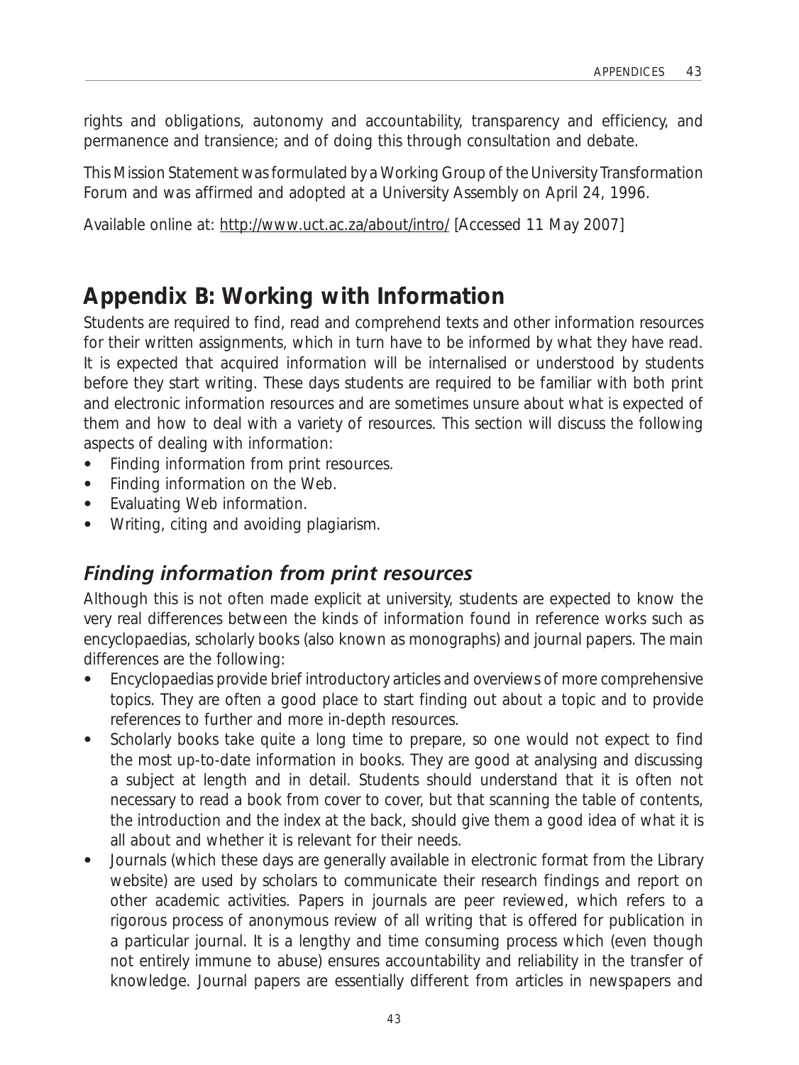rights and obligations, autonomy and accountability, transparency and efficiency, and permanence and transience; and of doing this through consultation and debate.

This Mission Statement was formulated by a Working Group of the University Transformation Forum and was affirmed and adopted at a University Assembly on April 24, 1996.

Available online at: http://www.uct.ac.za/about/intro/ [Accessed 11 May 2007]

## Appendix B: Working with Information

Students are required to find, read and comprehend texts and other information resources for their written assignments, which in turn have to be informed by what they have read. It is expected that acquired information will be internalised or understood by students before they start writing. These days students are required to be familiar with both print and electronic information resources and are sometimes unsure about what is expected of them and how to deal with a variety of resources. This section will discuss the following aspects of dealing with information:

- Finding information from print resources.
- Finding information on the Web.
- Evaluating Web information.
- Writing, citing and avoiding plagiarism.

### *Finding information from print resources*

Although this is not often made explicit at university, students are expected to know the very real differences between the kinds of information found in reference works such as encyclopaedias, scholarly books (also known as monographs) and journal papers. The main differences are the following:

- Encyclopaedias provide brief introductory articles and overviews of more comprehensive topics. They are often a good place to start finding out about a topic and to provide references to further and more in-depth resources.
- Scholarly books take quite a long time to prepare, so one would not expect to find the most up-to-date information in books. They are good at analysing and discussing a subject at length and in detail. Students should understand that it is often not necessary to read a book from cover to cover, but that scanning the table of contents, the introduction and the index at the back, should give them a good idea of what it is all about and whether it is relevant for their needs.
- Journals (which these days are generally available in electronic format from the Library website) are used by scholars to communicate their research findings and report on other academic activities. Papers in journals are peer reviewed, which refers to a rigorous process of anonymous review of all writing that is offered for publication in a particular journal. It is a lengthy and time consuming process which (even though not entirely immune to abuse) ensures accountability and reliability in the transfer of knowledge. Journal papers are essentially different from articles in newspapers and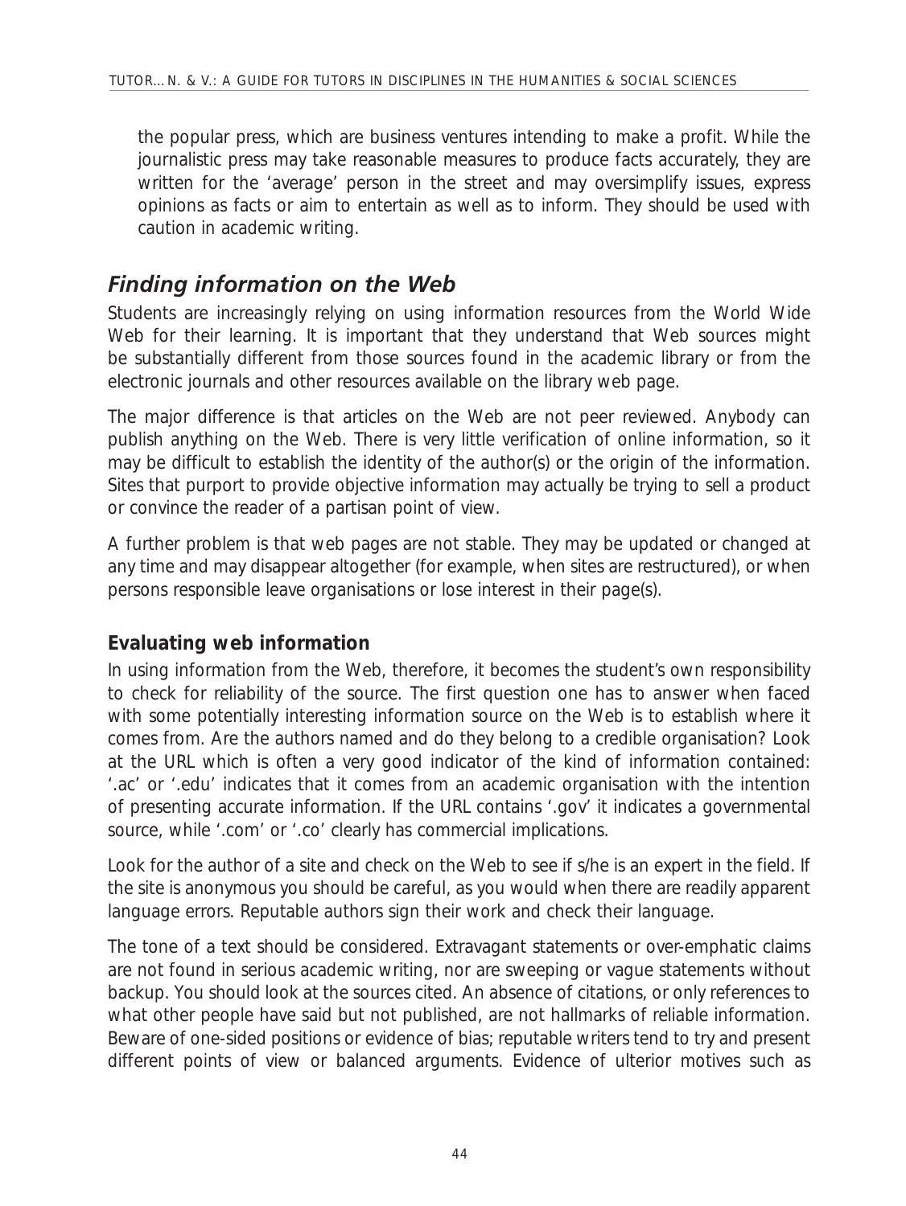the popular press, which are business ventures intending to make a profit. While the journalistic press may take reasonable measures to produce facts accurately, they are written for the 'average' person in the street and may oversimplify issues, express opinions as facts or aim to entertain as well as to inform. They should be used with caution in academic writing.

## *Finding information on the Web*

Students are increasingly relying on using information resources from the World Wide Web for their learning. It is important that they understand that Web sources might be substantially different from those sources found in the academic library or from the electronic journals and other resources available on the library web page.

The major difference is that articles on the Web are not peer reviewed. Anybody can publish anything on the Web. There is very little verification of online information, so it may be difficult to establish the identity of the author(s) or the origin of the information. Sites that purport to provide objective information may actually be trying to sell a product or convince the reader of a partisan point of view.

A further problem is that web pages are not stable. They may be updated or changed at any time and may disappear altogether (for example, when sites are restructured), or when persons responsible leave organisations or lose interest in their page(s).

### Evaluating web information

In using information from the Web, therefore, it becomes the student's own responsibility to check for reliability of the source. The first question one has to answer when faced with some potentially interesting information source on the Web is to establish where it comes from. Are the authors named and do they belong to a credible organisation? Look at the URL which is often a very good indicator of the kind of information contained: '.ac' or '.edu' indicates that it comes from an academic organisation with the intention of presenting accurate information. If the URL contains '.gov' it indicates a governmental source, while '.com' or '.co' clearly has commercial implications.

Look for the author of a site and check on the Web to see if s/he is an expert in the field. If the site is anonymous you should be careful, as you would when there are readily apparent language errors. Reputable authors sign their work and check their language.

The tone of a text should be considered. Extravagant statements or over-emphatic claims are not found in serious academic writing, nor are sweeping or vague statements without backup. You should look at the sources cited. An absence of citations, or only references to what other people have said but not published, are not hallmarks of reliable information. Beware of one-sided positions or evidence of bias; reputable writers tend to try and present different points of view or balanced arguments. Evidence of ulterior motives such as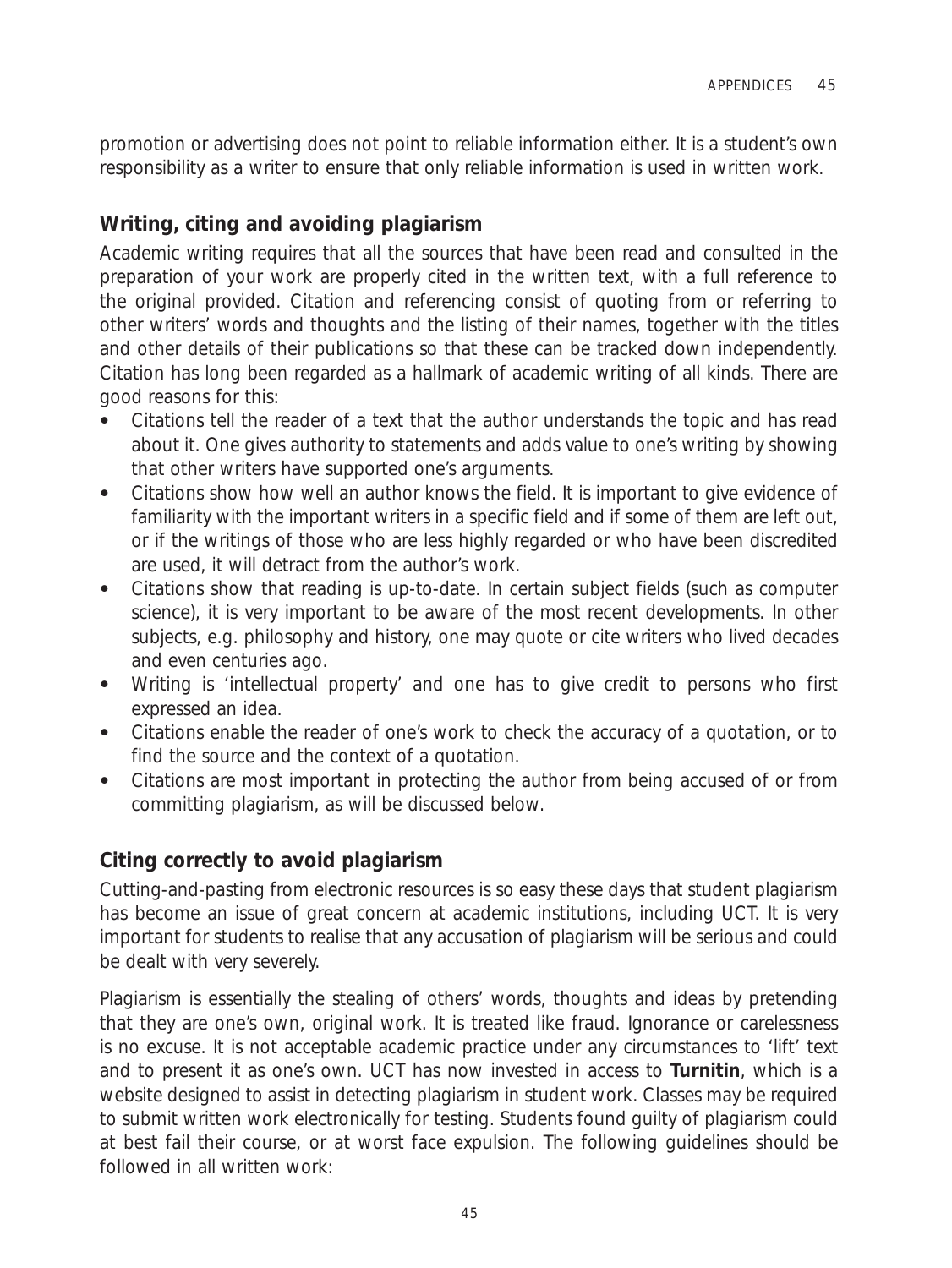promotion or advertising does not point to reliable information either. It is a student's own responsibility as a writer to ensure that only reliable information is used in written work.

## Writing, citing and avoiding plagiarism

Academic writing requires that all the sources that have been read and consulted in the preparation of your work are properly cited in the written text, with a full reference to the original provided. Citation and referencing consist of quoting from or referring to other writers' words and thoughts and the listing of their names, together with the titles and other details of their publications so that these can be tracked down independently. Citation has long been regarded as a hallmark of academic writing of all kinds. There are good reasons for this:

- Citations tell the reader of a text that the author understands the topic and has read about it. One gives authority to statements and adds value to one's writing by showing that other writers have supported one's arguments.
- Citations show how well an author knows the field. It is important to give evidence of familiarity with the important writers in a specific field and if some of them are left out, or if the writings of those who are less highly regarded or who have been discredited are used, it will detract from the author's work.
- Citations show that reading is up-to-date. In certain subject fields (such as computer science), it is very important to be aware of the most recent developments. In other subjects, e.g. philosophy and history, one may quote or cite writers who lived decades and even centuries ago.
- Writing is 'intellectual property' and one has to give credit to persons who first expressed an idea.
- Citations enable the reader of one's work to check the accuracy of a quotation, or to find the source and the context of a quotation.
- Citations are most important in protecting the author from being accused of or from committing plagiarism, as will be discussed below.

## Citing correctly to avoid plagiarism

Cutting-and-pasting from electronic resources is so easy these days that student plagiarism has become an issue of great concern at academic institutions, including UCT. It is very important for students to realise that any accusation of plagiarism will be serious and could be dealt with very severely.

Plagiarism is essentially the stealing of others' words, thoughts and ideas by pretending that they are one's own, original work. It is treated like fraud. Ignorance or carelessness is no excuse. It is not acceptable academic practice under any circumstances to 'lift' text and to present it as one's own. UCT has now invested in access to **Turnitin**, which is a website designed to assist in detecting plagiarism in student work. Classes may be required to submit written work electronically for testing. Students found guilty of plagiarism could at best fail their course, or at worst face expulsion. The following guidelines should be followed in all written work: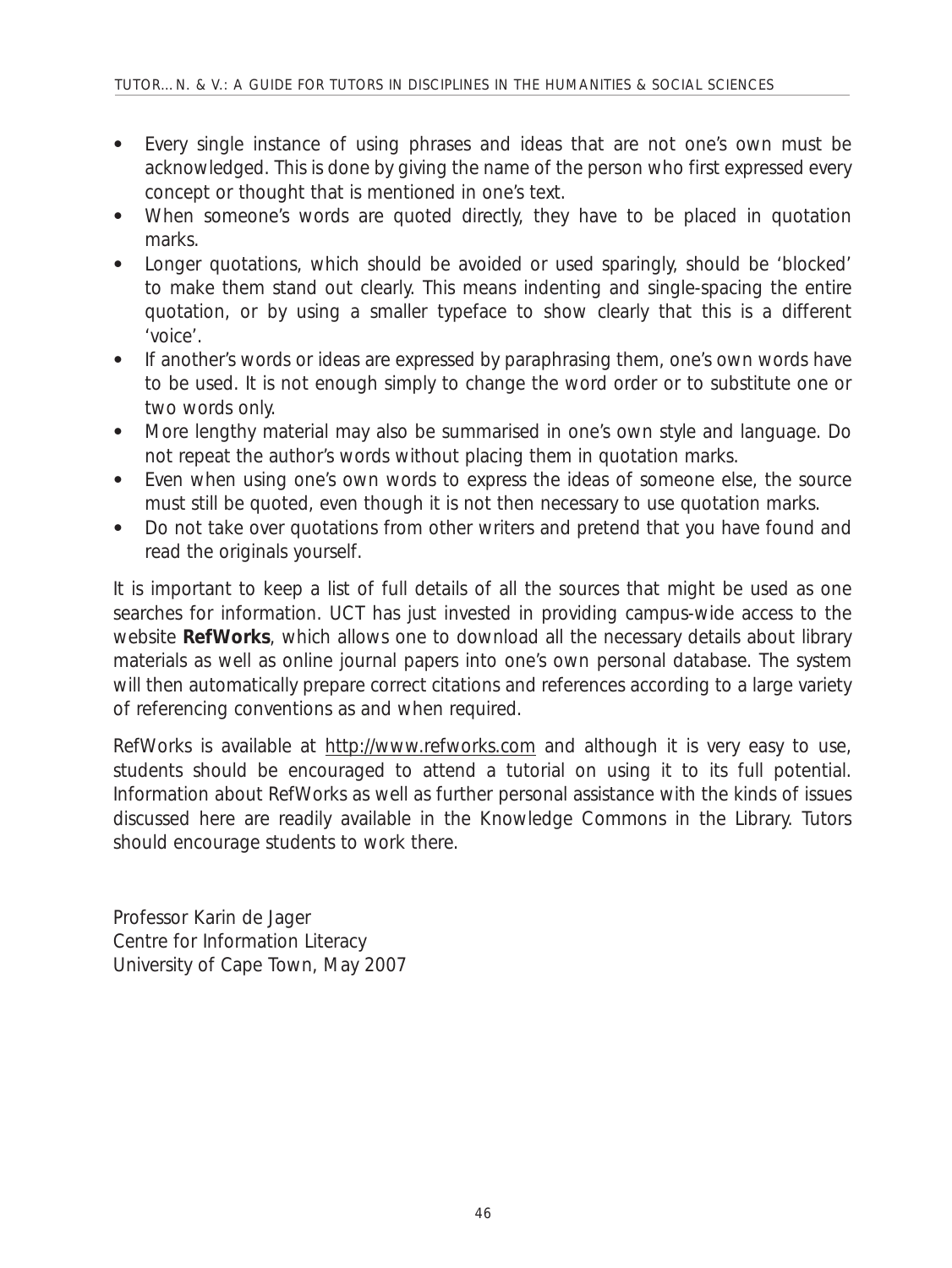- Every single instance of using phrases and ideas that are not one's own must be acknowledged. This is done by giving the name of the person who first expressed every concept or thought that is mentioned in one's text.
- When someone's words are quoted directly, they have to be placed in quotation marks.
- Longer quotations, which should be avoided or used sparingly, should be 'blocked' to make them stand out clearly. This means indenting and single-spacing the entire quotation, or by using a smaller typeface to show clearly that this is a different 'voice'.
- If another's words or ideas are expressed by paraphrasing them, one's own words have to be used. It is not enough simply to change the word order or to substitute one or two words only.
- More lengthy material may also be summarised in one's own style and language. Do not repeat the author's words without placing them in quotation marks.
- Even when using one's own words to express the ideas of someone else, the source must still be quoted, even though it is not then necessary to use quotation marks.
- Do not take over quotations from other writers and pretend that you have found and read the originals yourself.

It is important to keep a list of full details of all the sources that might be used as one searches for information. UCT has just invested in providing campus-wide access to the website **RefWorks**, which allows one to download all the necessary details about library materials as well as online journal papers into one's own personal database. The system will then automatically prepare correct citations and references according to a large variety of referencing conventions as and when required.

RefWorks is available at http://www.refworks.com and although it is very easy to use, students should be encouraged to attend a tutorial on using it to its full potential. Information about RefWorks as well as further personal assistance with the kinds of issues discussed here are readily available in the Knowledge Commons in the Library. Tutors should encourage students to work there.

Professor Karin de Jager
Centre for Information Literacy
University of Cape Town, May 2007